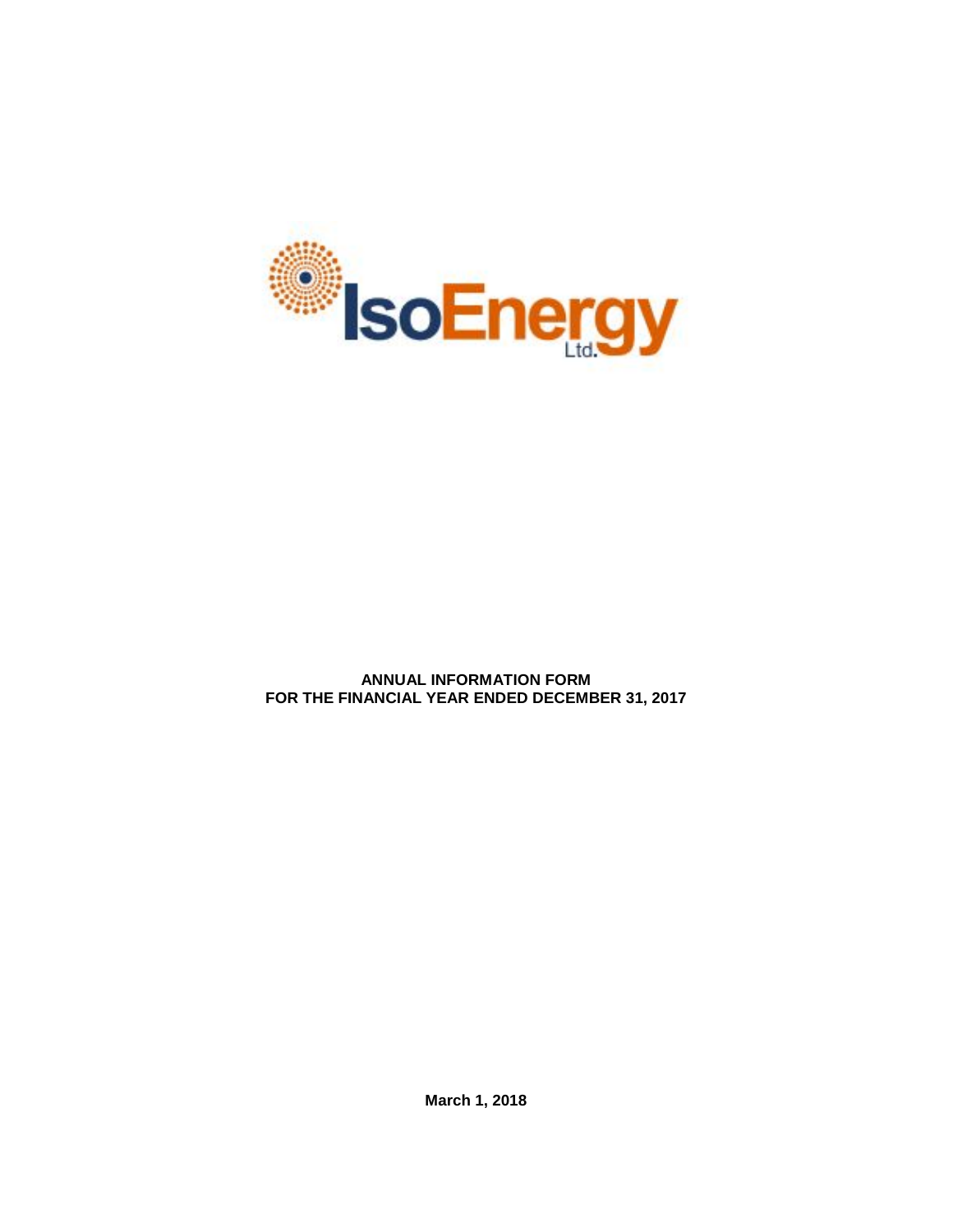IsoEnergy Ltd.

**ANNUAL INFORMATION FORM**
**FOR THE FINANCIAL YEAR ENDED DECEMBER 31, 2017**

**March 1, 2018**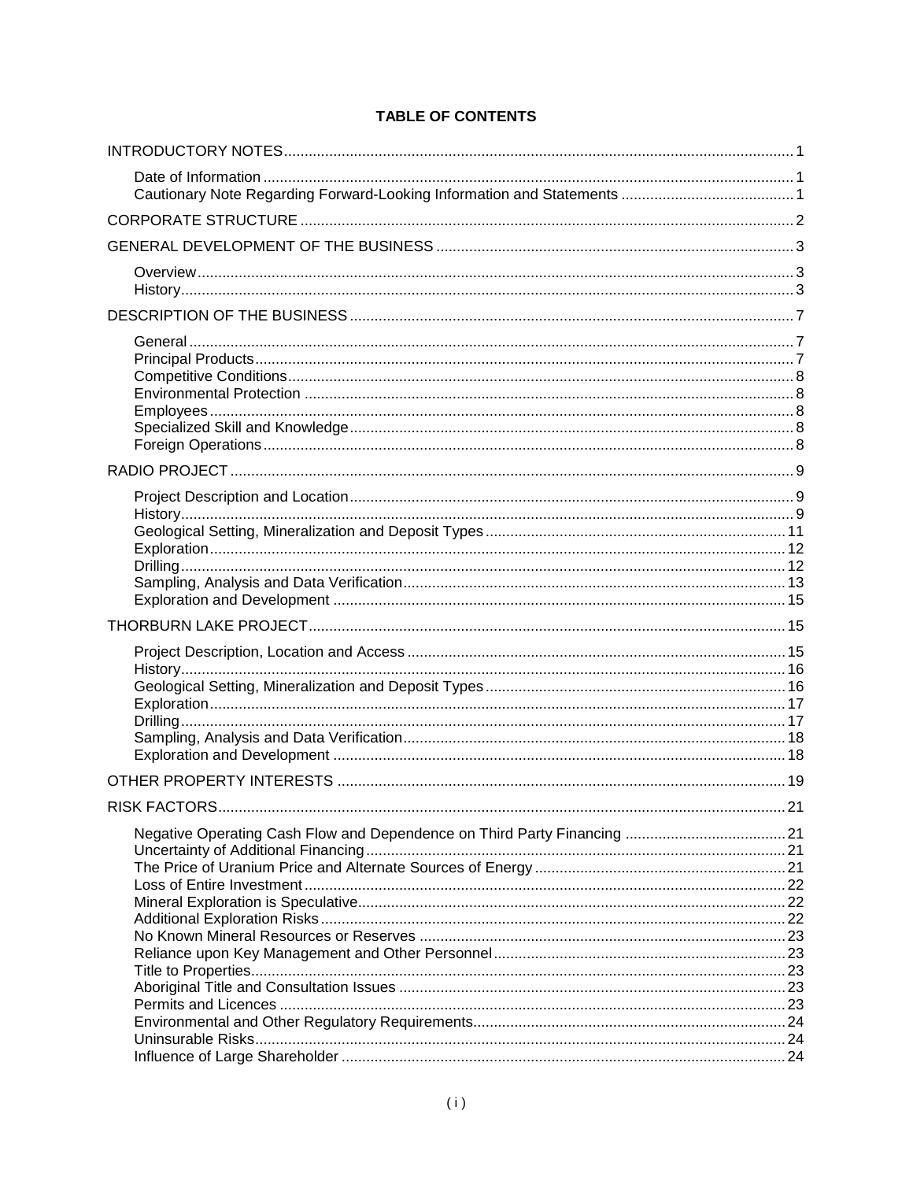# TABLE OF CONTENTS

| | |
|---|---|
| INTRODUCTORY NOTES | 1 |
| Date of Information | 1 |
| Cautionary Note Regarding Forward-Looking Information and Statements | 1 |
| CORPORATE STRUCTURE | 2 |
| GENERAL DEVELOPMENT OF THE BUSINESS | 3 |
| Overview | 3 |
| History | 3 |
| DESCRIPTION OF THE BUSINESS | 7 |
| General | 7 |
| Principal Products | 7 |
| Competitive Conditions | 8 |
| Environmental Protection | 8 |
| Employees | 8 |
| Specialized Skill and Knowledge | 8 |
| Foreign Operations | 8 |
| RADIO PROJECT | 9 |
| Project Description and Location | 9 |
| History | 9 |
| Geological Setting, Mineralization and Deposit Types | 11 |
| Exploration | 12 |
| Drilling | 12 |
| Sampling, Analysis and Data Verification | 13 |
| Exploration and Development | 15 |
| THORBURN LAKE PROJECT | 15 |
| Project Description, Location and Access | 15 |
| History | 16 |
| Geological Setting, Mineralization and Deposit Types | 16 |
| Exploration | 17 |
| Drilling | 17 |
| Sampling, Analysis and Data Verification | 18 |
| Exploration and Development | 18 |
| OTHER PROPERTY INTERESTS | 19 |
| RISK FACTORS | 21 |
| Negative Operating Cash Flow and Dependence on Third Party Financing | 21 |
| Uncertainty of Additional Financing | 21 |
| The Price of Uranium Price and Alternate Sources of Energy | 21 |
| Loss of Entire Investment | 22 |
| Mineral Exploration is Speculative | 22 |
| Additional Exploration Risks | 22 |
| No Known Mineral Resources or Reserves | 23 |
| Reliance upon Key Management and Other Personnel | 23 |
| Title to Properties | 23 |
| Aboriginal Title and Consultation Issues | 23 |
| Permits and Licences | 23 |
| Environmental and Other Regulatory Requirements | 24 |
| Uninsurable Risks | 24 |
| Influence of Large Shareholder | 24 |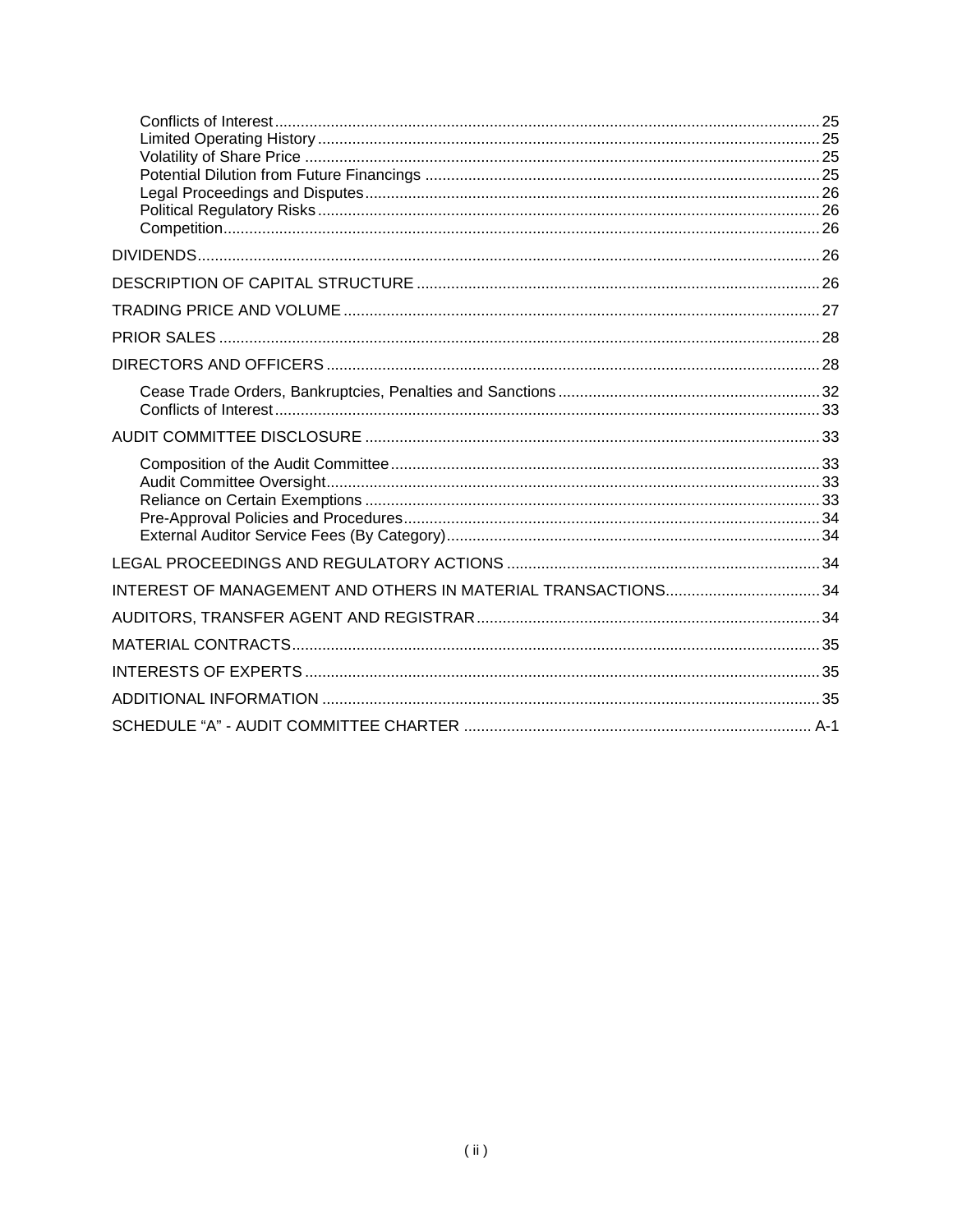Conflicts of Interest .............................................................. 25
Limited Operating History .............................................................. 25
Volatility of Share Price .............................................................. 25
Potential Dilution from Future Financings .............................................................. 25
Legal Proceedings and Disputes .............................................................. 26
Political Regulatory Risks .............................................................. 26
Competition .............................................................. 26

DIVIDENDS .............................................................. 26

DESCRIPTION OF CAPITAL STRUCTURE .............................................................. 26

TRADING PRICE AND VOLUME .............................................................. 27

PRIOR SALES .............................................................. 28

DIRECTORS AND OFFICERS .............................................................. 28

Cease Trade Orders, Bankruptcies, Penalties and Sanctions .............................................................. 32
Conflicts of Interest .............................................................. 33

AUDIT COMMITTEE DISCLOSURE .............................................................. 33

Composition of the Audit Committee .............................................................. 33
Audit Committee Oversight .............................................................. 33
Reliance on Certain Exemptions .............................................................. 33
Pre-Approval Policies and Procedures .............................................................. 34
External Auditor Service Fees (By Category) .............................................................. 34

LEGAL PROCEEDINGS AND REGULATORY ACTIONS .............................................................. 34

INTEREST OF MANAGEMENT AND OTHERS IN MATERIAL TRANSACTIONS .............................................................. 34

AUDITORS, TRANSFER AGENT AND REGISTRAR .............................................................. 34

MATERIAL CONTRACTS .............................................................. 35

INTERESTS OF EXPERTS .............................................................. 35

ADDITIONAL INFORMATION .............................................................. 35

SCHEDULE “A” - AUDIT COMMITTEE CHARTER .............................................................. A-1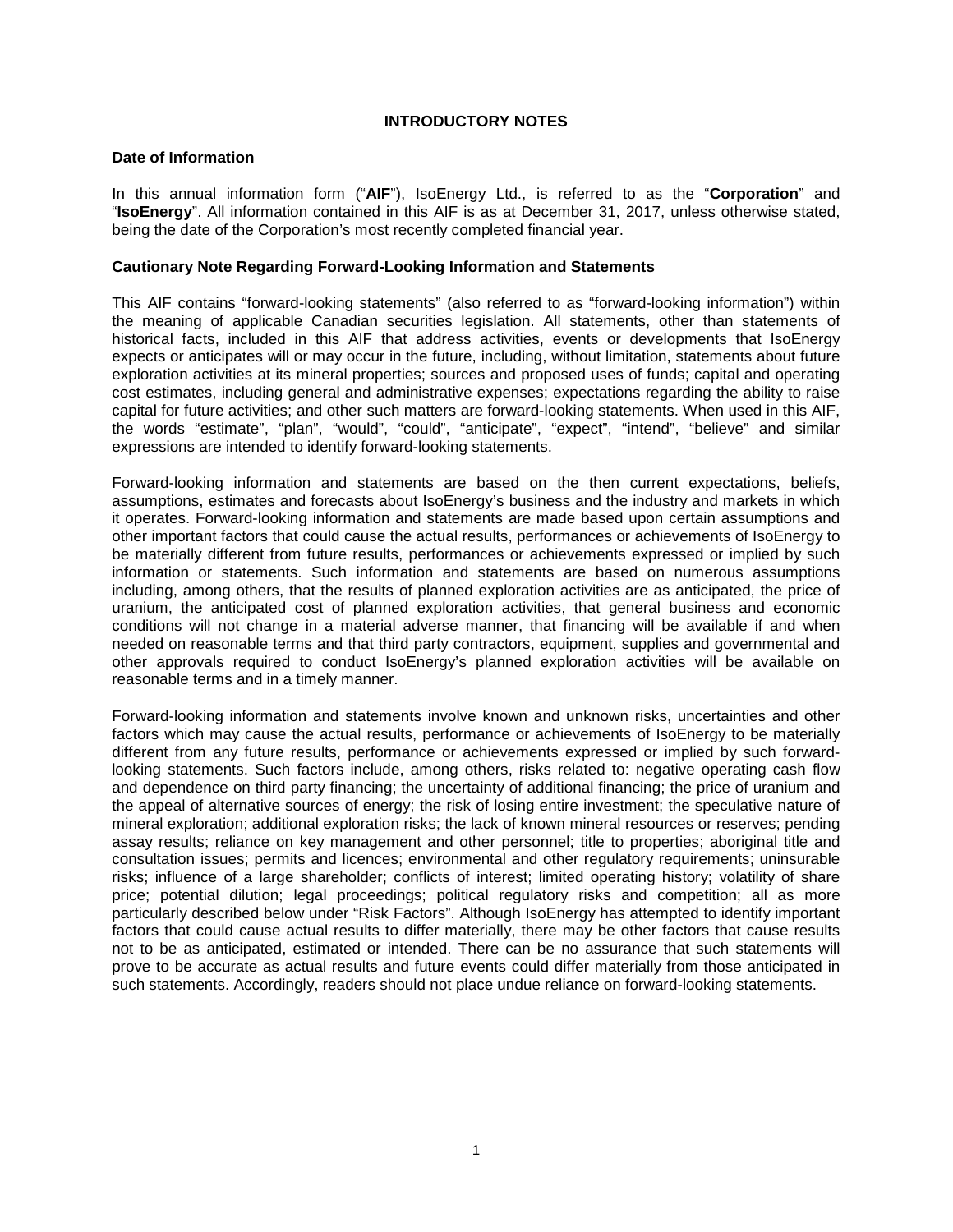# INTRODUCTORY NOTES

### Date of Information

In this annual information form ("**AIF**"), IsoEnergy Ltd., is referred to as the "**Corporation**" and "**IsoEnergy**". All information contained in this AIF is as at December 31, 2017, unless otherwise stated, being the date of the Corporation's most recently completed financial year.

### Cautionary Note Regarding Forward-Looking Information and Statements

This AIF contains "forward-looking statements" (also referred to as "forward-looking information") within the meaning of applicable Canadian securities legislation. All statements, other than statements of historical facts, included in this AIF that address activities, events or developments that IsoEnergy expects or anticipates will or may occur in the future, including, without limitation, statements about future exploration activities at its mineral properties; sources and proposed uses of funds; capital and operating cost estimates, including general and administrative expenses; expectations regarding the ability to raise capital for future activities; and other such matters are forward-looking statements. When used in this AIF, the words "estimate", "plan", "would", "could", "anticipate", "expect", "intend", "believe" and similar expressions are intended to identify forward-looking statements.

Forward-looking information and statements are based on the then current expectations, beliefs, assumptions, estimates and forecasts about IsoEnergy's business and the industry and markets in which it operates. Forward-looking information and statements are made based upon certain assumptions and other important factors that could cause the actual results, performances or achievements of IsoEnergy to be materially different from future results, performances or achievements expressed or implied by such information or statements. Such information and statements are based on numerous assumptions including, among others, that the results of planned exploration activities are as anticipated, the price of uranium, the anticipated cost of planned exploration activities, that general business and economic conditions will not change in a material adverse manner, that financing will be available if and when needed on reasonable terms and that third party contractors, equipment, supplies and governmental and other approvals required to conduct IsoEnergy's planned exploration activities will be available on reasonable terms and in a timely manner.

Forward-looking information and statements involve known and unknown risks, uncertainties and other factors which may cause the actual results, performance or achievements of IsoEnergy to be materially different from any future results, performance or achievements expressed or implied by such forward-looking statements. Such factors include, among others, risks related to: negative operating cash flow and dependence on third party financing; the uncertainty of additional financing; the price of uranium and the appeal of alternative sources of energy; the risk of losing entire investment; the speculative nature of mineral exploration; additional exploration risks; the lack of known mineral resources or reserves; pending assay results; reliance on key management and other personnel; title to properties; aboriginal title and consultation issues; permits and licences; environmental and other regulatory requirements; uninsurable risks; influence of a large shareholder; conflicts of interest; limited operating history; volatility of share price; potential dilution; legal proceedings; political regulatory risks and competition; all as more particularly described below under "Risk Factors". Although IsoEnergy has attempted to identify important factors that could cause actual results to differ materially, there may be other factors that cause results not to be as anticipated, estimated or intended. There can be no assurance that such statements will prove to be accurate as actual results and future events could differ materially from those anticipated in such statements. Accordingly, readers should not place undue reliance on forward-looking statements.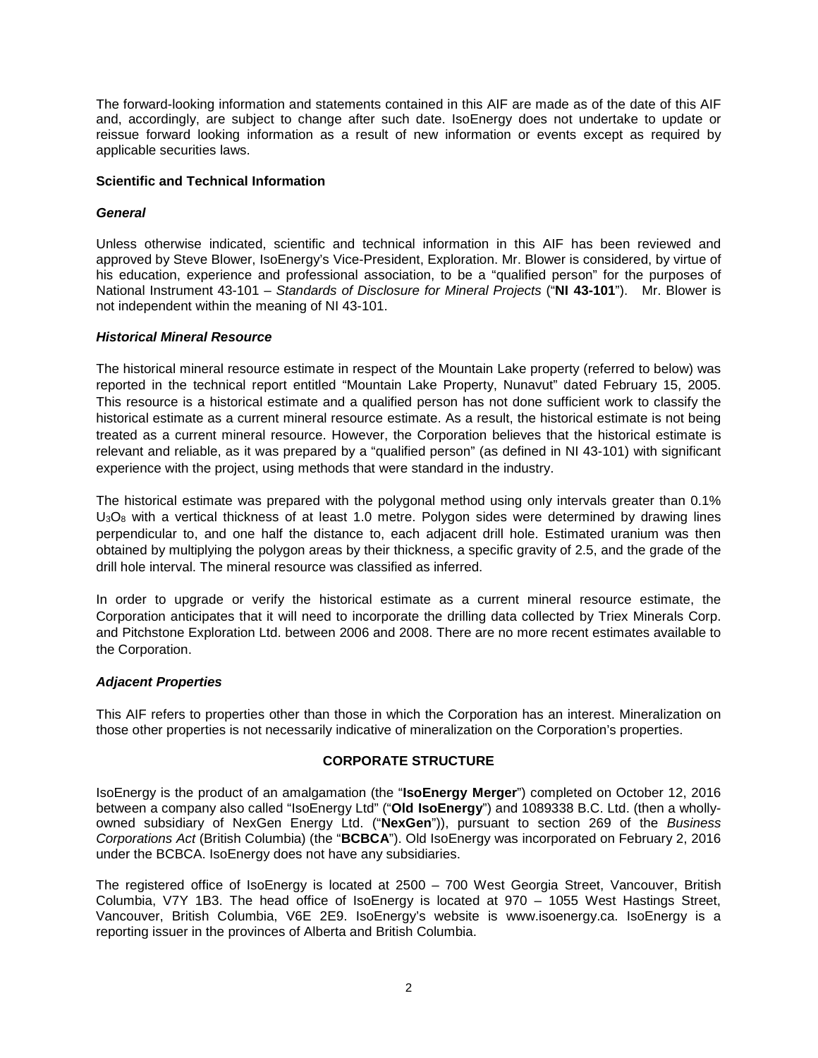The forward-looking information and statements contained in this AIF are made as of the date of this AIF and, accordingly, are subject to change after such date. IsoEnergy does not undertake to update or reissue forward looking information as a result of new information or events except as required by applicable securities laws.

### Scientific and Technical Information

#### *General*

Unless otherwise indicated, scientific and technical information in this AIF has been reviewed and approved by Steve Blower, IsoEnergy's Vice-President, Exploration. Mr. Blower is considered, by virtue of his education, experience and professional association, to be a "qualified person" for the purposes of National Instrument 43-101 – *Standards of Disclosure for Mineral Projects* ("**NI 43-101**"). Mr. Blower is not independent within the meaning of NI 43-101.

#### *Historical Mineral Resource*

The historical mineral resource estimate in respect of the Mountain Lake property (referred to below) was reported in the technical report entitled "Mountain Lake Property, Nunavut" dated February 15, 2005. This resource is a historical estimate and a qualified person has not done sufficient work to classify the historical estimate as a current mineral resource estimate. As a result, the historical estimate is not being treated as a current mineral resource. However, the Corporation believes that the historical estimate is relevant and reliable, as it was prepared by a "qualified person" (as defined in NI 43-101) with significant experience with the project, using methods that were standard in the industry.

The historical estimate was prepared with the polygonal method using only intervals greater than 0.1% $U_3O_8$ with a vertical thickness of at least 1.0 metre. Polygon sides were determined by drawing lines perpendicular to, and one half the distance to, each adjacent drill hole. Estimated uranium was then obtained by multiplying the polygon areas by their thickness, a specific gravity of 2.5, and the grade of the drill hole interval. The mineral resource was classified as inferred.

In order to upgrade or verify the historical estimate as a current mineral resource estimate, the Corporation anticipates that it will need to incorporate the drilling data collected by Triex Minerals Corp. and Pitchstone Exploration Ltd. between 2006 and 2008. There are no more recent estimates available to the Corporation.

#### *Adjacent Properties*

This AIF refers to properties other than those in which the Corporation has an interest. Mineralization on those other properties is not necessarily indicative of mineralization on the Corporation's properties.

## CORPORATE STRUCTURE

IsoEnergy is the product of an amalgamation (the "**IsoEnergy Merger**") completed on October 12, 2016 between a company also called "IsoEnergy Ltd" ("**Old IsoEnergy**") and 1089338 B.C. Ltd. (then a wholly-owned subsidiary of NexGen Energy Ltd. ("**NexGen**")), pursuant to section 269 of the *Business Corporations Act* (British Columbia) (the "**BCBCA**"). Old IsoEnergy was incorporated on February 2, 2016 under the BCBCA. IsoEnergy does not have any subsidiaries.

The registered office of IsoEnergy is located at 2500 – 700 West Georgia Street, Vancouver, British Columbia, V7Y 1B3. The head office of IsoEnergy is located at 970 – 1055 West Hastings Street, Vancouver, British Columbia, V6E 2E9. IsoEnergy's website is www.isoenergy.ca. IsoEnergy is a reporting issuer in the provinces of Alberta and British Columbia.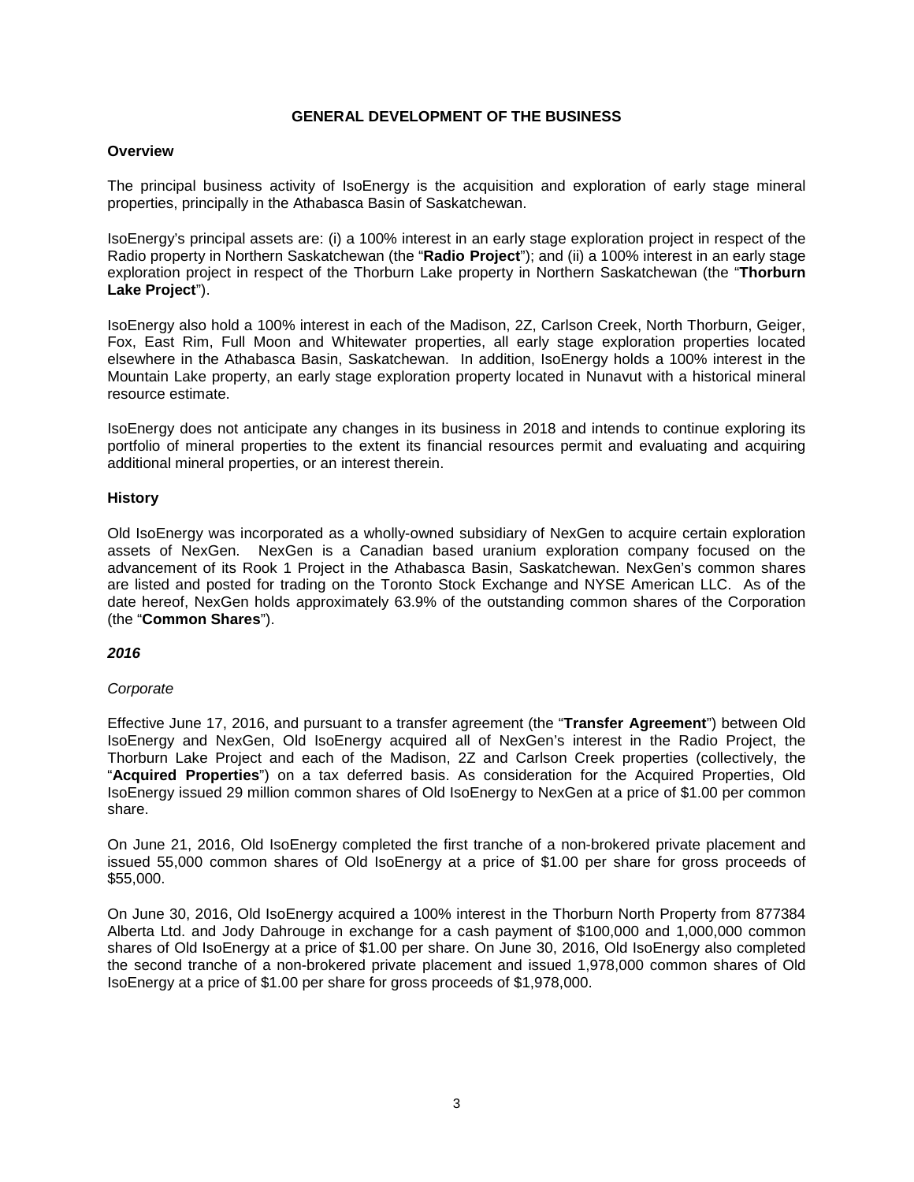## GENERAL DEVELOPMENT OF THE BUSINESS

### Overview

The principal business activity of IsoEnergy is the acquisition and exploration of early stage mineral properties, principally in the Athabasca Basin of Saskatchewan.

IsoEnergy's principal assets are: (i) a 100% interest in an early stage exploration project in respect of the Radio property in Northern Saskatchewan (the "**Radio Project**"); and (ii) a 100% interest in an early stage exploration project in respect of the Thorburn Lake property in Northern Saskatchewan (the "**Thorburn Lake Project**").

IsoEnergy also hold a 100% interest in each of the Madison, 2Z, Carlson Creek, North Thorburn, Geiger, Fox, East Rim, Full Moon and Whitewater properties, all early stage exploration properties located elsewhere in the Athabasca Basin, Saskatchewan. In addition, IsoEnergy holds a 100% interest in the Mountain Lake property, an early stage exploration property located in Nunavut with a historical mineral resource estimate.

IsoEnergy does not anticipate any changes in its business in 2018 and intends to continue exploring its portfolio of mineral properties to the extent its financial resources permit and evaluating and acquiring additional mineral properties, or an interest therein.

### History

Old IsoEnergy was incorporated as a wholly-owned subsidiary of NexGen to acquire certain exploration assets of NexGen. NexGen is a Canadian based uranium exploration company focused on the advancement of its Rook 1 Project in the Athabasca Basin, Saskatchewan. NexGen's common shares are listed and posted for trading on the Toronto Stock Exchange and NYSE American LLC. As of the date hereof, NexGen holds approximately 63.9% of the outstanding common shares of the Corporation (the "**Common Shares**").

#### *2016*

*Corporate*

Effective June 17, 2016, and pursuant to a transfer agreement (the "**Transfer Agreement**") between Old IsoEnergy and NexGen, Old IsoEnergy acquired all of NexGen's interest in the Radio Project, the Thorburn Lake Project and each of the Madison, 2Z and Carlson Creek properties (collectively, the "**Acquired Properties**") on a tax deferred basis. As consideration for the Acquired Properties, Old IsoEnergy issued 29 million common shares of Old IsoEnergy to NexGen at a price of $1.00 per common share.

On June 21, 2016, Old IsoEnergy completed the first tranche of a non-brokered private placement and issued 55,000 common shares of Old IsoEnergy at a price of $1.00 per share for gross proceeds of $55,000.

On June 30, 2016, Old IsoEnergy acquired a 100% interest in the Thorburn North Property from 877384 Alberta Ltd. and Jody Dahrouge in exchange for a cash payment of $100,000 and 1,000,000 common shares of Old IsoEnergy at a price of $1.00 per share. On June 30, 2016, Old IsoEnergy also completed the second tranche of a non-brokered private placement and issued 1,978,000 common shares of Old IsoEnergy at a price of $1.00 per share for gross proceeds of $1,978,000.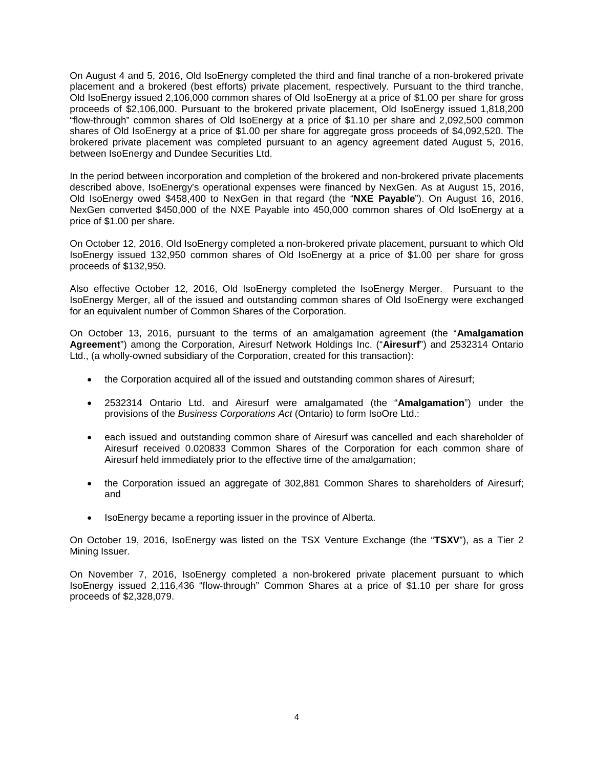On August 4 and 5, 2016, Old IsoEnergy completed the third and final tranche of a non-brokered private placement and a brokered (best efforts) private placement, respectively. Pursuant to the third tranche, Old IsoEnergy issued 2,106,000 common shares of Old IsoEnergy at a price of $1.00 per share for gross proceeds of $2,106,000. Pursuant to the brokered private placement, Old IsoEnergy issued 1,818,200 "flow-through" common shares of Old IsoEnergy at a price of $1.10 per share and 2,092,500 common shares of Old IsoEnergy at a price of $1.00 per share for aggregate gross proceeds of $4,092,520. The brokered private placement was completed pursuant to an agency agreement dated August 5, 2016, between IsoEnergy and Dundee Securities Ltd.

In the period between incorporation and completion of the brokered and non-brokered private placements described above, IsoEnergy's operational expenses were financed by NexGen. As at August 15, 2016, Old IsoEnergy owed $458,400 to NexGen in that regard (the "**NXE Payable**"). On August 16, 2016, NexGen converted $450,000 of the NXE Payable into 450,000 common shares of Old IsoEnergy at a price of $1.00 per share.

On October 12, 2016, Old IsoEnergy completed a non-brokered private placement, pursuant to which Old IsoEnergy issued 132,950 common shares of Old IsoEnergy at a price of $1.00 per share for gross proceeds of $132,950.

Also effective October 12, 2016, Old IsoEnergy completed the IsoEnergy Merger. Pursuant to the IsoEnergy Merger, all of the issued and outstanding common shares of Old IsoEnergy were exchanged for an equivalent number of Common Shares of the Corporation.

On October 13, 2016, pursuant to the terms of an amalgamation agreement (the "**Amalgamation Agreement**") among the Corporation, Airesurf Network Holdings Inc. ("**Airesurf**") and 2532314 Ontario Ltd., (a wholly-owned subsidiary of the Corporation, created for this transaction):

- the Corporation acquired all of the issued and outstanding common shares of Airesurf;
- 2532314 Ontario Ltd. and Airesurf were amalgamated (the "**Amalgamation**") under the provisions of the *Business Corporations Act* (Ontario) to form IsoOre Ltd.:
- each issued and outstanding common share of Airesurf was cancelled and each shareholder of Airesurf received 0.020833 Common Shares of the Corporation for each common share of Airesurf held immediately prior to the effective time of the amalgamation;
- the Corporation issued an aggregate of 302,881 Common Shares to shareholders of Airesurf; and
- IsoEnergy became a reporting issuer in the province of Alberta.

On October 19, 2016, IsoEnergy was listed on the TSX Venture Exchange (the "**TSXV**"), as a Tier 2 Mining Issuer.

On November 7, 2016, IsoEnergy completed a non-brokered private placement pursuant to which IsoEnergy issued 2,116,436 "flow-through" Common Shares at a price of $1.10 per share for gross proceeds of $2,328,079.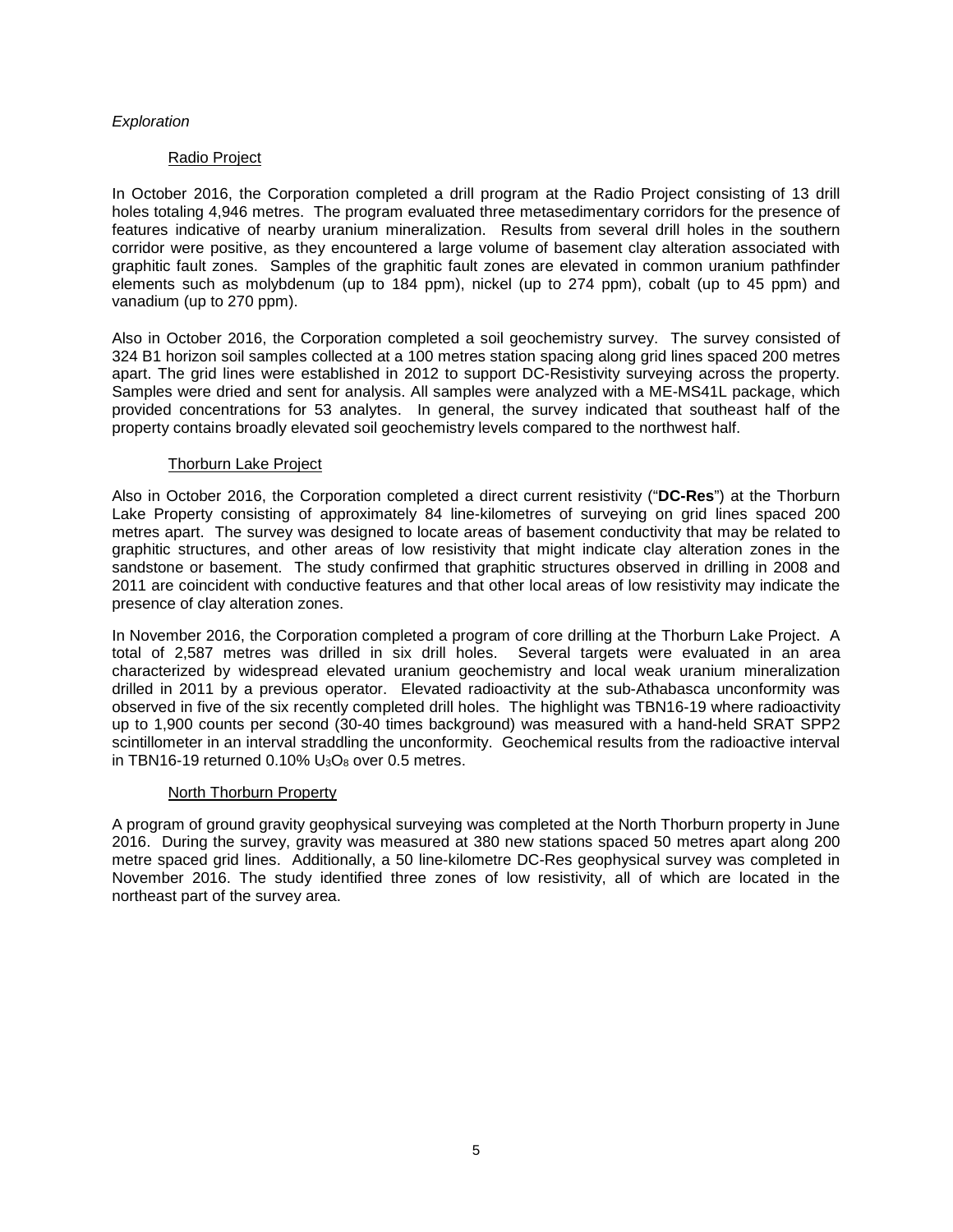*Exploration*

Radio Project

In October 2016, the Corporation completed a drill program at the Radio Project consisting of 13 drill holes totaling 4,946 metres. The program evaluated three metasedimentary corridors for the presence of features indicative of nearby uranium mineralization. Results from several drill holes in the southern corridor were positive, as they encountered a large volume of basement clay alteration associated with graphitic fault zones. Samples of the graphitic fault zones are elevated in common uranium pathfinder elements such as molybdenum (up to 184 ppm), nickel (up to 274 ppm), cobalt (up to 45 ppm) and vanadium (up to 270 ppm).

Also in October 2016, the Corporation completed a soil geochemistry survey. The survey consisted of 324 B1 horizon soil samples collected at a 100 metres station spacing along grid lines spaced 200 metres apart. The grid lines were established in 2012 to support DC-Resistivity surveying across the property. Samples were dried and sent for analysis. All samples were analyzed with a ME-MS41L package, which provided concentrations for 53 analytes. In general, the survey indicated that southeast half of the property contains broadly elevated soil geochemistry levels compared to the northwest half.

Thorburn Lake Project

Also in October 2016, the Corporation completed a direct current resistivity ("**DC-Res**") at the Thorburn Lake Property consisting of approximately 84 line-kilometres of surveying on grid lines spaced 200 metres apart. The survey was designed to locate areas of basement conductivity that may be related to graphitic structures, and other areas of low resistivity that might indicate clay alteration zones in the sandstone or basement. The study confirmed that graphitic structures observed in drilling in 2008 and 2011 are coincident with conductive features and that other local areas of low resistivity may indicate the presence of clay alteration zones.

In November 2016, the Corporation completed a program of core drilling at the Thorburn Lake Project. A total of 2,587 metres was drilled in six drill holes. Several targets were evaluated in an area characterized by widespread elevated uranium geochemistry and local weak uranium mineralization drilled in 2011 by a previous operator. Elevated radioactivity at the sub-Athabasca unconformity was observed in five of the six recently completed drill holes. The highlight was TBN16-19 where radioactivity up to 1,900 counts per second (30-40 times background) was measured with a hand-held SRAT SPP2 scintillometer in an interval straddling the unconformity. Geochemical results from the radioactive interval in TBN16-19 returned 0.10% $U_3O_8$ over 0.5 metres.

North Thorburn Property

A program of ground gravity geophysical surveying was completed at the North Thorburn property in June 2016. During the survey, gravity was measured at 380 new stations spaced 50 metres apart along 200 metre spaced grid lines. Additionally, a 50 line-kilometre DC-Res geophysical survey was completed in November 2016. The study identified three zones of low resistivity, all of which are located in the northeast part of the survey area.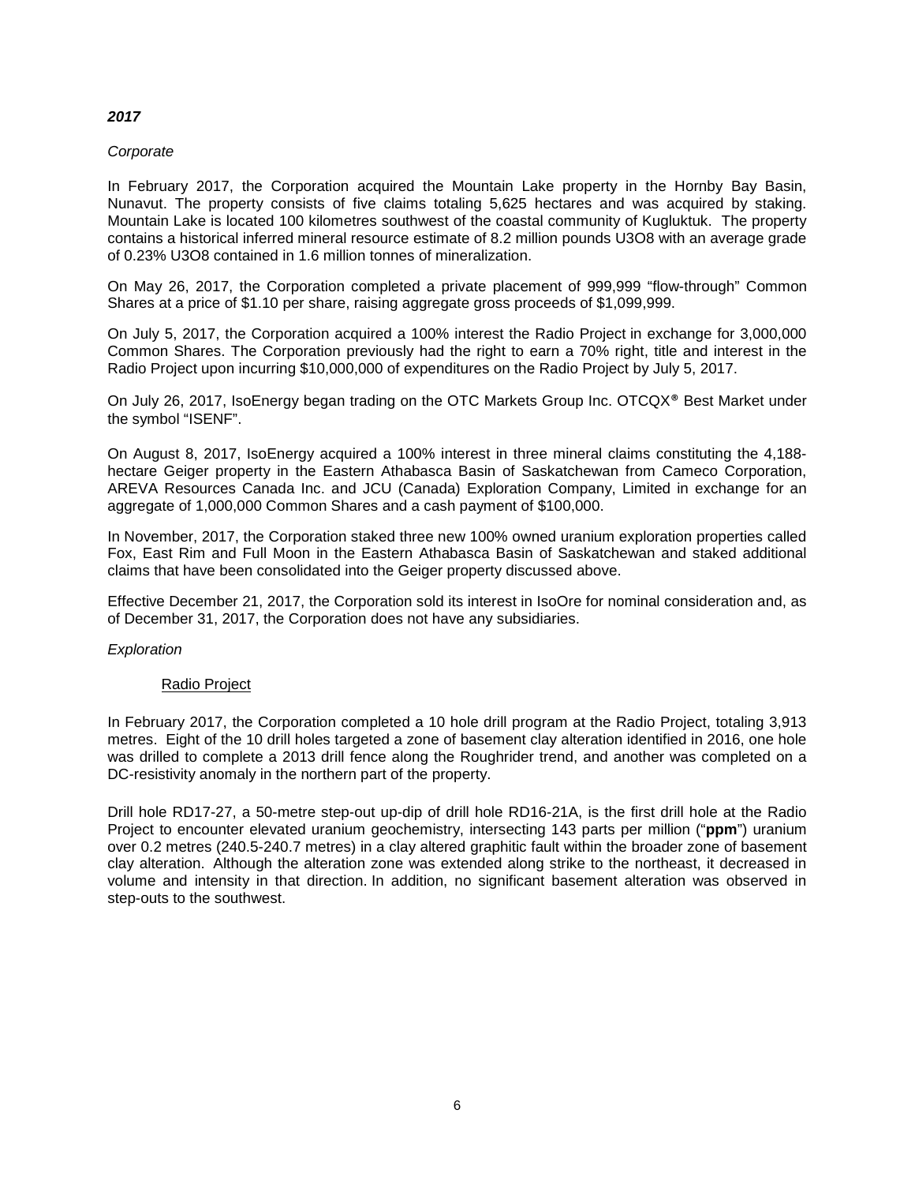***2017***

*Corporate*

In February 2017, the Corporation acquired the Mountain Lake property in the Hornby Bay Basin, Nunavut. The property consists of five claims totaling 5,625 hectares and was acquired by staking. Mountain Lake is located 100 kilometres southwest of the coastal community of Kugluktuk. The property contains a historical inferred mineral resource estimate of 8.2 million pounds U3O8 with an average grade of 0.23% U3O8 contained in 1.6 million tonnes of mineralization.

On May 26, 2017, the Corporation completed a private placement of 999,999 "flow-through" Common Shares at a price of $1.10 per share, raising aggregate gross proceeds of $1,099,999.

On July 5, 2017, the Corporation acquired a 100% interest the Radio Project in exchange for 3,000,000 Common Shares. The Corporation previously had the right to earn a 70% right, title and interest in the Radio Project upon incurring $10,000,000 of expenditures on the Radio Project by July 5, 2017.

On July 26, 2017, IsoEnergy began trading on the OTC Markets Group Inc. OTCQX® Best Market under the symbol "ISENF".

On August 8, 2017, IsoEnergy acquired a 100% interest in three mineral claims constituting the 4,188-hectare Geiger property in the Eastern Athabasca Basin of Saskatchewan from Cameco Corporation, AREVA Resources Canada Inc. and JCU (Canada) Exploration Company, Limited in exchange for an aggregate of 1,000,000 Common Shares and a cash payment of $100,000.

In November, 2017, the Corporation staked three new 100% owned uranium exploration properties called Fox, East Rim and Full Moon in the Eastern Athabasca Basin of Saskatchewan and staked additional claims that have been consolidated into the Geiger property discussed above.

Effective December 21, 2017, the Corporation sold its interest in IsoOre for nominal consideration and, as of December 31, 2017, the Corporation does not have any subsidiaries.

*Exploration*

Radio Project

In February 2017, the Corporation completed a 10 hole drill program at the Radio Project, totaling 3,913 metres. Eight of the 10 drill holes targeted a zone of basement clay alteration identified in 2016, one hole was drilled to complete a 2013 drill fence along the Roughrider trend, and another was completed on a DC-resistivity anomaly in the northern part of the property.

Drill hole RD17-27, a 50-metre step-out up-dip of drill hole RD16-21A, is the first drill hole at the Radio Project to encounter elevated uranium geochemistry, intersecting 143 parts per million ("**ppm**") uranium over 0.2 metres (240.5-240.7 metres) in a clay altered graphitic fault within the broader zone of basement clay alteration. Although the alteration zone was extended along strike to the northeast, it decreased in volume and intensity in that direction. In addition, no significant basement alteration was observed in step-outs to the southwest.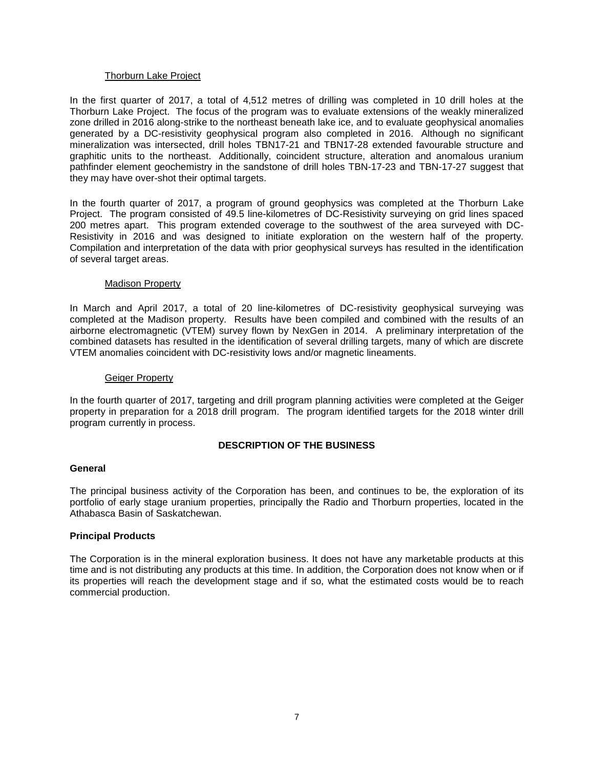### Thorburn Lake Project

In the first quarter of 2017, a total of 4,512 metres of drilling was completed in 10 drill holes at the Thorburn Lake Project. The focus of the program was to evaluate extensions of the weakly mineralized zone drilled in 2016 along-strike to the northeast beneath lake ice, and to evaluate geophysical anomalies generated by a DC-resistivity geophysical program also completed in 2016. Although no significant mineralization was intersected, drill holes TBN17-21 and TBN17-28 extended favourable structure and graphitic units to the northeast. Additionally, coincident structure, alteration and anomalous uranium pathfinder element geochemistry in the sandstone of drill holes TBN-17-23 and TBN-17-27 suggest that they may have over-shot their optimal targets.

In the fourth quarter of 2017, a program of ground geophysics was completed at the Thorburn Lake Project. The program consisted of 49.5 line-kilometres of DC-Resistivity surveying on grid lines spaced 200 metres apart. This program extended coverage to the southwest of the area surveyed with DC-Resistivity in 2016 and was designed to initiate exploration on the western half of the property. Compilation and interpretation of the data with prior geophysical surveys has resulted in the identification of several target areas.

### Madison Property

In March and April 2017, a total of 20 line-kilometres of DC-resistivity geophysical surveying was completed at the Madison property. Results have been compiled and combined with the results of an airborne electromagnetic (VTEM) survey flown by NexGen in 2014. A preliminary interpretation of the combined datasets has resulted in the identification of several drilling targets, many of which are discrete VTEM anomalies coincident with DC-resistivity lows and/or magnetic lineaments.

### Geiger Property

In the fourth quarter of 2017, targeting and drill program planning activities were completed at the Geiger property in preparation for a 2018 drill program. The program identified targets for the 2018 winter drill program currently in process.

## DESCRIPTION OF THE BUSINESS

### General

The principal business activity of the Corporation has been, and continues to be, the exploration of its portfolio of early stage uranium properties, principally the Radio and Thorburn properties, located in the Athabasca Basin of Saskatchewan.

### Principal Products

The Corporation is in the mineral exploration business. It does not have any marketable products at this time and is not distributing any products at this time. In addition, the Corporation does not know when or if its properties will reach the development stage and if so, what the estimated costs would be to reach commercial production.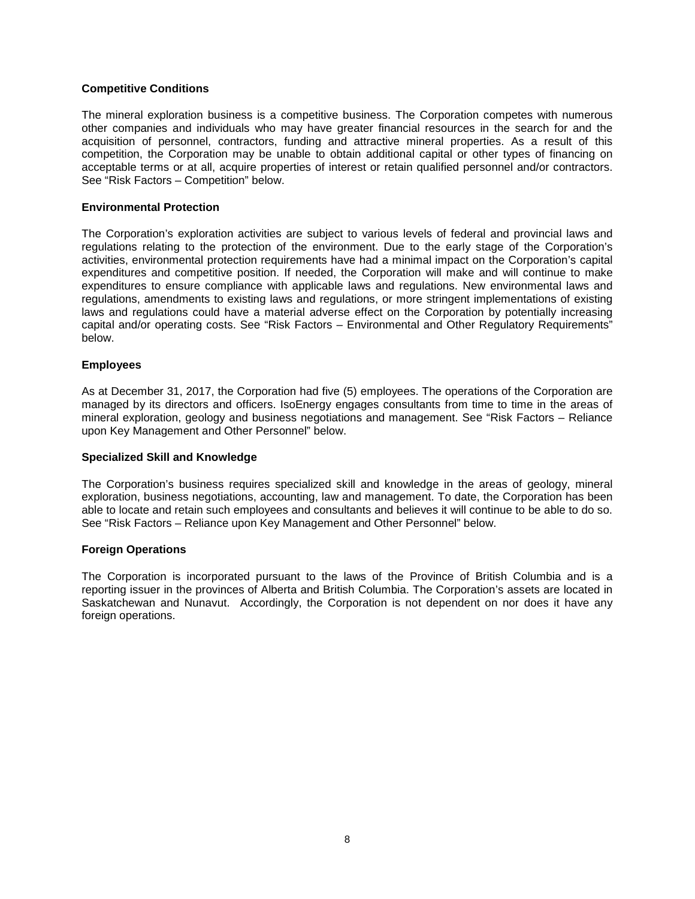**Competitive Conditions**

The mineral exploration business is a competitive business. The Corporation competes with numerous other companies and individuals who may have greater financial resources in the search for and the acquisition of personnel, contractors, funding and attractive mineral properties. As a result of this competition, the Corporation may be unable to obtain additional capital or other types of financing on acceptable terms or at all, acquire properties of interest or retain qualified personnel and/or contractors. See "Risk Factors – Competition" below.

**Environmental Protection**

The Corporation's exploration activities are subject to various levels of federal and provincial laws and regulations relating to the protection of the environment. Due to the early stage of the Corporation's activities, environmental protection requirements have had a minimal impact on the Corporation's capital expenditures and competitive position. If needed, the Corporation will make and will continue to make expenditures to ensure compliance with applicable laws and regulations. New environmental laws and regulations, amendments to existing laws and regulations, or more stringent implementations of existing laws and regulations could have a material adverse effect on the Corporation by potentially increasing capital and/or operating costs. See "Risk Factors – Environmental and Other Regulatory Requirements" below.

**Employees**

As at December 31, 2017, the Corporation had five (5) employees. The operations of the Corporation are managed by its directors and officers. IsoEnergy engages consultants from time to time in the areas of mineral exploration, geology and business negotiations and management. See "Risk Factors – Reliance upon Key Management and Other Personnel" below.

**Specialized Skill and Knowledge**

The Corporation's business requires specialized skill and knowledge in the areas of geology, mineral exploration, business negotiations, accounting, law and management. To date, the Corporation has been able to locate and retain such employees and consultants and believes it will continue to be able to do so. See "Risk Factors – Reliance upon Key Management and Other Personnel" below.

**Foreign Operations**

The Corporation is incorporated pursuant to the laws of the Province of British Columbia and is a reporting issuer in the provinces of Alberta and British Columbia. The Corporation's assets are located in Saskatchewan and Nunavut. Accordingly, the Corporation is not dependent on nor does it have any foreign operations.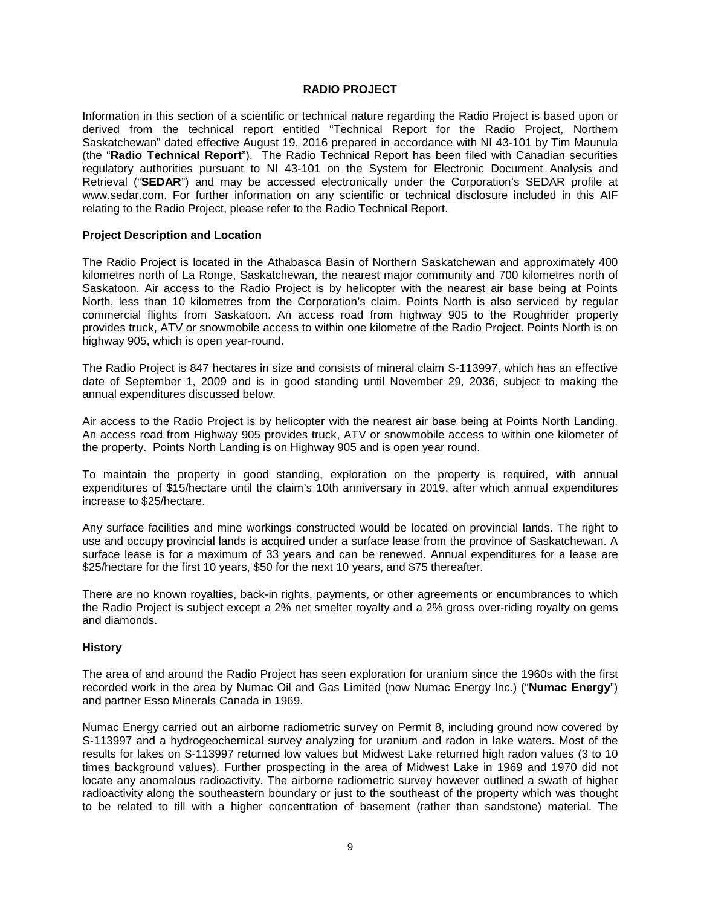## RADIO PROJECT

Information in this section of a scientific or technical nature regarding the Radio Project is based upon or derived from the technical report entitled "Technical Report for the Radio Project, Northern Saskatchewan" dated effective August 19, 2016 prepared in accordance with NI 43-101 by Tim Maunula (the "**Radio Technical Report**"). The Radio Technical Report has been filed with Canadian securities regulatory authorities pursuant to NI 43-101 on the System for Electronic Document Analysis and Retrieval ("**SEDAR**") and may be accessed electronically under the Corporation's SEDAR profile at www.sedar.com. For further information on any scientific or technical disclosure included in this AIF relating to the Radio Project, please refer to the Radio Technical Report.

### Project Description and Location

The Radio Project is located in the Athabasca Basin of Northern Saskatchewan and approximately 400 kilometres north of La Ronge, Saskatchewan, the nearest major community and 700 kilometres north of Saskatoon. Air access to the Radio Project is by helicopter with the nearest air base being at Points North, less than 10 kilometres from the Corporation's claim. Points North is also serviced by regular commercial flights from Saskatoon. An access road from highway 905 to the Roughrider property provides truck, ATV or snowmobile access to within one kilometre of the Radio Project. Points North is on highway 905, which is open year-round.

The Radio Project is 847 hectares in size and consists of mineral claim S-113997, which has an effective date of September 1, 2009 and is in good standing until November 29, 2036, subject to making the annual expenditures discussed below.

Air access to the Radio Project is by helicopter with the nearest air base being at Points North Landing. An access road from Highway 905 provides truck, ATV or snowmobile access to within one kilometer of the property. Points North Landing is on Highway 905 and is open year round.

To maintain the property in good standing, exploration on the property is required, with annual expenditures of $15/hectare until the claim's 10th anniversary in 2019, after which annual expenditures increase to $25/hectare.

Any surface facilities and mine workings constructed would be located on provincial lands. The right to use and occupy provincial lands is acquired under a surface lease from the province of Saskatchewan. A surface lease is for a maximum of 33 years and can be renewed. Annual expenditures for a lease are $25/hectare for the first 10 years, $50 for the next 10 years, and $75 thereafter.

There are no known royalties, back-in rights, payments, or other agreements or encumbrances to which the Radio Project is subject except a 2% net smelter royalty and a 2% gross over-riding royalty on gems and diamonds.

### History

The area of and around the Radio Project has seen exploration for uranium since the 1960s with the first recorded work in the area by Numac Oil and Gas Limited (now Numac Energy Inc.) ("**Numac Energy**") and partner Esso Minerals Canada in 1969.

Numac Energy carried out an airborne radiometric survey on Permit 8, including ground now covered by S-113997 and a hydrogeochemical survey analyzing for uranium and radon in lake waters. Most of the results for lakes on S-113997 returned low values but Midwest Lake returned high radon values (3 to 10 times background values). Further prospecting in the area of Midwest Lake in 1969 and 1970 did not locate any anomalous radioactivity. The airborne radiometric survey however outlined a swath of higher radioactivity along the southeastern boundary or just to the southeast of the property which was thought to be related to till with a higher concentration of basement (rather than sandstone) material. The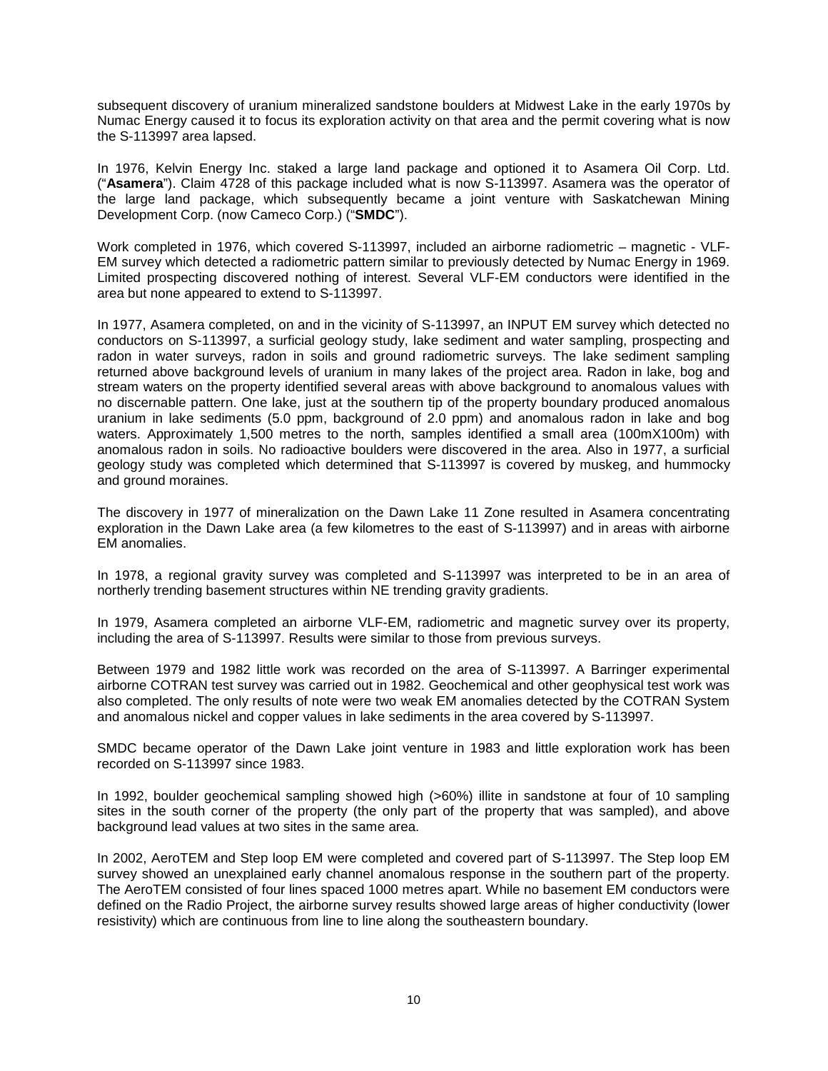subsequent discovery of uranium mineralized sandstone boulders at Midwest Lake in the early 1970s by Numac Energy caused it to focus its exploration activity on that area and the permit covering what is now the S-113997 area lapsed.

In 1976, Kelvin Energy Inc. staked a large land package and optioned it to Asamera Oil Corp. Ltd. ("**Asamera**"). Claim 4728 of this package included what is now S-113997. Asamera was the operator of the large land package, which subsequently became a joint venture with Saskatchewan Mining Development Corp. (now Cameco Corp.) ("**SMDC**").

Work completed in 1976, which covered S-113997, included an airborne radiometric – magnetic - VLF-EM survey which detected a radiometric pattern similar to previously detected by Numac Energy in 1969. Limited prospecting discovered nothing of interest. Several VLF-EM conductors were identified in the area but none appeared to extend to S-113997.

In 1977, Asamera completed, on and in the vicinity of S-113997, an INPUT EM survey which detected no conductors on S-113997, a surficial geology study, lake sediment and water sampling, prospecting and radon in water surveys, radon in soils and ground radiometric surveys. The lake sediment sampling returned above background levels of uranium in many lakes of the project area. Radon in lake, bog and stream waters on the property identified several areas with above background to anomalous values with no discernable pattern. One lake, just at the southern tip of the property boundary produced anomalous uranium in lake sediments (5.0 ppm, background of 2.0 ppm) and anomalous radon in lake and bog waters. Approximately 1,500 metres to the north, samples identified a small area (100mX100m) with anomalous radon in soils. No radioactive boulders were discovered in the area. Also in 1977, a surficial geology study was completed which determined that S-113997 is covered by muskeg, and hummocky and ground moraines.

The discovery in 1977 of mineralization on the Dawn Lake 11 Zone resulted in Asamera concentrating exploration in the Dawn Lake area (a few kilometres to the east of S-113997) and in areas with airborne EM anomalies.

In 1978, a regional gravity survey was completed and S-113997 was interpreted to be in an area of northerly trending basement structures within NE trending gravity gradients.

In 1979, Asamera completed an airborne VLF-EM, radiometric and magnetic survey over its property, including the area of S-113997. Results were similar to those from previous surveys.

Between 1979 and 1982 little work was recorded on the area of S-113997. A Barringer experimental airborne COTRAN test survey was carried out in 1982. Geochemical and other geophysical test work was also completed. The only results of note were two weak EM anomalies detected by the COTRAN System and anomalous nickel and copper values in lake sediments in the area covered by S-113997.

SMDC became operator of the Dawn Lake joint venture in 1983 and little exploration work has been recorded on S-113997 since 1983.

In 1992, boulder geochemical sampling showed high (>60%) illite in sandstone at four of 10 sampling sites in the south corner of the property (the only part of the property that was sampled), and above background lead values at two sites in the same area.

In 2002, AeroTEM and Step loop EM were completed and covered part of S-113997. The Step loop EM survey showed an unexplained early channel anomalous response in the southern part of the property. The AeroTEM consisted of four lines spaced 1000 metres apart. While no basement EM conductors were defined on the Radio Project, the airborne survey results showed large areas of higher conductivity (lower resistivity) which are continuous from line to line along the southeastern boundary.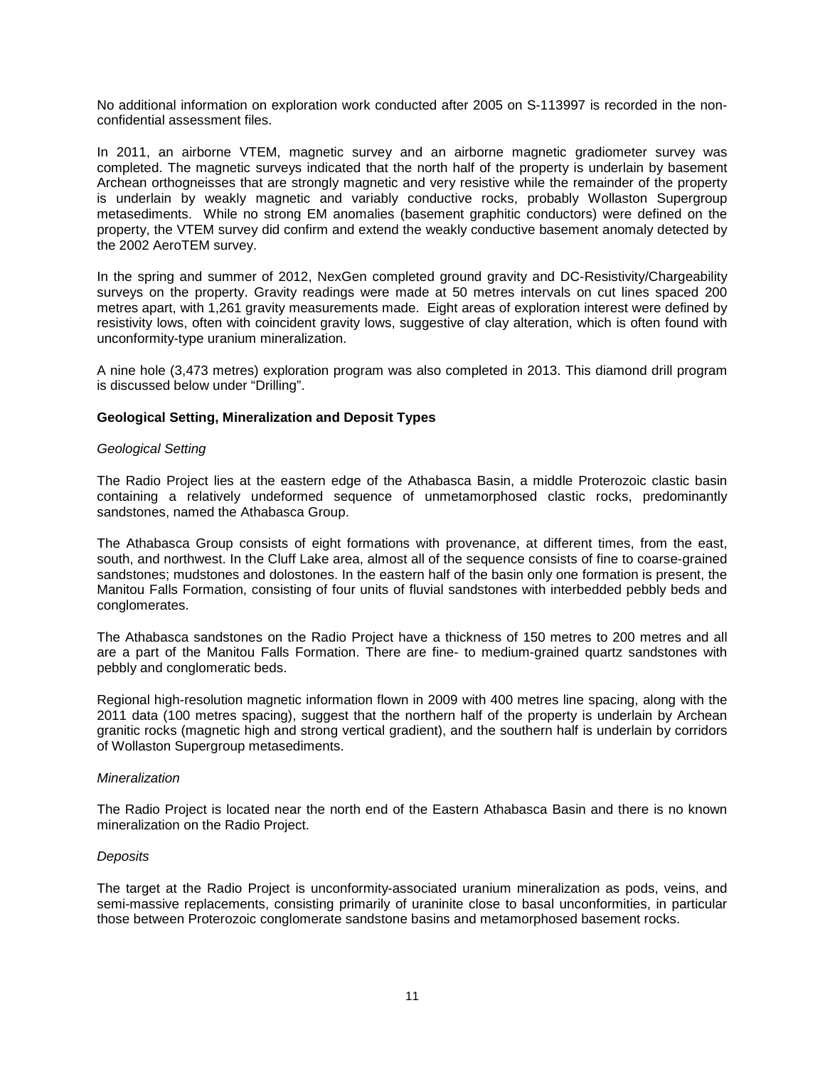No additional information on exploration work conducted after 2005 on S-113997 is recorded in the non-confidential assessment files.

In 2011, an airborne VTEM, magnetic survey and an airborne magnetic gradiometer survey was completed. The magnetic surveys indicated that the north half of the property is underlain by basement Archean orthogneisses that are strongly magnetic and very resistive while the remainder of the property is underlain by weakly magnetic and variably conductive rocks, probably Wollaston Supergroup metasediments. While no strong EM anomalies (basement graphitic conductors) were defined on the property, the VTEM survey did confirm and extend the weakly conductive basement anomaly detected by the 2002 AeroTEM survey.

In the spring and summer of 2012, NexGen completed ground gravity and DC-Resistivity/Chargeability surveys on the property. Gravity readings were made at 50 metres intervals on cut lines spaced 200 metres apart, with 1,261 gravity measurements made. Eight areas of exploration interest were defined by resistivity lows, often with coincident gravity lows, suggestive of clay alteration, which is often found with unconformity-type uranium mineralization.

A nine hole (3,473 metres) exploration program was also completed in 2013. This diamond drill program is discussed below under "Drilling".

**Geological Setting, Mineralization and Deposit Types**

*Geological Setting*

The Radio Project lies at the eastern edge of the Athabasca Basin, a middle Proterozoic clastic basin containing a relatively undeformed sequence of unmetamorphosed clastic rocks, predominantly sandstones, named the Athabasca Group.

The Athabasca Group consists of eight formations with provenance, at different times, from the east, south, and northwest. In the Cluff Lake area, almost all of the sequence consists of fine to coarse-grained sandstones; mudstones and dolostones. In the eastern half of the basin only one formation is present, the Manitou Falls Formation, consisting of four units of fluvial sandstones with interbedded pebbly beds and conglomerates.

The Athabasca sandstones on the Radio Project have a thickness of 150 metres to 200 metres and all are a part of the Manitou Falls Formation. There are fine- to medium-grained quartz sandstones with pebbly and conglomeratic beds.

Regional high-resolution magnetic information flown in 2009 with 400 metres line spacing, along with the 2011 data (100 metres spacing), suggest that the northern half of the property is underlain by Archean granitic rocks (magnetic high and strong vertical gradient), and the southern half is underlain by corridors of Wollaston Supergroup metasediments.

*Mineralization*

The Radio Project is located near the north end of the Eastern Athabasca Basin and there is no known mineralization on the Radio Project.

*Deposits*

The target at the Radio Project is unconformity-associated uranium mineralization as pods, veins, and semi-massive replacements, consisting primarily of uraninite close to basal unconformities, in particular those between Proterozoic conglomerate sandstone basins and metamorphosed basement rocks.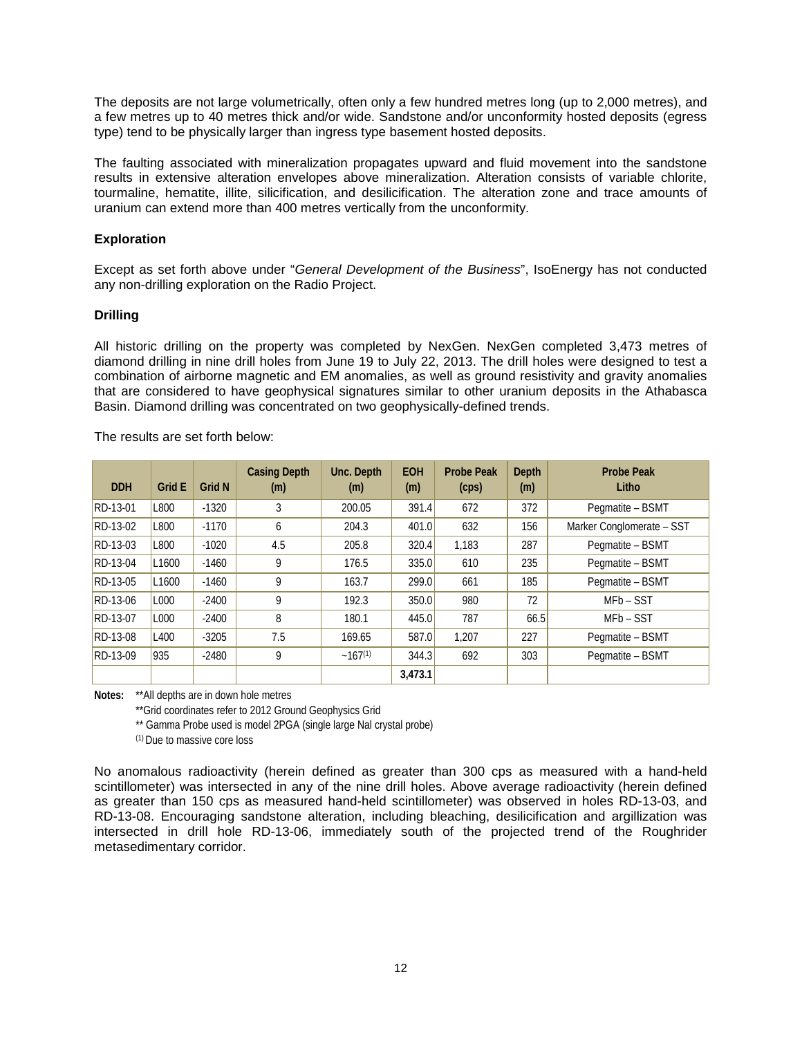The deposits are not large volumetrically, often only a few hundred metres long (up to 2,000 metres), and a few metres up to 40 metres thick and/or wide. Sandstone and/or unconformity hosted deposits (egress type) tend to be physically larger than ingress type basement hosted deposits.

The faulting associated with mineralization propagates upward and fluid movement into the sandstone results in extensive alteration envelopes above mineralization. Alteration consists of variable chlorite, tourmaline, hematite, illite, silicification, and desilicification. The alteration zone and trace amounts of uranium can extend more than 400 metres vertically from the unconformity.

**Exploration**

Except as set forth above under "*General Development of the Business*", IsoEnergy has not conducted any non-drilling exploration on the Radio Project.

**Drilling**

All historic drilling on the property was completed by NexGen. NexGen completed 3,473 metres of diamond drilling in nine drill holes from June 19 to July 22, 2013. The drill holes were designed to test a combination of airborne magnetic and EM anomalies, as well as ground resistivity and gravity anomalies that are considered to have geophysical signatures similar to other uranium deposits in the Athabasca Basin. Diamond drilling was concentrated on two geophysically-defined trends.

The results are set forth below:

| DDH | Grid E | Grid N | Casing Depth (m) | Unc. Depth (m) | EOH (m) | Probe Peak (cps) | Depth (m) | Probe Peak Litho |
|---|---|---|---|---|---|---|---|---|
| RD-13-01 | L800 | -1320 | 3 | 200.05 | 391.4 | 672 | 372 | Pegmatite – BSMT |
| RD-13-02 | L800 | -1170 | 6 | 204.3 | 401.0 | 632 | 156 | Marker Conglomerate – SST |
| RD-13-03 | L800 | -1020 | 4.5 | 205.8 | 320.4 | 1,183 | 287 | Pegmatite – BSMT |
| RD-13-04 | L1600 | -1460 | 9 | 176.5 | 335.0 | 610 | 235 | Pegmatite – BSMT |
| RD-13-05 | L1600 | -1460 | 9 | 163.7 | 299.0 | 661 | 185 | Pegmatite – BSMT |
| RD-13-06 | L000 | -2400 | 9 | 192.3 | 350.0 | 980 | 72 | MFb – SST |
| RD-13-07 | L000 | -2400 | 8 | 180.1 | 445.0 | 787 | 66.5 | MFb – SST |
| RD-13-08 | L400 | -3205 | 7.5 | 169.65 | 587.0 | 1,207 | 227 | Pegmatite – BSMT |
| RD-13-09 | 935 | -2480 | 9 | ~167(1) | 344.3 | 692 | 303 | Pegmatite – BSMT |
| | | | | | 3,473.1 | | | |

**Notes:** **All depths are in down hole metres

**Grid coordinates refer to 2012 Ground Geophysics Grid

** Gamma Probe used is model 2PGA (single large NaI crystal probe)

(1) Due to massive core loss

No anomalous radioactivity (herein defined as greater than 300 cps as measured with a hand-held scintillometer) was intersected in any of the nine drill holes. Above average radioactivity (herein defined as greater than 150 cps as measured hand-held scintillometer) was observed in holes RD-13-03, and RD-13-08. Encouraging sandstone alteration, including bleaching, desilicification and argillization was intersected in drill hole RD-13-06, immediately south of the projected trend of the Roughrider metasedimentary corridor.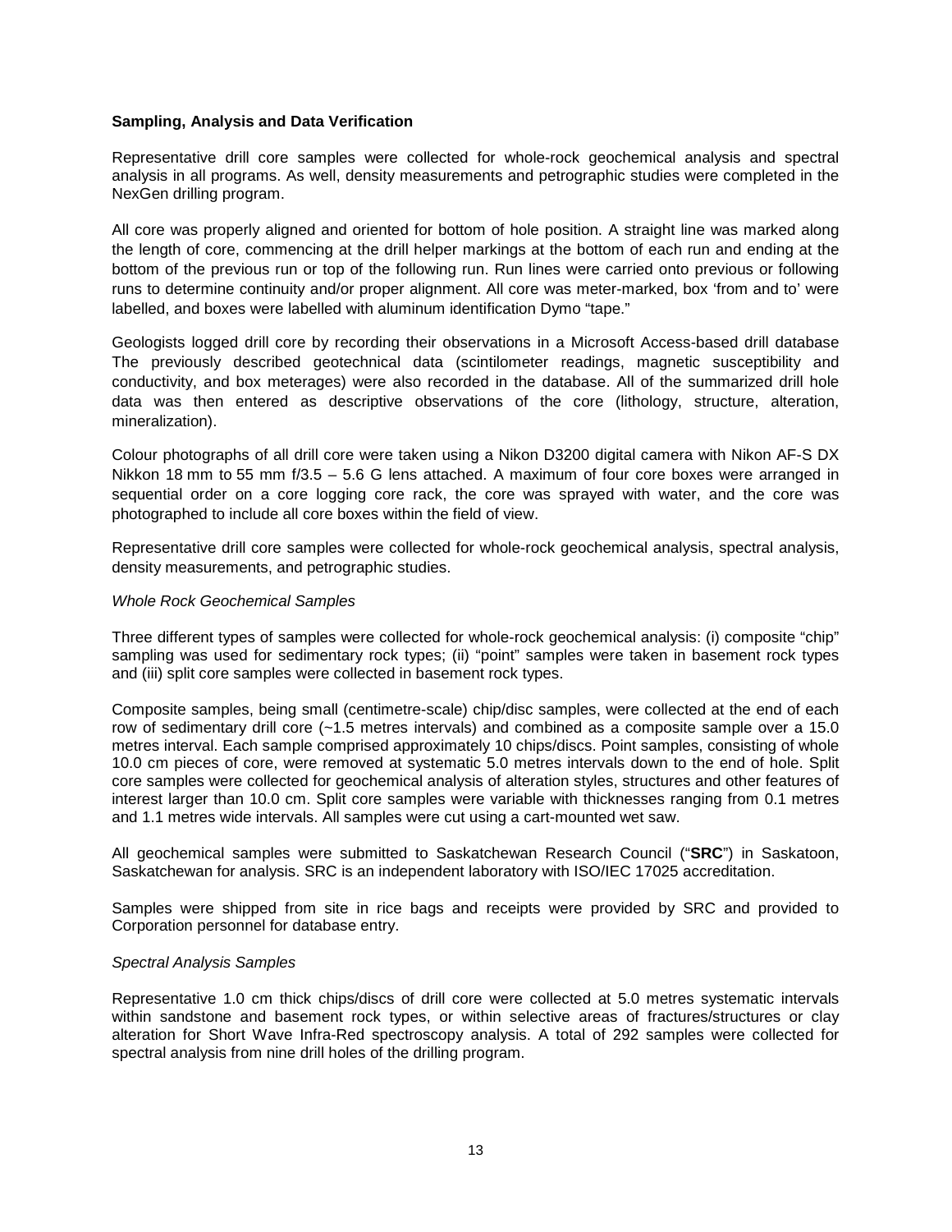**Sampling, Analysis and Data Verification**

Representative drill core samples were collected for whole-rock geochemical analysis and spectral analysis in all programs. As well, density measurements and petrographic studies were completed in the NexGen drilling program.

All core was properly aligned and oriented for bottom of hole position. A straight line was marked along the length of core, commencing at the drill helper markings at the bottom of each run and ending at the bottom of the previous run or top of the following run. Run lines were carried onto previous or following runs to determine continuity and/or proper alignment. All core was meter-marked, box 'from and to' were labelled, and boxes were labelled with aluminum identification Dymo "tape."

Geologists logged drill core by recording their observations in a Microsoft Access-based drill database The previously described geotechnical data (scintilometer readings, magnetic susceptibility and conductivity, and box meterages) were also recorded in the database. All of the summarized drill hole data was then entered as descriptive observations of the core (lithology, structure, alteration, mineralization).

Colour photographs of all drill core were taken using a Nikon D3200 digital camera with Nikon AF-S DX Nikkon 18 mm to 55 mm f/3.5 – 5.6 G lens attached. A maximum of four core boxes were arranged in sequential order on a core logging core rack, the core was sprayed with water, and the core was photographed to include all core boxes within the field of view.

Representative drill core samples were collected for whole-rock geochemical analysis, spectral analysis, density measurements, and petrographic studies.

*Whole Rock Geochemical Samples*

Three different types of samples were collected for whole-rock geochemical analysis: (i) composite "chip" sampling was used for sedimentary rock types; (ii) "point" samples were taken in basement rock types and (iii) split core samples were collected in basement rock types.

Composite samples, being small (centimetre-scale) chip/disc samples, were collected at the end of each row of sedimentary drill core (~1.5 metres intervals) and combined as a composite sample over a 15.0 metres interval. Each sample comprised approximately 10 chips/discs. Point samples, consisting of whole 10.0 cm pieces of core, were removed at systematic 5.0 metres intervals down to the end of hole. Split core samples were collected for geochemical analysis of alteration styles, structures and other features of interest larger than 10.0 cm. Split core samples were variable with thicknesses ranging from 0.1 metres and 1.1 metres wide intervals. All samples were cut using a cart-mounted wet saw.

All geochemical samples were submitted to Saskatchewan Research Council ("**SRC**") in Saskatoon, Saskatchewan for analysis. SRC is an independent laboratory with ISO/IEC 17025 accreditation.

Samples were shipped from site in rice bags and receipts were provided by SRC and provided to Corporation personnel for database entry.

*Spectral Analysis Samples*

Representative 1.0 cm thick chips/discs of drill core were collected at 5.0 metres systematic intervals within sandstone and basement rock types, or within selective areas of fractures/structures or clay alteration for Short Wave Infra-Red spectroscopy analysis. A total of 292 samples were collected for spectral analysis from nine drill holes of the drilling program.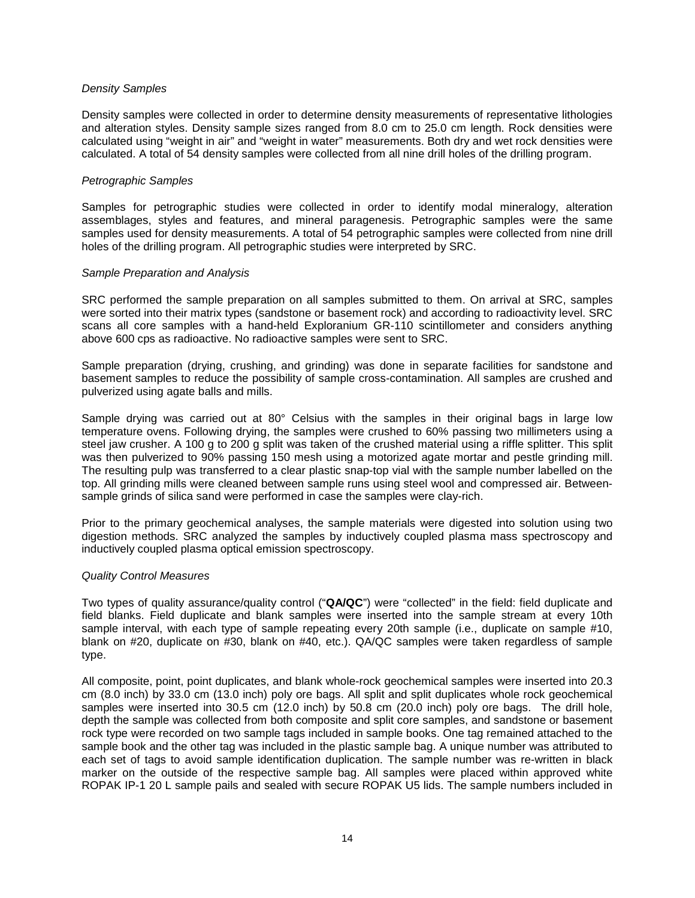*Density Samples*

Density samples were collected in order to determine density measurements of representative lithologies and alteration styles. Density sample sizes ranged from 8.0 cm to 25.0 cm length. Rock densities were calculated using "weight in air" and "weight in water" measurements. Both dry and wet rock densities were calculated. A total of 54 density samples were collected from all nine drill holes of the drilling program.

*Petrographic Samples*

Samples for petrographic studies were collected in order to identify modal mineralogy, alteration assemblages, styles and features, and mineral paragenesis. Petrographic samples were the same samples used for density measurements. A total of 54 petrographic samples were collected from nine drill holes of the drilling program. All petrographic studies were interpreted by SRC.

*Sample Preparation and Analysis*

SRC performed the sample preparation on all samples submitted to them. On arrival at SRC, samples were sorted into their matrix types (sandstone or basement rock) and according to radioactivity level. SRC scans all core samples with a hand-held Exploranium GR-110 scintillometer and considers anything above 600 cps as radioactive. No radioactive samples were sent to SRC.

Sample preparation (drying, crushing, and grinding) was done in separate facilities for sandstone and basement samples to reduce the possibility of sample cross-contamination. All samples are crushed and pulverized using agate balls and mills.

Sample drying was carried out at 80° Celsius with the samples in their original bags in large low temperature ovens. Following drying, the samples were crushed to 60% passing two millimeters using a steel jaw crusher. A 100 g to 200 g split was taken of the crushed material using a riffle splitter. This split was then pulverized to 90% passing 150 mesh using a motorized agate mortar and pestle grinding mill. The resulting pulp was transferred to a clear plastic snap-top vial with the sample number labelled on the top. All grinding mills were cleaned between sample runs using steel wool and compressed air. Between-sample grinds of silica sand were performed in case the samples were clay-rich.

Prior to the primary geochemical analyses, the sample materials were digested into solution using two digestion methods. SRC analyzed the samples by inductively coupled plasma mass spectroscopy and inductively coupled plasma optical emission spectroscopy.

*Quality Control Measures*

Two types of quality assurance/quality control ("**QA/QC**") were "collected" in the field: field duplicate and field blanks. Field duplicate and blank samples were inserted into the sample stream at every 10th sample interval, with each type of sample repeating every 20th sample (i.e., duplicate on sample #10, blank on #20, duplicate on #30, blank on #40, etc.). QA/QC samples were taken regardless of sample type.

All composite, point, point duplicates, and blank whole-rock geochemical samples were inserted into 20.3 cm (8.0 inch) by 33.0 cm (13.0 inch) poly ore bags. All split and split duplicates whole rock geochemical samples were inserted into 30.5 cm (12.0 inch) by 50.8 cm (20.0 inch) poly ore bags. The drill hole, depth the sample was collected from both composite and split core samples, and sandstone or basement rock type were recorded on two sample tags included in sample books. One tag remained attached to the sample book and the other tag was included in the plastic sample bag. A unique number was attributed to each set of tags to avoid sample identification duplication. The sample number was re-written in black marker on the outside of the respective sample bag. All samples were placed within approved white ROPAK IP-1 20 L sample pails and sealed with secure ROPAK U5 lids. The sample numbers included in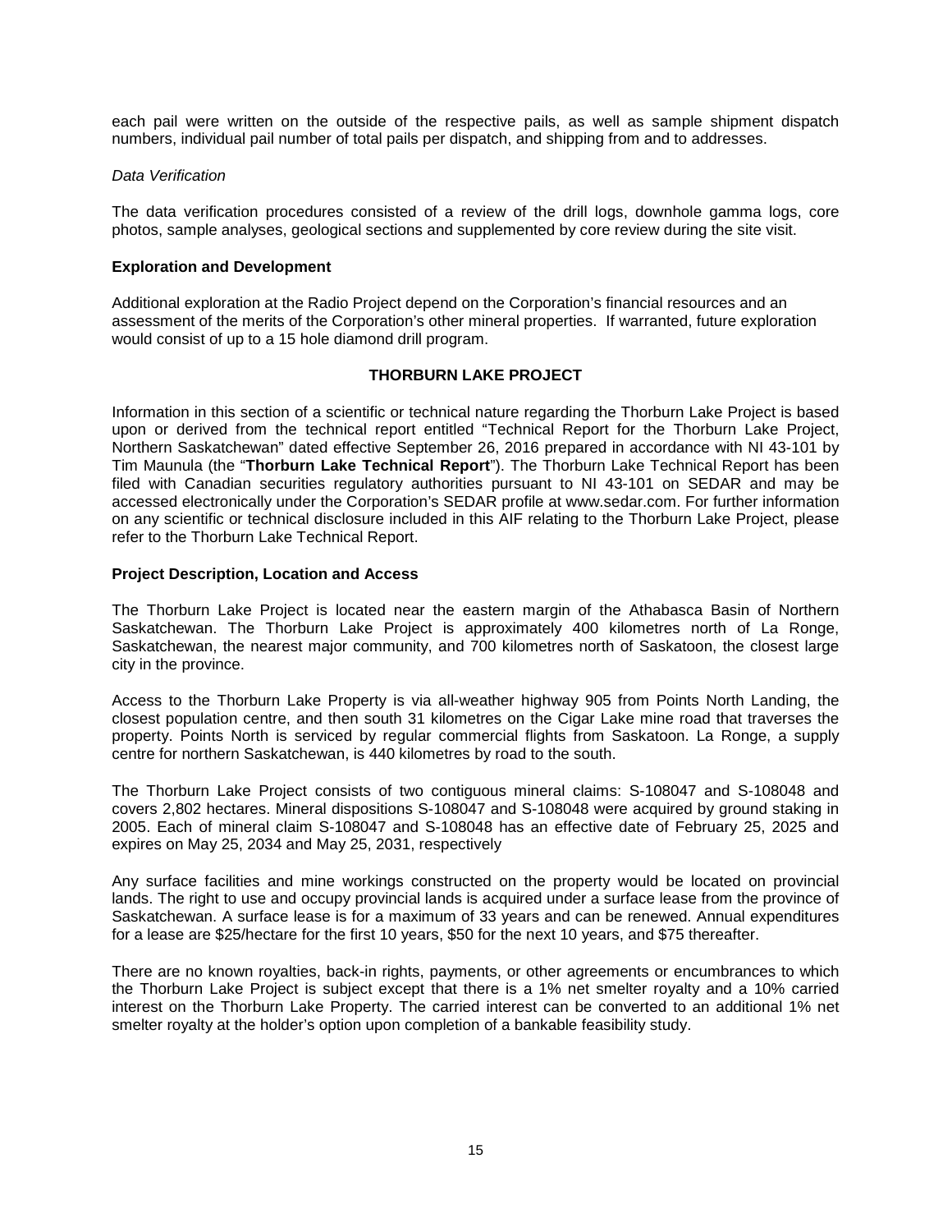each pail were written on the outside of the respective pails, as well as sample shipment dispatch numbers, individual pail number of total pails per dispatch, and shipping from and to addresses.

*Data Verification*

The data verification procedures consisted of a review of the drill logs, downhole gamma logs, core photos, sample analyses, geological sections and supplemented by core review during the site visit.

**Exploration and Development**

Additional exploration at the Radio Project depend on the Corporation's financial resources and an assessment of the merits of the Corporation's other mineral properties. If warranted, future exploration would consist of up to a 15 hole diamond drill program.

## THORBURN LAKE PROJECT

Information in this section of a scientific or technical nature regarding the Thorburn Lake Project is based upon or derived from the technical report entitled "Technical Report for the Thorburn Lake Project, Northern Saskatchewan" dated effective September 26, 2016 prepared in accordance with NI 43-101 by Tim Maunula (the "**Thorburn Lake Technical Report**"). The Thorburn Lake Technical Report has been filed with Canadian securities regulatory authorities pursuant to NI 43-101 on SEDAR and may be accessed electronically under the Corporation's SEDAR profile at www.sedar.com. For further information on any scientific or technical disclosure included in this AIF relating to the Thorburn Lake Project, please refer to the Thorburn Lake Technical Report.

**Project Description, Location and Access**

The Thorburn Lake Project is located near the eastern margin of the Athabasca Basin of Northern Saskatchewan. The Thorburn Lake Project is approximately 400 kilometres north of La Ronge, Saskatchewan, the nearest major community, and 700 kilometres north of Saskatoon, the closest large city in the province.

Access to the Thorburn Lake Property is via all-weather highway 905 from Points North Landing, the closest population centre, and then south 31 kilometres on the Cigar Lake mine road that traverses the property. Points North is serviced by regular commercial flights from Saskatoon. La Ronge, a supply centre for northern Saskatchewan, is 440 kilometres by road to the south.

The Thorburn Lake Project consists of two contiguous mineral claims: S-108047 and S-108048 and covers 2,802 hectares. Mineral dispositions S-108047 and S-108048 were acquired by ground staking in 2005. Each of mineral claim S-108047 and S-108048 has an effective date of February 25, 2025 and expires on May 25, 2034 and May 25, 2031, respectively

Any surface facilities and mine workings constructed on the property would be located on provincial lands. The right to use and occupy provincial lands is acquired under a surface lease from the province of Saskatchewan. A surface lease is for a maximum of 33 years and can be renewed. Annual expenditures for a lease are $25/hectare for the first 10 years, $50 for the next 10 years, and $75 thereafter.

There are no known royalties, back-in rights, payments, or other agreements or encumbrances to which the Thorburn Lake Project is subject except that there is a 1% net smelter royalty and a 10% carried interest on the Thorburn Lake Property. The carried interest can be converted to an additional 1% net smelter royalty at the holder's option upon completion of a bankable feasibility study.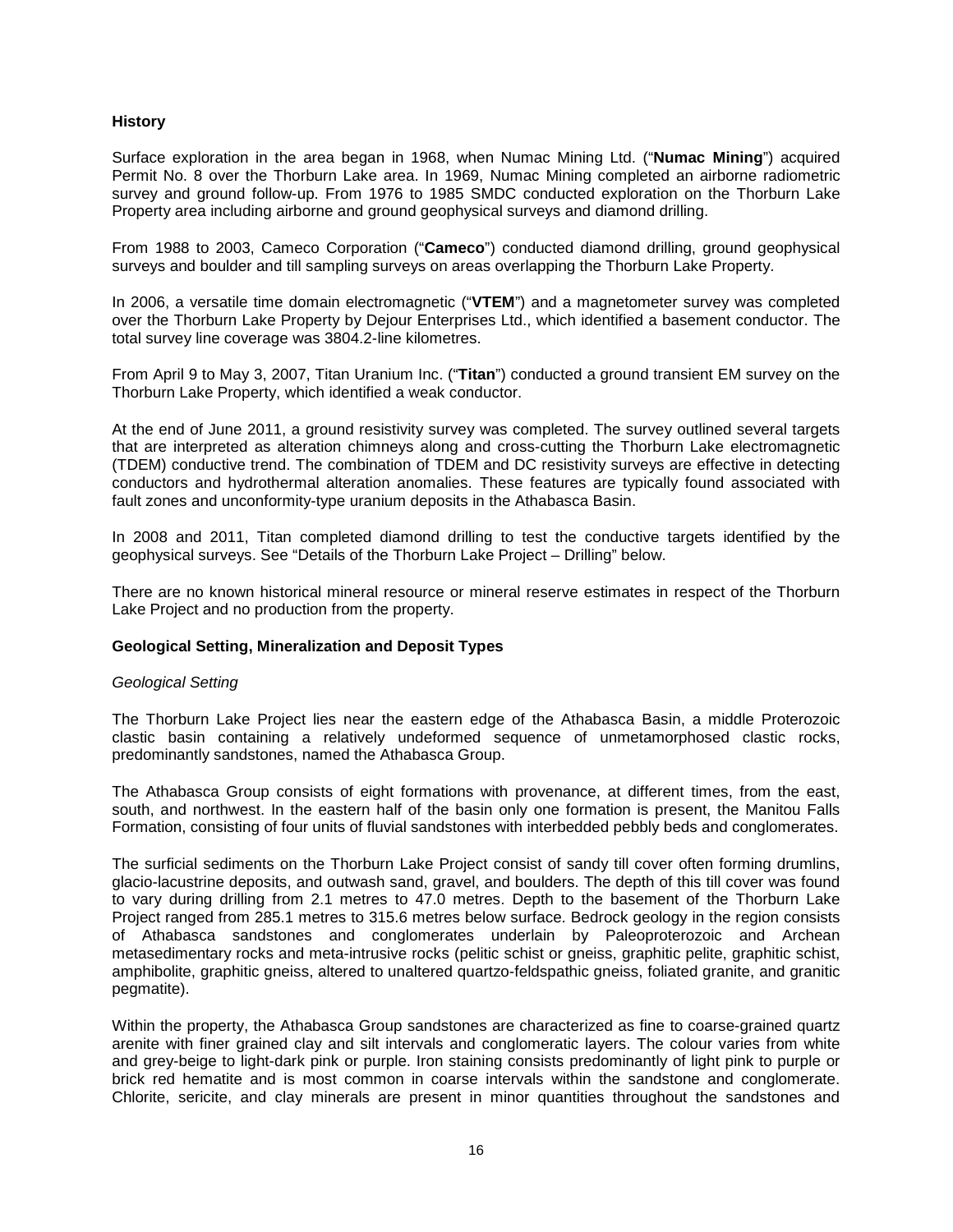**History**

Surface exploration in the area began in 1968, when Numac Mining Ltd. ("**Numac Mining**") acquired Permit No. 8 over the Thorburn Lake area. In 1969, Numac Mining completed an airborne radiometric survey and ground follow-up. From 1976 to 1985 SMDC conducted exploration on the Thorburn Lake Property area including airborne and ground geophysical surveys and diamond drilling.

From 1988 to 2003, Cameco Corporation ("**Cameco**") conducted diamond drilling, ground geophysical surveys and boulder and till sampling surveys on areas overlapping the Thorburn Lake Property.

In 2006, a versatile time domain electromagnetic ("**VTEM**") and a magnetometer survey was completed over the Thorburn Lake Property by Dejour Enterprises Ltd., which identified a basement conductor. The total survey line coverage was 3804.2-line kilometres.

From April 9 to May 3, 2007, Titan Uranium Inc. ("**Titan**") conducted a ground transient EM survey on the Thorburn Lake Property, which identified a weak conductor.

At the end of June 2011, a ground resistivity survey was completed. The survey outlined several targets that are interpreted as alteration chimneys along and cross-cutting the Thorburn Lake electromagnetic (TDEM) conductive trend. The combination of TDEM and DC resistivity surveys are effective in detecting conductors and hydrothermal alteration anomalies. These features are typically found associated with fault zones and unconformity-type uranium deposits in the Athabasca Basin.

In 2008 and 2011, Titan completed diamond drilling to test the conductive targets identified by the geophysical surveys. See "Details of the Thorburn Lake Project – Drilling" below.

There are no known historical mineral resource or mineral reserve estimates in respect of the Thorburn Lake Project and no production from the property.

**Geological Setting, Mineralization and Deposit Types**

*Geological Setting*

The Thorburn Lake Project lies near the eastern edge of the Athabasca Basin, a middle Proterozoic clastic basin containing a relatively undeformed sequence of unmetamorphosed clastic rocks, predominantly sandstones, named the Athabasca Group.

The Athabasca Group consists of eight formations with provenance, at different times, from the east, south, and northwest. In the eastern half of the basin only one formation is present, the Manitou Falls Formation, consisting of four units of fluvial sandstones with interbedded pebbly beds and conglomerates.

The surficial sediments on the Thorburn Lake Project consist of sandy till cover often forming drumlins, glacio-lacustrine deposits, and outwash sand, gravel, and boulders. The depth of this till cover was found to vary during drilling from 2.1 metres to 47.0 metres. Depth to the basement of the Thorburn Lake Project ranged from 285.1 metres to 315.6 metres below surface. Bedrock geology in the region consists of Athabasca sandstones and conglomerates underlain by Paleoproterozoic and Archean metasedimentary rocks and meta-intrusive rocks (pelitic schist or gneiss, graphitic pelite, graphitic schist, amphibolite, graphitic gneiss, altered to unaltered quartzo-feldspathic gneiss, foliated granite, and granitic pegmatite).

Within the property, the Athabasca Group sandstones are characterized as fine to coarse-grained quartz arenite with finer grained clay and silt intervals and conglomeratic layers. The colour varies from white and grey-beige to light-dark pink or purple. Iron staining consists predominantly of light pink to purple or brick red hematite and is most common in coarse intervals within the sandstone and conglomerate. Chlorite, sericite, and clay minerals are present in minor quantities throughout the sandstones and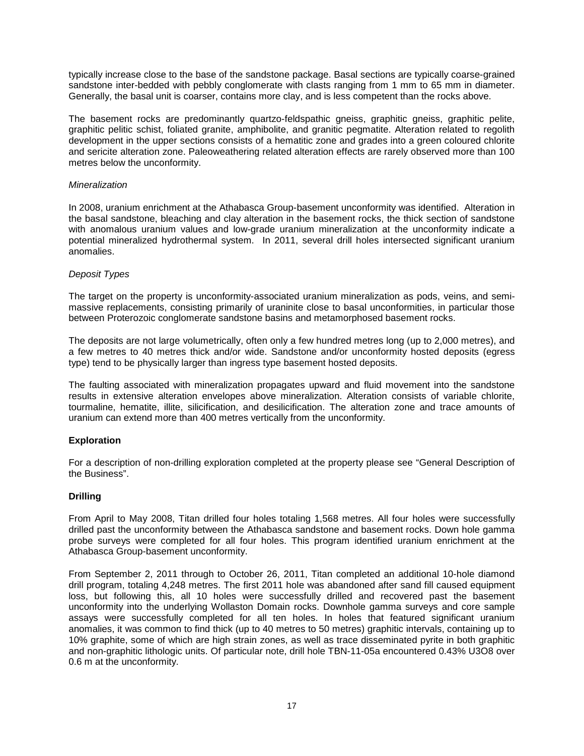typically increase close to the base of the sandstone package. Basal sections are typically coarse-grained sandstone inter-bedded with pebbly conglomerate with clasts ranging from 1 mm to 65 mm in diameter. Generally, the basal unit is coarser, contains more clay, and is less competent than the rocks above.

The basement rocks are predominantly quartzo-feldspathic gneiss, graphitic gneiss, graphitic pelite, graphitic pelitic schist, foliated granite, amphibolite, and granitic pegmatite. Alteration related to regolith development in the upper sections consists of a hematitic zone and grades into a green coloured chlorite and sericite alteration zone. Paleoweathering related alteration effects are rarely observed more than 100 metres below the unconformity.

*Mineralization*

In 2008, uranium enrichment at the Athabasca Group-basement unconformity was identified. Alteration in the basal sandstone, bleaching and clay alteration in the basement rocks, the thick section of sandstone with anomalous uranium values and low-grade uranium mineralization at the unconformity indicate a potential mineralized hydrothermal system. In 2011, several drill holes intersected significant uranium anomalies.

*Deposit Types*

The target on the property is unconformity-associated uranium mineralization as pods, veins, and semi-massive replacements, consisting primarily of uraninite close to basal unconformities, in particular those between Proterozoic conglomerate sandstone basins and metamorphosed basement rocks.

The deposits are not large volumetrically, often only a few hundred metres long (up to 2,000 metres), and a few metres to 40 metres thick and/or wide. Sandstone and/or unconformity hosted deposits (egress type) tend to be physically larger than ingress type basement hosted deposits.

The faulting associated with mineralization propagates upward and fluid movement into the sandstone results in extensive alteration envelopes above mineralization. Alteration consists of variable chlorite, tourmaline, hematite, illite, silicification, and desilicification. The alteration zone and trace amounts of uranium can extend more than 400 metres vertically from the unconformity.

**Exploration**

For a description of non-drilling exploration completed at the property please see “General Description of the Business”.

**Drilling**

From April to May 2008, Titan drilled four holes totaling 1,568 metres. All four holes were successfully drilled past the unconformity between the Athabasca sandstone and basement rocks. Down hole gamma probe surveys were completed for all four holes. This program identified uranium enrichment at the Athabasca Group-basement unconformity.

From September 2, 2011 through to October 26, 2011, Titan completed an additional 10-hole diamond drill program, totaling 4,248 metres. The first 2011 hole was abandoned after sand fill caused equipment loss, but following this, all 10 holes were successfully drilled and recovered past the basement unconformity into the underlying Wollaston Domain rocks. Downhole gamma surveys and core sample assays were successfully completed for all ten holes. In holes that featured significant uranium anomalies, it was common to find thick (up to 40 metres to 50 metres) graphitic intervals, containing up to 10% graphite, some of which are high strain zones, as well as trace disseminated pyrite in both graphitic and non-graphitic lithologic units. Of particular note, drill hole TBN-11-05a encountered 0.43% $U_3O_8$ over 0.6 m at the unconformity.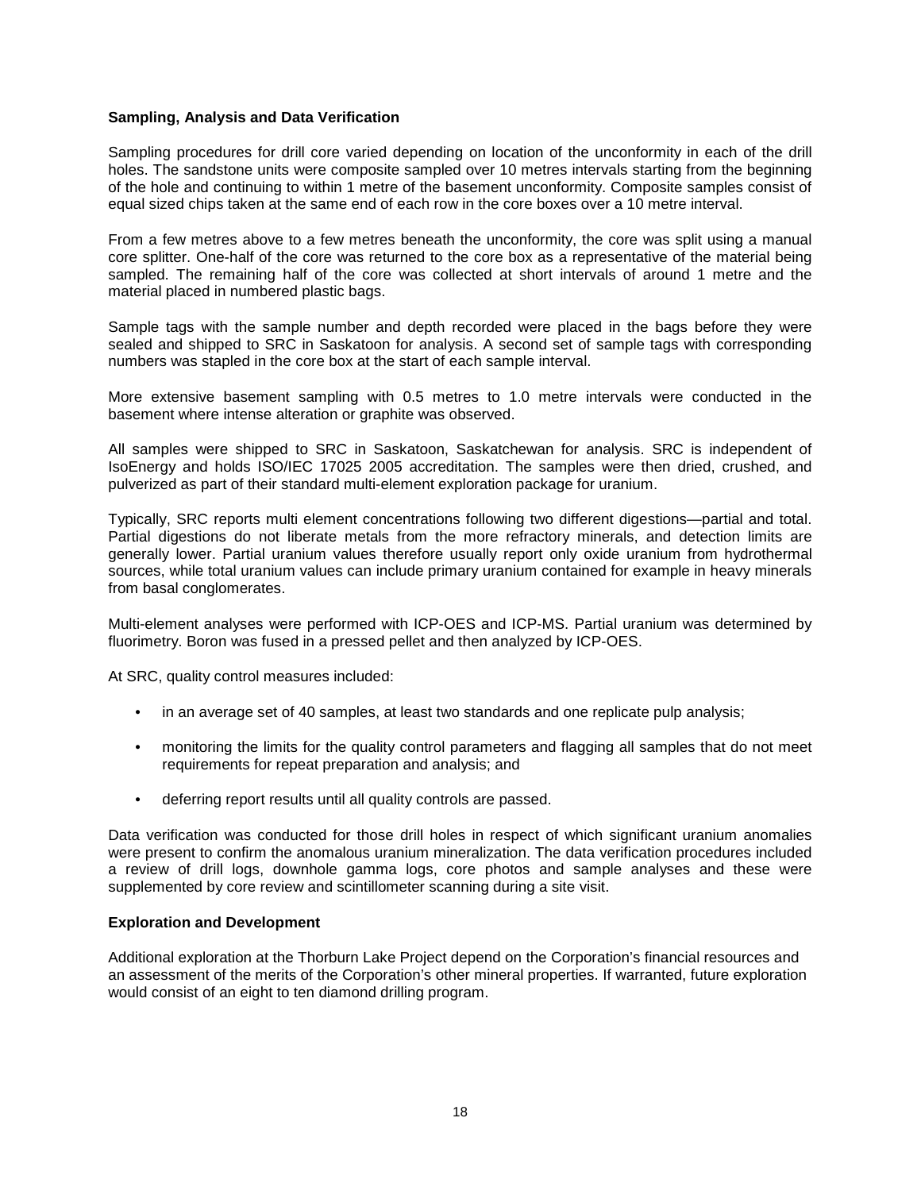### Sampling, Analysis and Data Verification

Sampling procedures for drill core varied depending on location of the unconformity in each of the drill holes. The sandstone units were composite sampled over 10 metres intervals starting from the beginning of the hole and continuing to within 1 metre of the basement unconformity. Composite samples consist of equal sized chips taken at the same end of each row in the core boxes over a 10 metre interval.

From a few metres above to a few metres beneath the unconformity, the core was split using a manual core splitter. One-half of the core was returned to the core box as a representative of the material being sampled. The remaining half of the core was collected at short intervals of around 1 metre and the material placed in numbered plastic bags.

Sample tags with the sample number and depth recorded were placed in the bags before they were sealed and shipped to SRC in Saskatoon for analysis. A second set of sample tags with corresponding numbers was stapled in the core box at the start of each sample interval.

More extensive basement sampling with 0.5 metres to 1.0 metre intervals were conducted in the basement where intense alteration or graphite was observed.

All samples were shipped to SRC in Saskatoon, Saskatchewan for analysis. SRC is independent of IsoEnergy and holds ISO/IEC 17025 2005 accreditation. The samples were then dried, crushed, and pulverized as part of their standard multi-element exploration package for uranium.

Typically, SRC reports multi element concentrations following two different digestions—partial and total. Partial digestions do not liberate metals from the more refractory minerals, and detection limits are generally lower. Partial uranium values therefore usually report only oxide uranium from hydrothermal sources, while total uranium values can include primary uranium contained for example in heavy minerals from basal conglomerates.

Multi-element analyses were performed with ICP-OES and ICP-MS. Partial uranium was determined by fluorimetry. Boron was fused in a pressed pellet and then analyzed by ICP-OES.

At SRC, quality control measures included:

- in an average set of 40 samples, at least two standards and one replicate pulp analysis;
- monitoring the limits for the quality control parameters and flagging all samples that do not meet requirements for repeat preparation and analysis; and
- deferring report results until all quality controls are passed.

Data verification was conducted for those drill holes in respect of which significant uranium anomalies were present to confirm the anomalous uranium mineralization. The data verification procedures included a review of drill logs, downhole gamma logs, core photos and sample analyses and these were supplemented by core review and scintillometer scanning during a site visit.

### Exploration and Development

Additional exploration at the Thorburn Lake Project depend on the Corporation's financial resources and an assessment of the merits of the Corporation's other mineral properties. If warranted, future exploration would consist of an eight to ten diamond drilling program.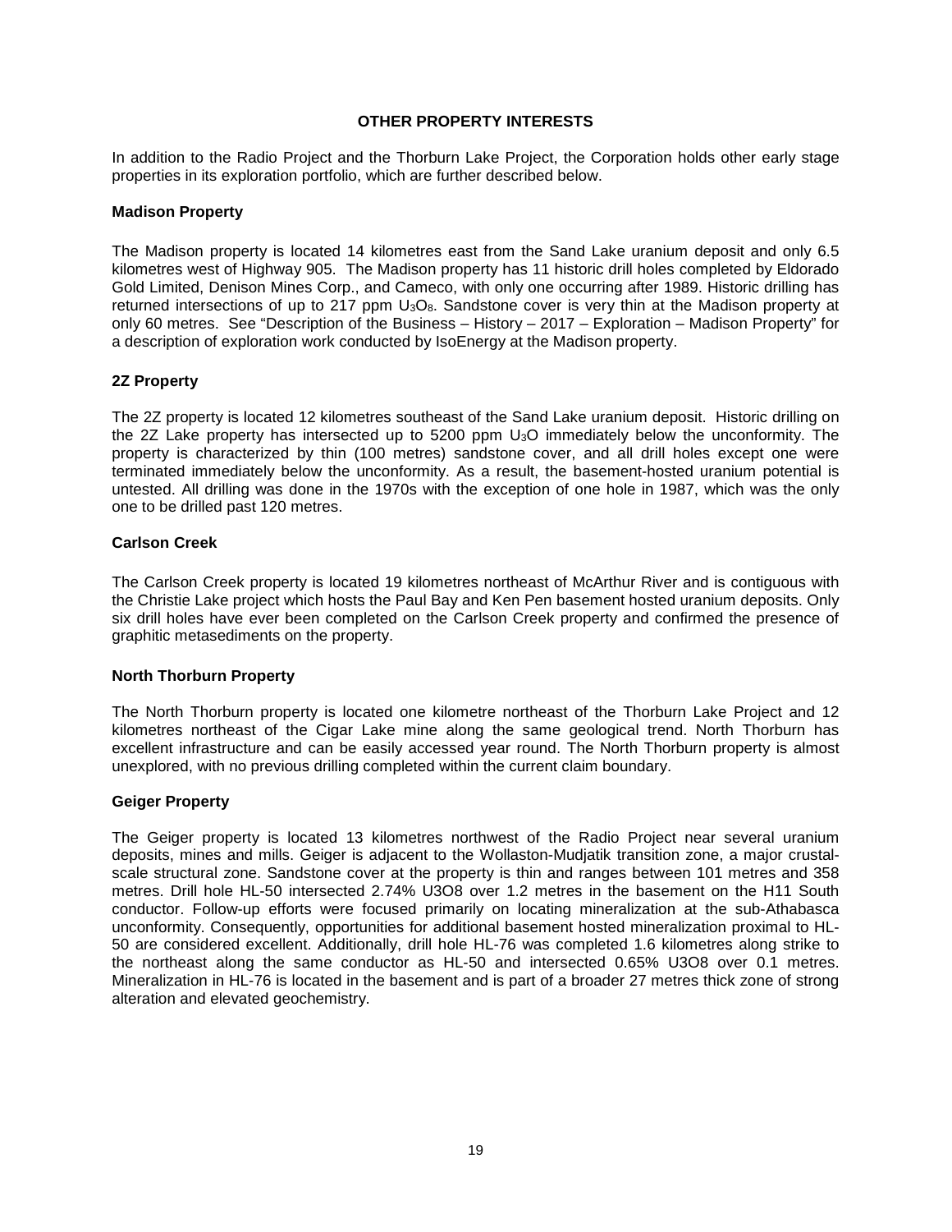## OTHER PROPERTY INTERESTS

In addition to the Radio Project and the Thorburn Lake Project, the Corporation holds other early stage properties in its exploration portfolio, which are further described below.

### Madison Property

The Madison property is located 14 kilometres east from the Sand Lake uranium deposit and only 6.5 kilometres west of Highway 905. The Madison property has 11 historic drill holes completed by Eldorado Gold Limited, Denison Mines Corp., and Cameco, with only one occurring after 1989. Historic drilling has returned intersections of up to 217 ppm $U_3O_8$. Sandstone cover is very thin at the Madison property at only 60 metres. See "Description of the Business – History – 2017 – Exploration – Madison Property" for a description of exploration work conducted by IsoEnergy at the Madison property.

### 2Z Property

The 2Z property is located 12 kilometres southeast of the Sand Lake uranium deposit. Historic drilling on the 2Z Lake property has intersected up to 5200 ppm $U_3O$ immediately below the unconformity. The property is characterized by thin (100 metres) sandstone cover, and all drill holes except one were terminated immediately below the unconformity. As a result, the basement-hosted uranium potential is untested. All drilling was done in the 1970s with the exception of one hole in 1987, which was the only one to be drilled past 120 metres.

### Carlson Creek

The Carlson Creek property is located 19 kilometres northeast of McArthur River and is contiguous with the Christie Lake project which hosts the Paul Bay and Ken Pen basement hosted uranium deposits. Only six drill holes have ever been completed on the Carlson Creek property and confirmed the presence of graphitic metasediments on the property.

### North Thorburn Property

The North Thorburn property is located one kilometre northeast of the Thorburn Lake Project and 12 kilometres northeast of the Cigar Lake mine along the same geological trend. North Thorburn has excellent infrastructure and can be easily accessed year round. The North Thorburn property is almost unexplored, with no previous drilling completed within the current claim boundary.

### Geiger Property

The Geiger property is located 13 kilometres northwest of the Radio Project near several uranium deposits, mines and mills. Geiger is adjacent to the Wollaston-Mudjatik transition zone, a major crustal-scale structural zone. Sandstone cover at the property is thin and ranges between 101 metres and 358 metres. Drill hole HL-50 intersected 2.74% U3O8 over 1.2 metres in the basement on the H11 South conductor. Follow-up efforts were focused primarily on locating mineralization at the sub-Athabasca unconformity. Consequently, opportunities for additional basement hosted mineralization proximal to HL-50 are considered excellent. Additionally, drill hole HL-76 was completed 1.6 kilometres along strike to the northeast along the same conductor as HL-50 and intersected 0.65% U3O8 over 0.1 metres. Mineralization in HL-76 is located in the basement and is part of a broader 27 metres thick zone of strong alteration and elevated geochemistry.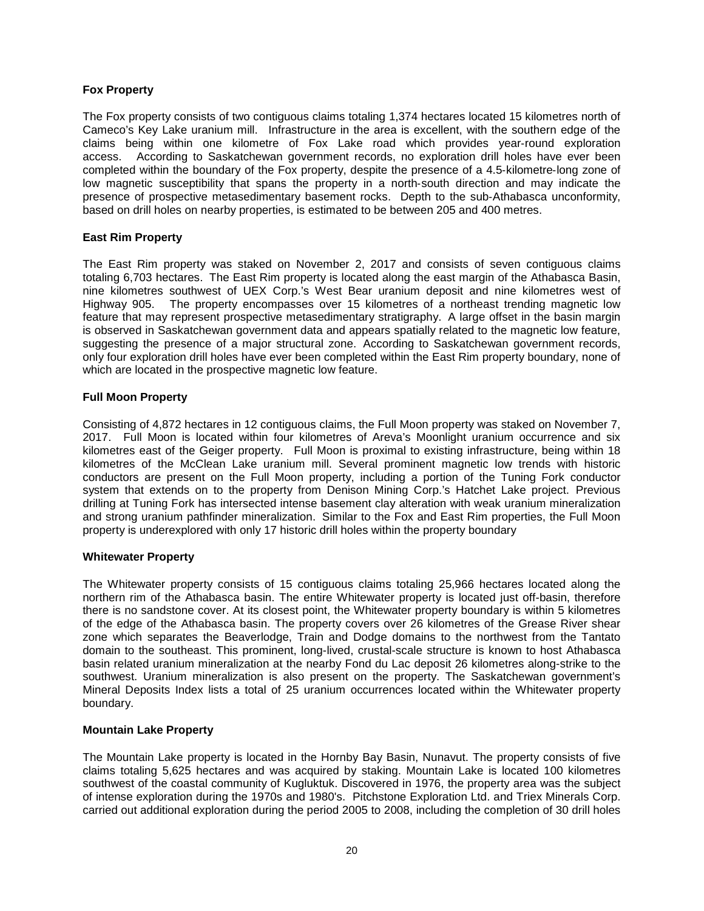**Fox Property**

The Fox property consists of two contiguous claims totaling 1,374 hectares located 15 kilometres north of Cameco's Key Lake uranium mill. Infrastructure in the area is excellent, with the southern edge of the claims being within one kilometre of Fox Lake road which provides year-round exploration access. According to Saskatchewan government records, no exploration drill holes have ever been completed within the boundary of the Fox property, despite the presence of a 4.5-kilometre-long zone of low magnetic susceptibility that spans the property in a north-south direction and may indicate the presence of prospective metasedimentary basement rocks. Depth to the sub-Athabasca unconformity, based on drill holes on nearby properties, is estimated to be between 205 and 400 metres.

**East Rim Property**

The East Rim property was staked on November 2, 2017 and consists of seven contiguous claims totaling 6,703 hectares. The East Rim property is located along the east margin of the Athabasca Basin, nine kilometres southwest of UEX Corp.'s West Bear uranium deposit and nine kilometres west of Highway 905. The property encompasses over 15 kilometres of a northeast trending magnetic low feature that may represent prospective metasedimentary stratigraphy. A large offset in the basin margin is observed in Saskatchewan government data and appears spatially related to the magnetic low feature, suggesting the presence of a major structural zone. According to Saskatchewan government records, only four exploration drill holes have ever been completed within the East Rim property boundary, none of which are located in the prospective magnetic low feature.

**Full Moon Property**

Consisting of 4,872 hectares in 12 contiguous claims, the Full Moon property was staked on November 7, 2017. Full Moon is located within four kilometres of Areva's Moonlight uranium occurrence and six kilometres east of the Geiger property. Full Moon is proximal to existing infrastructure, being within 18 kilometres of the McClean Lake uranium mill. Several prominent magnetic low trends with historic conductors are present on the Full Moon property, including a portion of the Tuning Fork conductor system that extends on to the property from Denison Mining Corp.'s Hatchet Lake project. Previous drilling at Tuning Fork has intersected intense basement clay alteration with weak uranium mineralization and strong uranium pathfinder mineralization. Similar to the Fox and East Rim properties, the Full Moon property is underexplored with only 17 historic drill holes within the property boundary

**Whitewater Property**

The Whitewater property consists of 15 contiguous claims totaling 25,966 hectares located along the northern rim of the Athabasca basin. The entire Whitewater property is located just off-basin, therefore there is no sandstone cover. At its closest point, the Whitewater property boundary is within 5 kilometres of the edge of the Athabasca basin. The property covers over 26 kilometres of the Grease River shear zone which separates the Beaverlodge, Train and Dodge domains to the northwest from the Tantato domain to the southeast. This prominent, long-lived, crustal-scale structure is known to host Athabasca basin related uranium mineralization at the nearby Fond du Lac deposit 26 kilometres along-strike to the southwest. Uranium mineralization is also present on the property. The Saskatchewan government's Mineral Deposits Index lists a total of 25 uranium occurrences located within the Whitewater property boundary.

**Mountain Lake Property**

The Mountain Lake property is located in the Hornby Bay Basin, Nunavut. The property consists of five claims totaling 5,625 hectares and was acquired by staking. Mountain Lake is located 100 kilometres southwest of the coastal community of Kugluktuk. Discovered in 1976, the property area was the subject of intense exploration during the 1970s and 1980's. Pitchstone Exploration Ltd. and Triex Minerals Corp. carried out additional exploration during the period 2005 to 2008, including the completion of 30 drill holes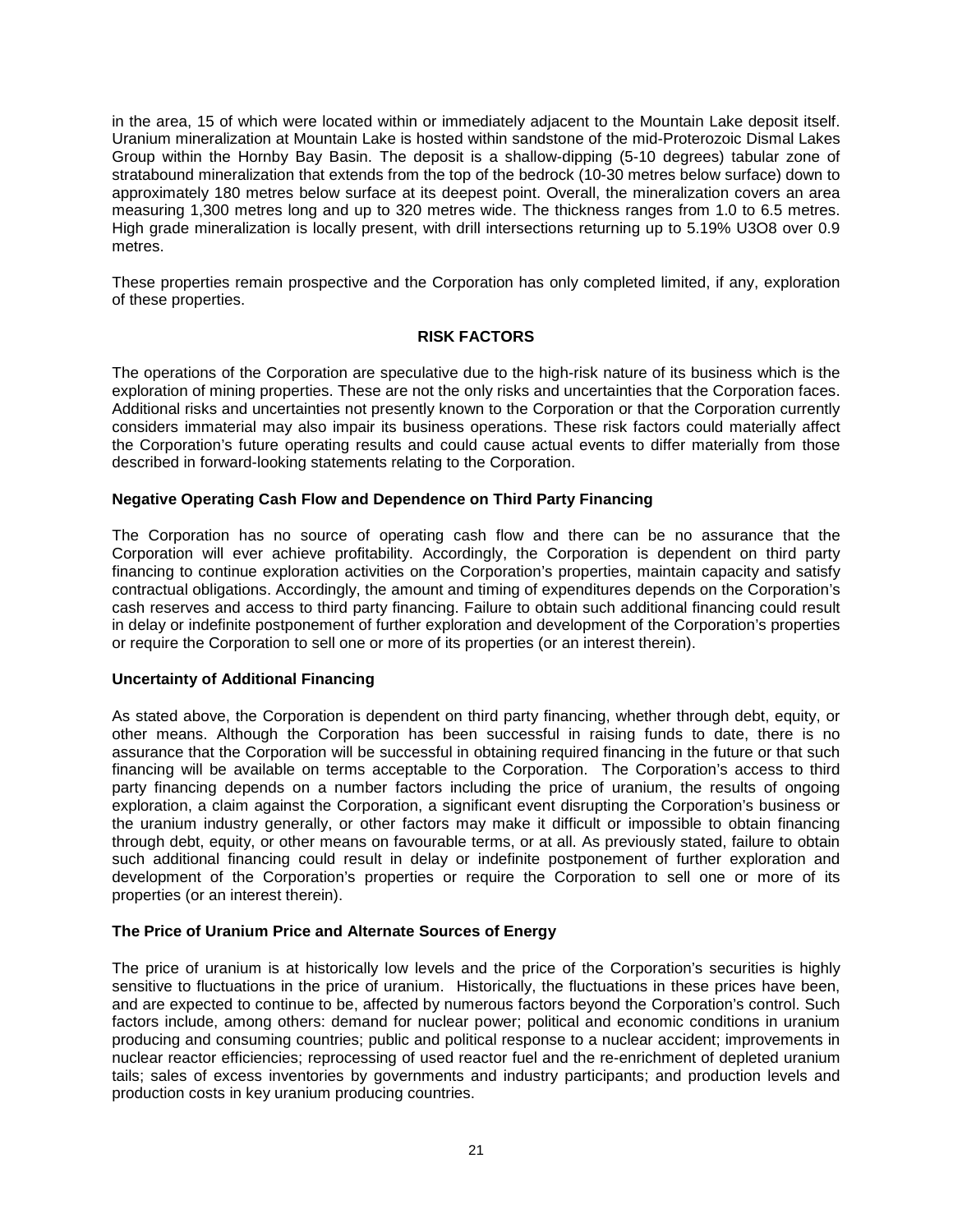in the area, 15 of which were located within or immediately adjacent to the Mountain Lake deposit itself. Uranium mineralization at Mountain Lake is hosted within sandstone of the mid-Proterozoic Dismal Lakes Group within the Hornby Bay Basin. The deposit is a shallow-dipping (5-10 degrees) tabular zone of stratabound mineralization that extends from the top of the bedrock (10-30 metres below surface) down to approximately 180 metres below surface at its deepest point. Overall, the mineralization covers an area measuring 1,300 metres long and up to 320 metres wide. The thickness ranges from 1.0 to 6.5 metres. High grade mineralization is locally present, with drill intersections returning up to 5.19% $U_3O_8$ over 0.9 metres.

These properties remain prospective and the Corporation has only completed limited, if any, exploration of these properties.

## RISK FACTORS

The operations of the Corporation are speculative due to the high-risk nature of its business which is the exploration of mining properties. These are not the only risks and uncertainties that the Corporation faces. Additional risks and uncertainties not presently known to the Corporation or that the Corporation currently considers immaterial may also impair its business operations. These risk factors could materially affect the Corporation's future operating results and could cause actual events to differ materially from those described in forward-looking statements relating to the Corporation.

### Negative Operating Cash Flow and Dependence on Third Party Financing

The Corporation has no source of operating cash flow and there can be no assurance that the Corporation will ever achieve profitability. Accordingly, the Corporation is dependent on third party financing to continue exploration activities on the Corporation's properties, maintain capacity and satisfy contractual obligations. Accordingly, the amount and timing of expenditures depends on the Corporation's cash reserves and access to third party financing. Failure to obtain such additional financing could result in delay or indefinite postponement of further exploration and development of the Corporation's properties or require the Corporation to sell one or more of its properties (or an interest therein).

### Uncertainty of Additional Financing

As stated above, the Corporation is dependent on third party financing, whether through debt, equity, or other means. Although the Corporation has been successful in raising funds to date, there is no assurance that the Corporation will be successful in obtaining required financing in the future or that such financing will be available on terms acceptable to the Corporation. The Corporation's access to third party financing depends on a number factors including the price of uranium, the results of ongoing exploration, a claim against the Corporation, a significant event disrupting the Corporation's business or the uranium industry generally, or other factors may make it difficult or impossible to obtain financing through debt, equity, or other means on favourable terms, or at all. As previously stated, failure to obtain such additional financing could result in delay or indefinite postponement of further exploration and development of the Corporation's properties or require the Corporation to sell one or more of its properties (or an interest therein).

### The Price of Uranium Price and Alternate Sources of Energy

The price of uranium is at historically low levels and the price of the Corporation's securities is highly sensitive to fluctuations in the price of uranium. Historically, the fluctuations in these prices have been, and are expected to continue to be, affected by numerous factors beyond the Corporation's control. Such factors include, among others: demand for nuclear power; political and economic conditions in uranium producing and consuming countries; public and political response to a nuclear accident; improvements in nuclear reactor efficiencies; reprocessing of used reactor fuel and the re-enrichment of depleted uranium tails; sales of excess inventories by governments and industry participants; and production levels and production costs in key uranium producing countries.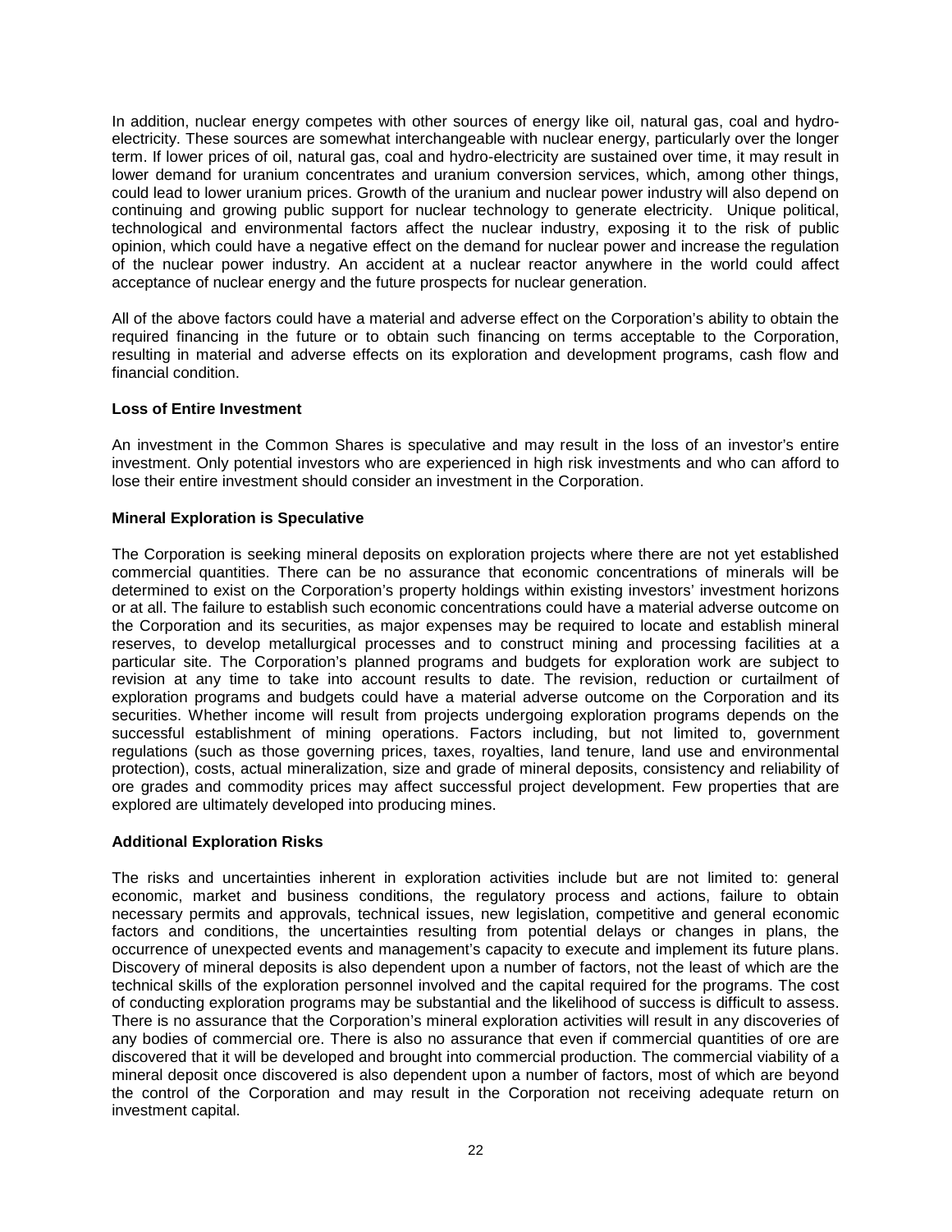In addition, nuclear energy competes with other sources of energy like oil, natural gas, coal and hydro-electricity. These sources are somewhat interchangeable with nuclear energy, particularly over the longer term. If lower prices of oil, natural gas, coal and hydro-electricity are sustained over time, it may result in lower demand for uranium concentrates and uranium conversion services, which, among other things, could lead to lower uranium prices. Growth of the uranium and nuclear power industry will also depend on continuing and growing public support for nuclear technology to generate electricity. Unique political, technological and environmental factors affect the nuclear industry, exposing it to the risk of public opinion, which could have a negative effect on the demand for nuclear power and increase the regulation of the nuclear power industry. An accident at a nuclear reactor anywhere in the world could affect acceptance of nuclear energy and the future prospects for nuclear generation.

All of the above factors could have a material and adverse effect on the Corporation's ability to obtain the required financing in the future or to obtain such financing on terms acceptable to the Corporation, resulting in material and adverse effects on its exploration and development programs, cash flow and financial condition.

**Loss of Entire Investment**

An investment in the Common Shares is speculative and may result in the loss of an investor's entire investment. Only potential investors who are experienced in high risk investments and who can afford to lose their entire investment should consider an investment in the Corporation.

**Mineral Exploration is Speculative**

The Corporation is seeking mineral deposits on exploration projects where there are not yet established commercial quantities. There can be no assurance that economic concentrations of minerals will be determined to exist on the Corporation's property holdings within existing investors' investment horizons or at all. The failure to establish such economic concentrations could have a material adverse outcome on the Corporation and its securities, as major expenses may be required to locate and establish mineral reserves, to develop metallurgical processes and to construct mining and processing facilities at a particular site. The Corporation's planned programs and budgets for exploration work are subject to revision at any time to take into account results to date. The revision, reduction or curtailment of exploration programs and budgets could have a material adverse outcome on the Corporation and its securities. Whether income will result from projects undergoing exploration programs depends on the successful establishment of mining operations. Factors including, but not limited to, government regulations (such as those governing prices, taxes, royalties, land tenure, land use and environmental protection), costs, actual mineralization, size and grade of mineral deposits, consistency and reliability of ore grades and commodity prices may affect successful project development. Few properties that are explored are ultimately developed into producing mines.

**Additional Exploration Risks**

The risks and uncertainties inherent in exploration activities include but are not limited to: general economic, market and business conditions, the regulatory process and actions, failure to obtain necessary permits and approvals, technical issues, new legislation, competitive and general economic factors and conditions, the uncertainties resulting from potential delays or changes in plans, the occurrence of unexpected events and management's capacity to execute and implement its future plans. Discovery of mineral deposits is also dependent upon a number of factors, not the least of which are the technical skills of the exploration personnel involved and the capital required for the programs. The cost of conducting exploration programs may be substantial and the likelihood of success is difficult to assess. There is no assurance that the Corporation's mineral exploration activities will result in any discoveries of any bodies of commercial ore. There is also no assurance that even if commercial quantities of ore are discovered that it will be developed and brought into commercial production. The commercial viability of a mineral deposit once discovered is also dependent upon a number of factors, most of which are beyond the control of the Corporation and may result in the Corporation not receiving adequate return on investment capital.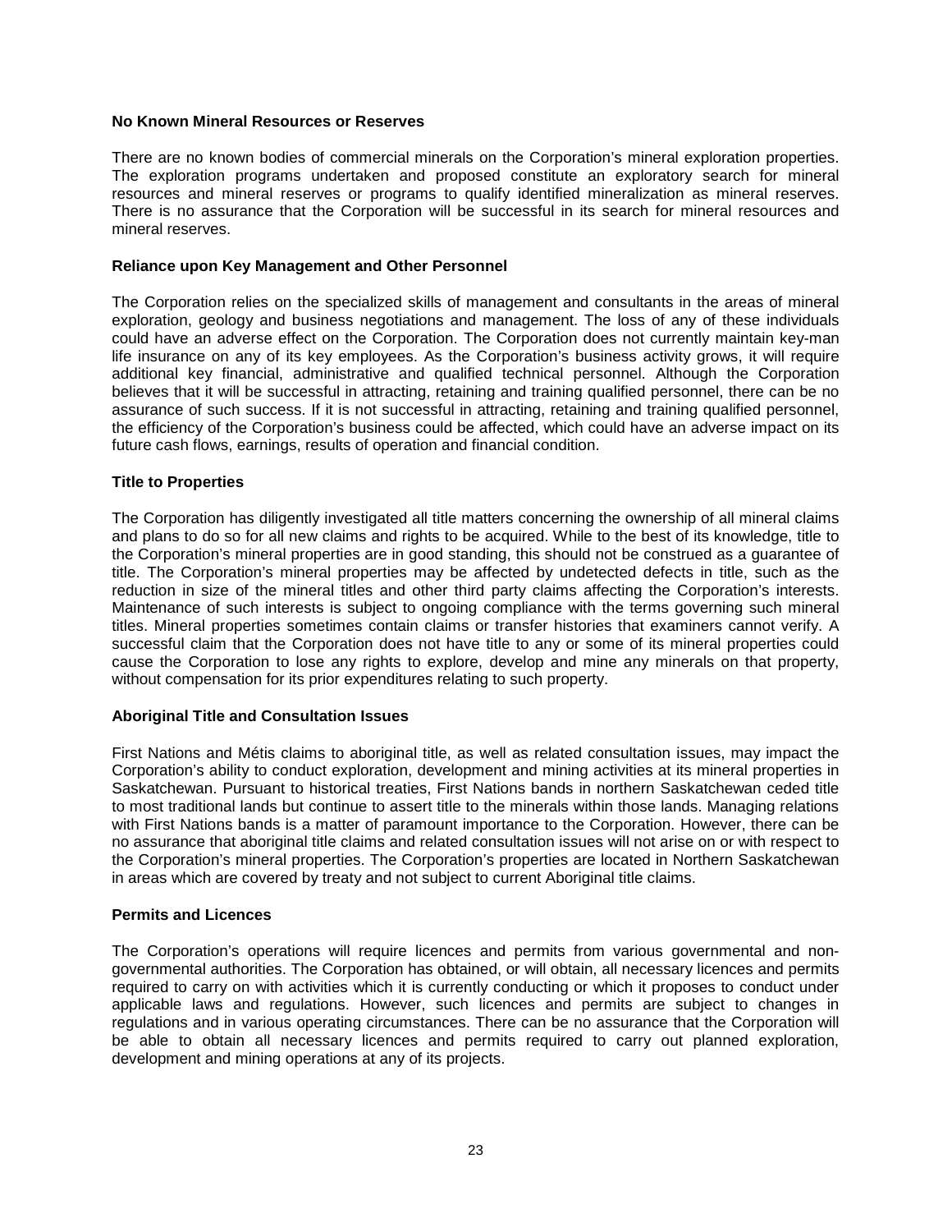### No Known Mineral Resources or Reserves

There are no known bodies of commercial minerals on the Corporation's mineral exploration properties. The exploration programs undertaken and proposed constitute an exploratory search for mineral resources and mineral reserves or programs to qualify identified mineralization as mineral reserves. There is no assurance that the Corporation will be successful in its search for mineral resources and mineral reserves.

### Reliance upon Key Management and Other Personnel

The Corporation relies on the specialized skills of management and consultants in the areas of mineral exploration, geology and business negotiations and management. The loss of any of these individuals could have an adverse effect on the Corporation. The Corporation does not currently maintain key-man life insurance on any of its key employees. As the Corporation's business activity grows, it will require additional key financial, administrative and qualified technical personnel. Although the Corporation believes that it will be successful in attracting, retaining and training qualified personnel, there can be no assurance of such success. If it is not successful in attracting, retaining and training qualified personnel, the efficiency of the Corporation's business could be affected, which could have an adverse impact on its future cash flows, earnings, results of operation and financial condition.

### Title to Properties

The Corporation has diligently investigated all title matters concerning the ownership of all mineral claims and plans to do so for all new claims and rights to be acquired. While to the best of its knowledge, title to the Corporation's mineral properties are in good standing, this should not be construed as a guarantee of title. The Corporation's mineral properties may be affected by undetected defects in title, such as the reduction in size of the mineral titles and other third party claims affecting the Corporation's interests. Maintenance of such interests is subject to ongoing compliance with the terms governing such mineral titles. Mineral properties sometimes contain claims or transfer histories that examiners cannot verify. A successful claim that the Corporation does not have title to any or some of its mineral properties could cause the Corporation to lose any rights to explore, develop and mine any minerals on that property, without compensation for its prior expenditures relating to such property.

### Aboriginal Title and Consultation Issues

First Nations and Métis claims to aboriginal title, as well as related consultation issues, may impact the Corporation's ability to conduct exploration, development and mining activities at its mineral properties in Saskatchewan. Pursuant to historical treaties, First Nations bands in northern Saskatchewan ceded title to most traditional lands but continue to assert title to the minerals within those lands. Managing relations with First Nations bands is a matter of paramount importance to the Corporation. However, there can be no assurance that aboriginal title claims and related consultation issues will not arise on or with respect to the Corporation's mineral properties. The Corporation's properties are located in Northern Saskatchewan in areas which are covered by treaty and not subject to current Aboriginal title claims.

### Permits and Licences

The Corporation's operations will require licences and permits from various governmental and non-governmental authorities. The Corporation has obtained, or will obtain, all necessary licences and permits required to carry on with activities which it is currently conducting or which it proposes to conduct under applicable laws and regulations. However, such licences and permits are subject to changes in regulations and in various operating circumstances. There can be no assurance that the Corporation will be able to obtain all necessary licences and permits required to carry out planned exploration, development and mining operations at any of its projects.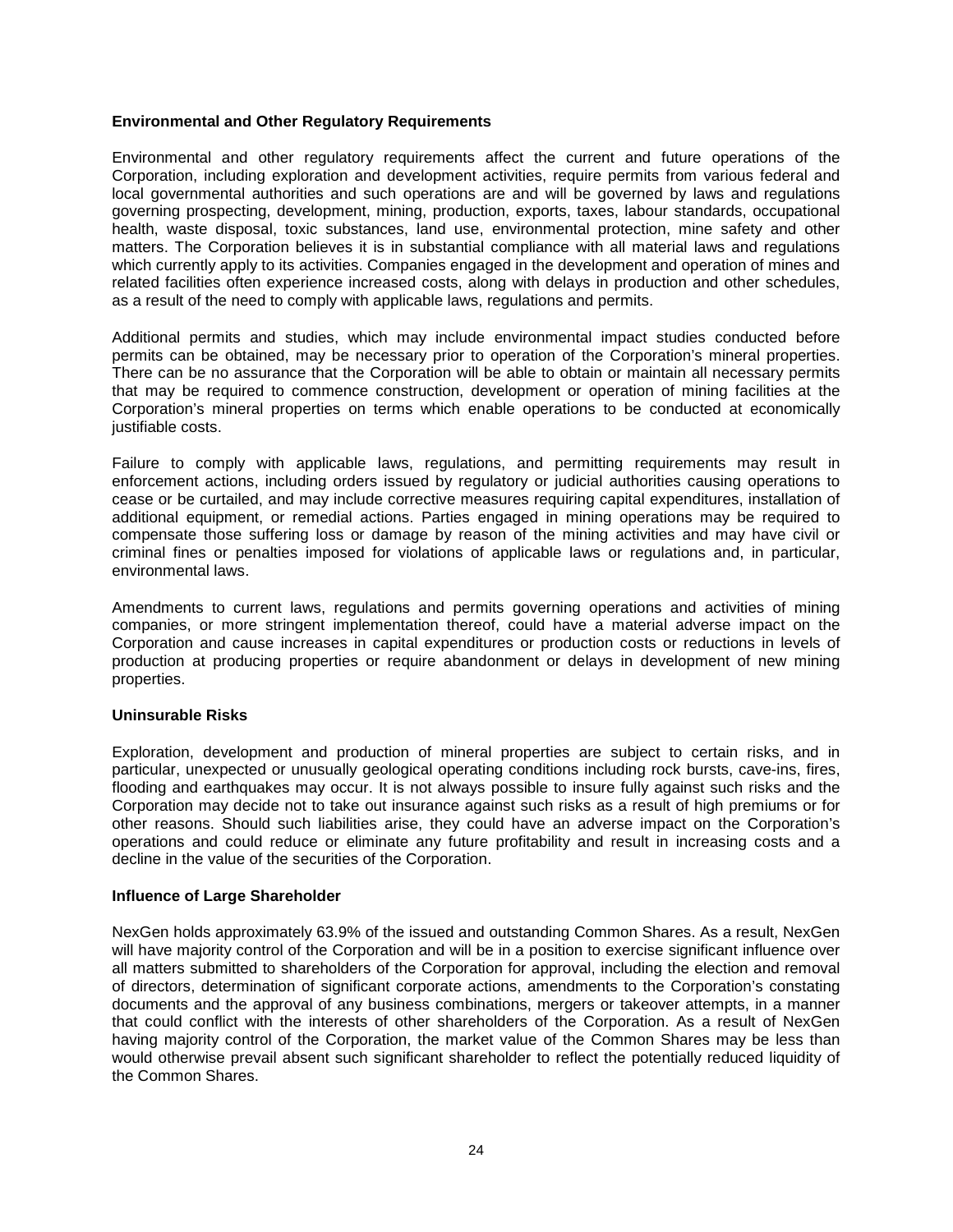### Environmental and Other Regulatory Requirements

Environmental and other regulatory requirements affect the current and future operations of the Corporation, including exploration and development activities, require permits from various federal and local governmental authorities and such operations are and will be governed by laws and regulations governing prospecting, development, mining, production, exports, taxes, labour standards, occupational health, waste disposal, toxic substances, land use, environmental protection, mine safety and other matters. The Corporation believes it is in substantial compliance with all material laws and regulations which currently apply to its activities. Companies engaged in the development and operation of mines and related facilities often experience increased costs, along with delays in production and other schedules, as a result of the need to comply with applicable laws, regulations and permits.

Additional permits and studies, which may include environmental impact studies conducted before permits can be obtained, may be necessary prior to operation of the Corporation's mineral properties. There can be no assurance that the Corporation will be able to obtain or maintain all necessary permits that may be required to commence construction, development or operation of mining facilities at the Corporation's mineral properties on terms which enable operations to be conducted at economically justifiable costs.

Failure to comply with applicable laws, regulations, and permitting requirements may result in enforcement actions, including orders issued by regulatory or judicial authorities causing operations to cease or be curtailed, and may include corrective measures requiring capital expenditures, installation of additional equipment, or remedial actions. Parties engaged in mining operations may be required to compensate those suffering loss or damage by reason of the mining activities and may have civil or criminal fines or penalties imposed for violations of applicable laws or regulations and, in particular, environmental laws.

Amendments to current laws, regulations and permits governing operations and activities of mining companies, or more stringent implementation thereof, could have a material adverse impact on the Corporation and cause increases in capital expenditures or production costs or reductions in levels of production at producing properties or require abandonment or delays in development of new mining properties.

### Uninsurable Risks

Exploration, development and production of mineral properties are subject to certain risks, and in particular, unexpected or unusually geological operating conditions including rock bursts, cave-ins, fires, flooding and earthquakes may occur. It is not always possible to insure fully against such risks and the Corporation may decide not to take out insurance against such risks as a result of high premiums or for other reasons. Should such liabilities arise, they could have an adverse impact on the Corporation's operations and could reduce or eliminate any future profitability and result in increasing costs and a decline in the value of the securities of the Corporation.

### Influence of Large Shareholder

NexGen holds approximately 63.9% of the issued and outstanding Common Shares. As a result, NexGen will have majority control of the Corporation and will be in a position to exercise significant influence over all matters submitted to shareholders of the Corporation for approval, including the election and removal of directors, determination of significant corporate actions, amendments to the Corporation's constating documents and the approval of any business combinations, mergers or takeover attempts, in a manner that could conflict with the interests of other shareholders of the Corporation. As a result of NexGen having majority control of the Corporation, the market value of the Common Shares may be less than would otherwise prevail absent such significant shareholder to reflect the potentially reduced liquidity of the Common Shares.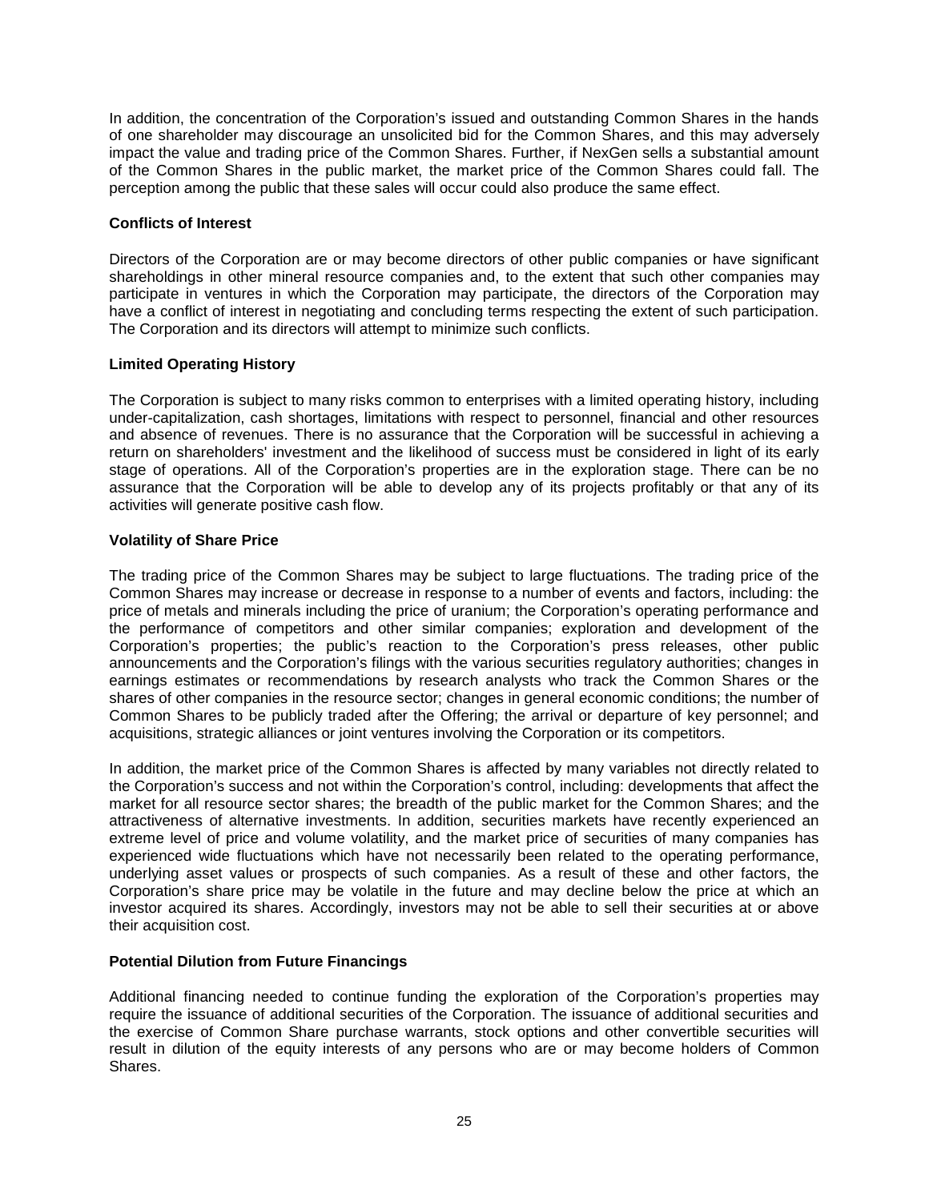In addition, the concentration of the Corporation's issued and outstanding Common Shares in the hands of one shareholder may discourage an unsolicited bid for the Common Shares, and this may adversely impact the value and trading price of the Common Shares. Further, if NexGen sells a substantial amount of the Common Shares in the public market, the market price of the Common Shares could fall. The perception among the public that these sales will occur could also produce the same effect.

**Conflicts of Interest**

Directors of the Corporation are or may become directors of other public companies or have significant shareholdings in other mineral resource companies and, to the extent that such other companies may participate in ventures in which the Corporation may participate, the directors of the Corporation may have a conflict of interest in negotiating and concluding terms respecting the extent of such participation. The Corporation and its directors will attempt to minimize such conflicts.

**Limited Operating History**

The Corporation is subject to many risks common to enterprises with a limited operating history, including under-capitalization, cash shortages, limitations with respect to personnel, financial and other resources and absence of revenues. There is no assurance that the Corporation will be successful in achieving a return on shareholders' investment and the likelihood of success must be considered in light of its early stage of operations. All of the Corporation's properties are in the exploration stage. There can be no assurance that the Corporation will be able to develop any of its projects profitably or that any of its activities will generate positive cash flow.

**Volatility of Share Price**

The trading price of the Common Shares may be subject to large fluctuations. The trading price of the Common Shares may increase or decrease in response to a number of events and factors, including: the price of metals and minerals including the price of uranium; the Corporation's operating performance and the performance of competitors and other similar companies; exploration and development of the Corporation's properties; the public's reaction to the Corporation's press releases, other public announcements and the Corporation's filings with the various securities regulatory authorities; changes in earnings estimates or recommendations by research analysts who track the Common Shares or the shares of other companies in the resource sector; changes in general economic conditions; the number of Common Shares to be publicly traded after the Offering; the arrival or departure of key personnel; and acquisitions, strategic alliances or joint ventures involving the Corporation or its competitors.

In addition, the market price of the Common Shares is affected by many variables not directly related to the Corporation's success and not within the Corporation's control, including: developments that affect the market for all resource sector shares; the breadth of the public market for the Common Shares; and the attractiveness of alternative investments. In addition, securities markets have recently experienced an extreme level of price and volume volatility, and the market price of securities of many companies has experienced wide fluctuations which have not necessarily been related to the operating performance, underlying asset values or prospects of such companies. As a result of these and other factors, the Corporation's share price may be volatile in the future and may decline below the price at which an investor acquired its shares. Accordingly, investors may not be able to sell their securities at or above their acquisition cost.

**Potential Dilution from Future Financings**

Additional financing needed to continue funding the exploration of the Corporation's properties may require the issuance of additional securities of the Corporation. The issuance of additional securities and the exercise of Common Share purchase warrants, stock options and other convertible securities will result in dilution of the equity interests of any persons who are or may become holders of Common Shares.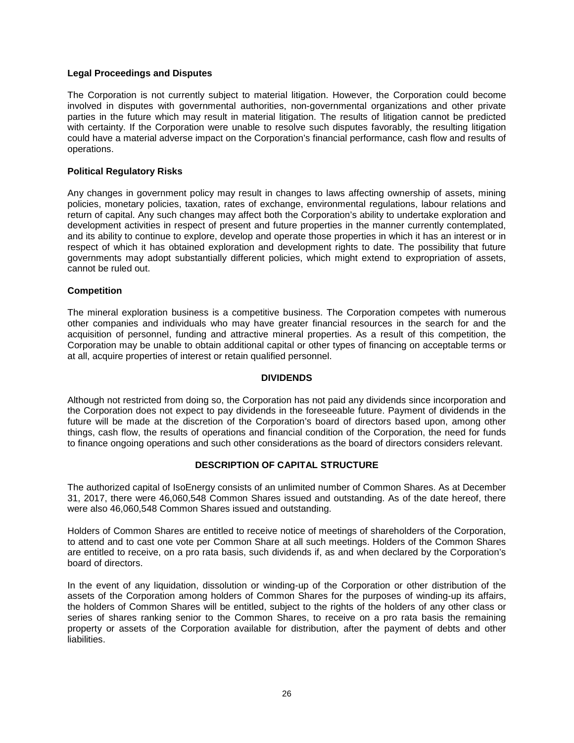**Legal Proceedings and Disputes**

The Corporation is not currently subject to material litigation. However, the Corporation could become involved in disputes with governmental authorities, non-governmental organizations and other private parties in the future which may result in material litigation. The results of litigation cannot be predicted with certainty. If the Corporation were unable to resolve such disputes favorably, the resulting litigation could have a material adverse impact on the Corporation's financial performance, cash flow and results of operations.

**Political Regulatory Risks**

Any changes in government policy may result in changes to laws affecting ownership of assets, mining policies, monetary policies, taxation, rates of exchange, environmental regulations, labour relations and return of capital. Any such changes may affect both the Corporation's ability to undertake exploration and development activities in respect of present and future properties in the manner currently contemplated, and its ability to continue to explore, develop and operate those properties in which it has an interest or in respect of which it has obtained exploration and development rights to date. The possibility that future governments may adopt substantially different policies, which might extend to expropriation of assets, cannot be ruled out.

**Competition**

The mineral exploration business is a competitive business. The Corporation competes with numerous other companies and individuals who may have greater financial resources in the search for and the acquisition of personnel, funding and attractive mineral properties. As a result of this competition, the Corporation may be unable to obtain additional capital or other types of financing on acceptable terms or at all, acquire properties of interest or retain qualified personnel.

## DIVIDENDS

Although not restricted from doing so, the Corporation has not paid any dividends since incorporation and the Corporation does not expect to pay dividends in the foreseeable future. Payment of dividends in the future will be made at the discretion of the Corporation's board of directors based upon, among other things, cash flow, the results of operations and financial condition of the Corporation, the need for funds to finance ongoing operations and such other considerations as the board of directors considers relevant.

## DESCRIPTION OF CAPITAL STRUCTURE

The authorized capital of IsoEnergy consists of an unlimited number of Common Shares. As at December 31, 2017, there were 46,060,548 Common Shares issued and outstanding. As of the date hereof, there were also 46,060,548 Common Shares issued and outstanding.

Holders of Common Shares are entitled to receive notice of meetings of shareholders of the Corporation, to attend and to cast one vote per Common Share at all such meetings. Holders of the Common Shares are entitled to receive, on a pro rata basis, such dividends if, as and when declared by the Corporation's board of directors.

In the event of any liquidation, dissolution or winding-up of the Corporation or other distribution of the assets of the Corporation among holders of Common Shares for the purposes of winding-up its affairs, the holders of Common Shares will be entitled, subject to the rights of the holders of any other class or series of shares ranking senior to the Common Shares, to receive on a pro rata basis the remaining property or assets of the Corporation available for distribution, after the payment of debts and other liabilities.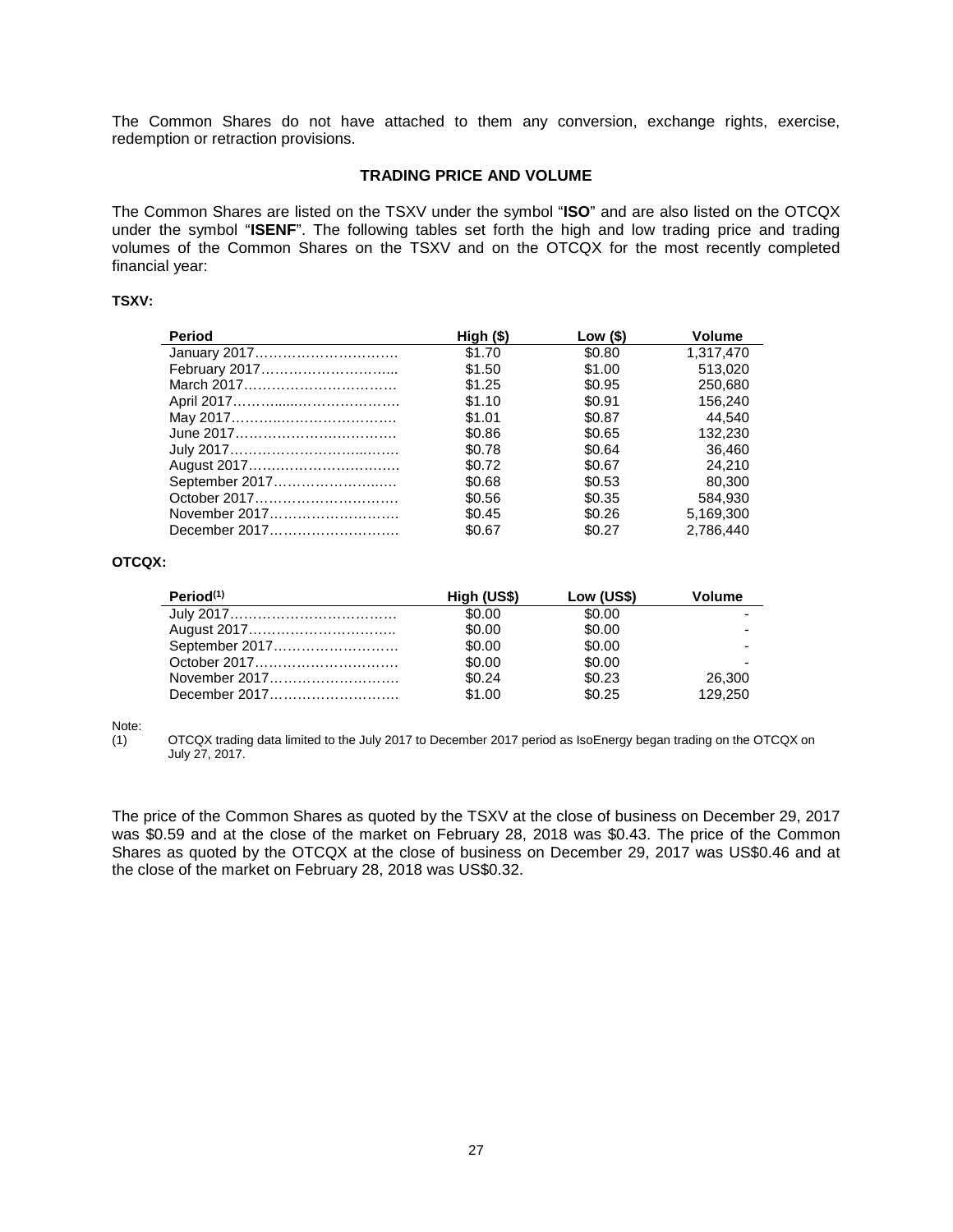The Common Shares do not have attached to them any conversion, exchange rights, exercise, redemption or retraction provisions.

## TRADING PRICE AND VOLUME

The Common Shares are listed on the TSXV under the symbol "**ISO**" and are also listed on the OTCQX under the symbol "**ISENF**". The following tables set forth the high and low trading price and trading volumes of the Common Shares on the TSXV and on the OTCQX for the most recently completed financial year:

**TSXV:**

| Period | High ($) | Low ($) | Volume |
|---|---|---|---|
| January 2017 | $1.70 | $0.80 | 1,317,470 |
| February 2017 | $1.50 | $1.00 | 513,020 |
| March 2017 | $1.25 | $0.95 | 250,680 |
| April 2017 | $1.10 | $0.91 | 156,240 |
| May 2017 | $1.01 | $0.87 | 44,540 |
| June 2017 | $0.86 | $0.65 | 132,230 |
| July 2017 | $0.78 | $0.64 | 36,460 |
| August 2017 | $0.72 | $0.67 | 24,210 |
| September 2017 | $0.68 | $0.53 | 80,300 |
| October 2017 | $0.56 | $0.35 | 584,930 |
| November 2017 | $0.45 | $0.26 | 5,169,300 |
| December 2017 | $0.67 | $0.27 | 2,786,440 |

**OTCQX:**

| Period(1) | High (US$) | Low (US$) | Volume |
|---|---|---|---|
| July 2017 | $0.00 | $0.00 | - |
| August 2017 | $0.00 | $0.00 | - |
| September 2017 | $0.00 | $0.00 | - |
| October 2017 | $0.00 | $0.00 | - |
| November 2017 | $0.24 | $0.23 | 26,300 |
| December 2017 | $1.00 | $0.25 | 129,250 |

Note:
(1) OTCQX trading data limited to the July 2017 to December 2017 period as IsoEnergy began trading on the OTCQX on July 27, 2017.

The price of the Common Shares as quoted by the TSXV at the close of business on December 29, 2017 was $0.59 and at the close of the market on February 28, 2018 was $0.43. The price of the Common Shares as quoted by the OTCQX at the close of business on December 29, 2017 was US$0.46 and at the close of the market on February 28, 2018 was US$0.32.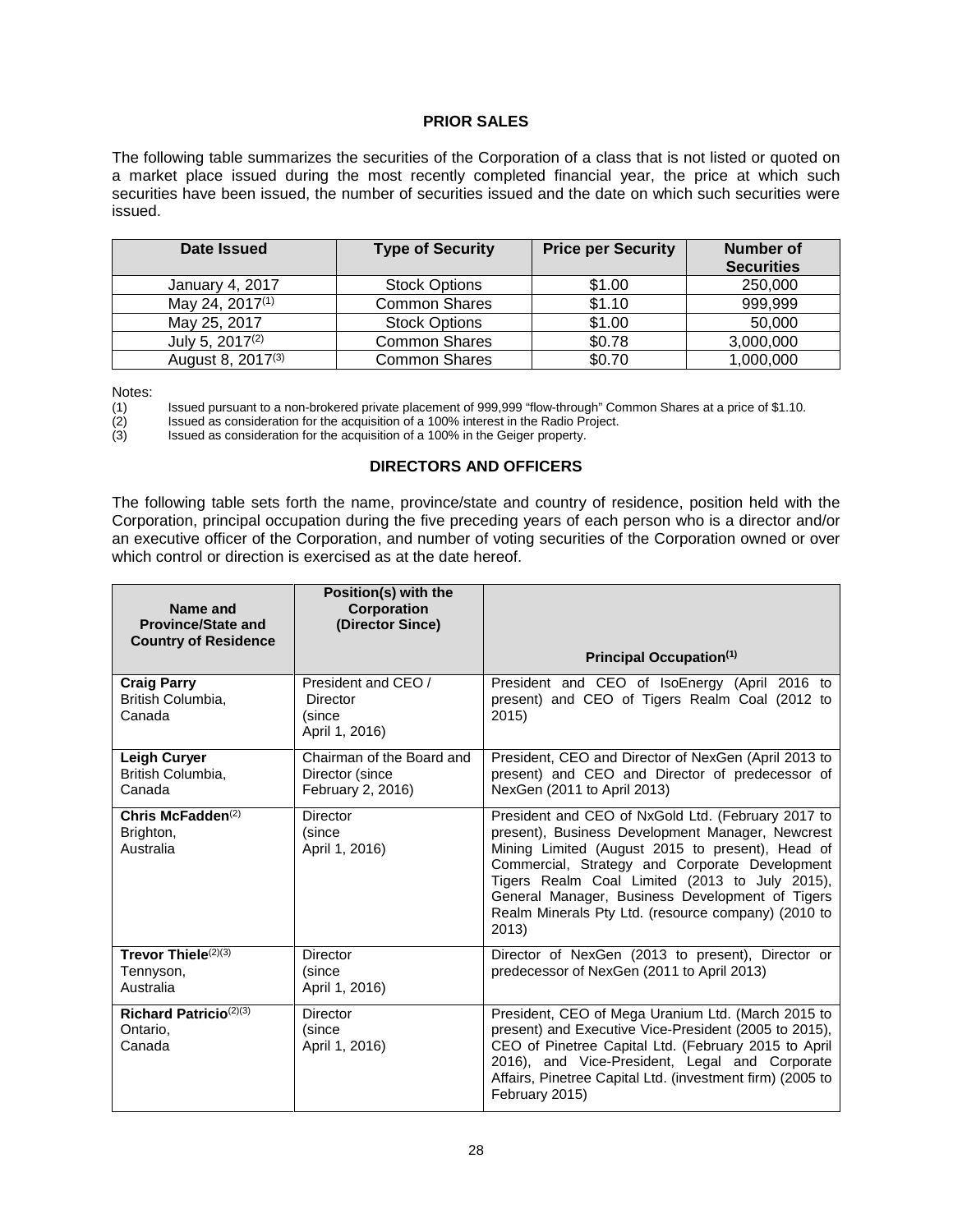## PRIOR SALES

The following table summarizes the securities of the Corporation of a class that is not listed or quoted on a market place issued during the most recently completed financial year, the price at which such securities have been issued, the number of securities issued and the date on which such securities were issued.

| Date Issued | Type of Security | Price per Security | Number of Securities |
|---|---|---|---|
| January 4, 2017 | Stock Options | $1.00 | 250,000 |
| May 24, 2017[(1)] | Common Shares | $1.10 | 999,999 |
| May 25, 2017 | Stock Options | $1.00 | 50,000 |
| July 5, 2017[(2)] | Common Shares | $0.78 | 3,000,000 |
| August 8, 2017[(3)] | Common Shares | $0.70 | 1,000,000 |

Notes:

(1) Issued pursuant to a non-brokered private placement of 999,999 "flow-through" Common Shares at a price of $1.10.

(2) Issued as consideration for the acquisition of a 100% interest in the Radio Project.

(3) Issued as consideration for the acquisition of a 100% in the Geiger property.

## DIRECTORS AND OFFICERS

The following table sets forth the name, province/state and country of residence, position held with the Corporation, principal occupation during the five preceding years of each person who is a director and/or an executive officer of the Corporation, and number of voting securities of the Corporation owned or over which control or direction is exercised as at the date hereof.

| Name and Province/State and Country of Residence | Position(s) with the Corporation (Director Since) | Principal Occupation[(1)] |
|---|---|---|
| **Craig Parry** British Columbia, Canada | President and CEO / Director (since April 1, 2016) | President and CEO of IsoEnergy (April 2016 to present) and CEO of Tigers Realm Coal (2012 to 2015) |
| **Leigh Curyer** British Columbia, Canada | Chairman of the Board and Director (since February 2, 2016) | President, CEO and Director of NexGen (April 2013 to present) and CEO and Director of predecessor of NexGen (2011 to April 2013) |
| **Chris McFadden**[(2)] Brighton, Australia | Director (since April 1, 2016) | President and CEO of NxGold Ltd. (February 2017 to present), Business Development Manager, Newcrest Mining Limited (August 2015 to present), Head of Commercial, Strategy and Corporate Development Tigers Realm Coal Limited (2013 to July 2015), General Manager, Business Development of Tigers Realm Minerals Pty Ltd. (resource company) (2010 to 2013) |
| **Trevor Thiele**[(2)(3)] Tennyson, Australia | Director (since April 1, 2016) | Director of NexGen (2013 to present), Director or predecessor of NexGen (2011 to April 2013) |
| **Richard Patricio**[(2)(3)] Ontario, Canada | Director (since April 1, 2016) | President, CEO of Mega Uranium Ltd. (March 2015 to present) and Executive Vice-President (2005 to 2015), CEO of Pinetree Capital Ltd. (February 2015 to April 2016), and Vice-President, Legal and Corporate Affairs, Pinetree Capital Ltd. (investment firm) (2005 to February 2015) |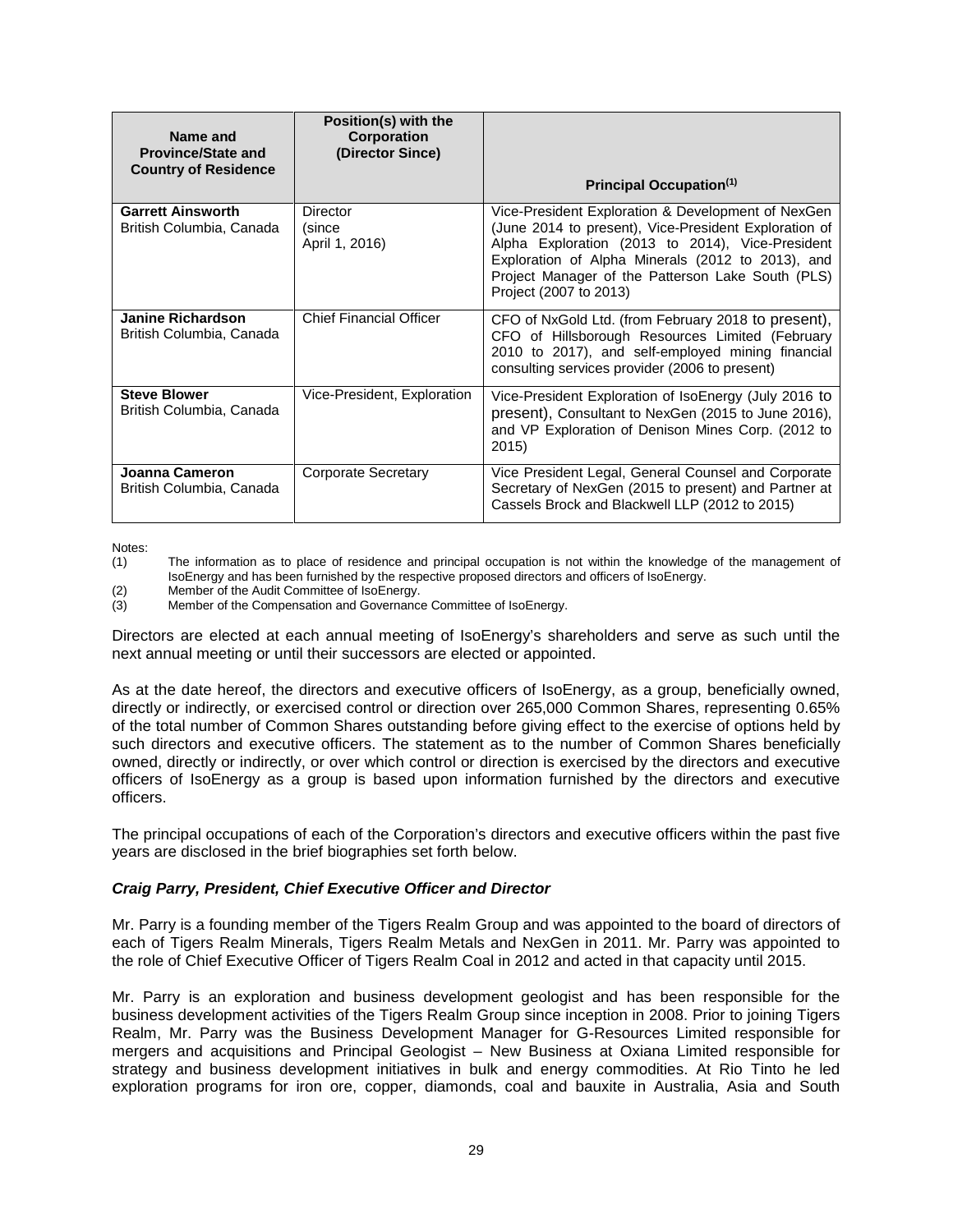| Name and Province/State and Country of Residence | Position(s) with the Corporation (Director Since) | Principal Occupation[(1)] |
|---|---|---|
| **Garrett Ainsworth** British Columbia, Canada | Director (since April 1, 2016) | Vice-President Exploration & Development of NexGen (June 2014 to present), Vice-President Exploration of Alpha Exploration (2013 to 2014), Vice-President Exploration of Alpha Minerals (2012 to 2013), and Project Manager of the Patterson Lake South (PLS) Project (2007 to 2013) |
| **Janine Richardson** British Columbia, Canada | Chief Financial Officer | CFO of NxGold Ltd. (from February 2018 to present), CFO of Hillsborough Resources Limited (February 2010 to 2017), and self-employed mining financial consulting services provider (2006 to present) |
| **Steve Blower** British Columbia, Canada | Vice-President, Exploration | Vice-President Exploration of IsoEnergy (July 2016 to present), Consultant to NexGen (2015 to June 2016), and VP Exploration of Denison Mines Corp. (2012 to 2015) |
| **Joanna Cameron** British Columbia, Canada | Corporate Secretary | Vice President Legal, General Counsel and Corporate Secretary of NexGen (2015 to present) and Partner at Cassels Brock and Blackwell LLP (2012 to 2015) |

Notes:

(1) The information as to place of residence and principal occupation is not within the knowledge of the management of IsoEnergy and has been furnished by the respective proposed directors and officers of IsoEnergy.

(2) Member of the Audit Committee of IsoEnergy.

(3) Member of the Compensation and Governance Committee of IsoEnergy.

Directors are elected at each annual meeting of IsoEnergy's shareholders and serve as such until the next annual meeting or until their successors are elected or appointed.

As at the date hereof, the directors and executive officers of IsoEnergy, as a group, beneficially owned, directly or indirectly, or exercised control or direction over 265,000 Common Shares, representing 0.65% of the total number of Common Shares outstanding before giving effect to the exercise of options held by such directors and executive officers. The statement as to the number of Common Shares beneficially owned, directly or indirectly, or over which control or direction is exercised by the directors and executive officers of IsoEnergy as a group is based upon information furnished by the directors and executive officers.

The principal occupations of each of the Corporation's directors and executive officers within the past five years are disclosed in the brief biographies set forth below.

***Craig Parry, President, Chief Executive Officer and Director***

Mr. Parry is a founding member of the Tigers Realm Group and was appointed to the board of directors of each of Tigers Realm Minerals, Tigers Realm Metals and NexGen in 2011. Mr. Parry was appointed to the role of Chief Executive Officer of Tigers Realm Coal in 2012 and acted in that capacity until 2015.

Mr. Parry is an exploration and business development geologist and has been responsible for the business development activities of the Tigers Realm Group since inception in 2008. Prior to joining Tigers Realm, Mr. Parry was the Business Development Manager for G-Resources Limited responsible for mergers and acquisitions and Principal Geologist – New Business at Oxiana Limited responsible for strategy and business development initiatives in bulk and energy commodities. At Rio Tinto he led exploration programs for iron ore, copper, diamonds, coal and bauxite in Australia, Asia and South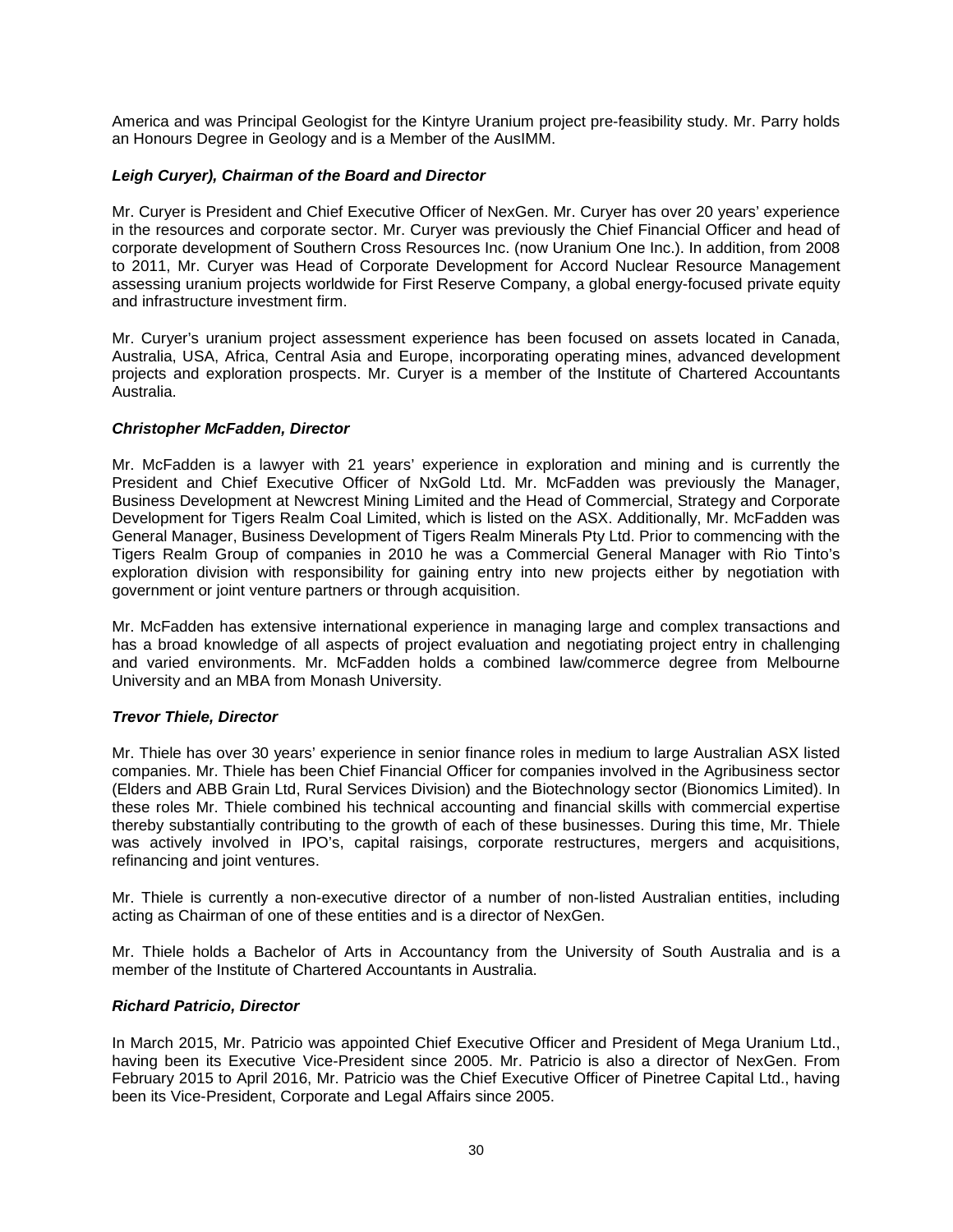America and was Principal Geologist for the Kintyre Uranium project pre-feasibility study. Mr. Parry holds an Honours Degree in Geology and is a Member of the AusIMM.

***Leigh Curyer), Chairman of the Board and Director***

Mr. Curyer is President and Chief Executive Officer of NexGen. Mr. Curyer has over 20 years' experience in the resources and corporate sector. Mr. Curyer was previously the Chief Financial Officer and head of corporate development of Southern Cross Resources Inc. (now Uranium One Inc.). In addition, from 2008 to 2011, Mr. Curyer was Head of Corporate Development for Accord Nuclear Resource Management assessing uranium projects worldwide for First Reserve Company, a global energy-focused private equity and infrastructure investment firm.

Mr. Curyer's uranium project assessment experience has been focused on assets located in Canada, Australia, USA, Africa, Central Asia and Europe, incorporating operating mines, advanced development projects and exploration prospects. Mr. Curyer is a member of the Institute of Chartered Accountants Australia.

***Christopher McFadden, Director***

Mr. McFadden is a lawyer with 21 years' experience in exploration and mining and is currently the President and Chief Executive Officer of NxGold Ltd. Mr. McFadden was previously the Manager, Business Development at Newcrest Mining Limited and the Head of Commercial, Strategy and Corporate Development for Tigers Realm Coal Limited, which is listed on the ASX. Additionally, Mr. McFadden was General Manager, Business Development of Tigers Realm Minerals Pty Ltd. Prior to commencing with the Tigers Realm Group of companies in 2010 he was a Commercial General Manager with Rio Tinto's exploration division with responsibility for gaining entry into new projects either by negotiation with government or joint venture partners or through acquisition.

Mr. McFadden has extensive international experience in managing large and complex transactions and has a broad knowledge of all aspects of project evaluation and negotiating project entry in challenging and varied environments. Mr. McFadden holds a combined law/commerce degree from Melbourne University and an MBA from Monash University.

***Trevor Thiele, Director***

Mr. Thiele has over 30 years' experience in senior finance roles in medium to large Australian ASX listed companies. Mr. Thiele has been Chief Financial Officer for companies involved in the Agribusiness sector (Elders and ABB Grain Ltd, Rural Services Division) and the Biotechnology sector (Bionomics Limited). In these roles Mr. Thiele combined his technical accounting and financial skills with commercial expertise thereby substantially contributing to the growth of each of these businesses. During this time, Mr. Thiele was actively involved in IPO's, capital raisings, corporate restructures, mergers and acquisitions, refinancing and joint ventures.

Mr. Thiele is currently a non-executive director of a number of non-listed Australian entities, including acting as Chairman of one of these entities and is a director of NexGen.

Mr. Thiele holds a Bachelor of Arts in Accountancy from the University of South Australia and is a member of the Institute of Chartered Accountants in Australia.

***Richard Patricio, Director***

In March 2015, Mr. Patricio was appointed Chief Executive Officer and President of Mega Uranium Ltd., having been its Executive Vice-President since 2005. Mr. Patricio is also a director of NexGen. From February 2015 to April 2016, Mr. Patricio was the Chief Executive Officer of Pinetree Capital Ltd., having been its Vice-President, Corporate and Legal Affairs since 2005.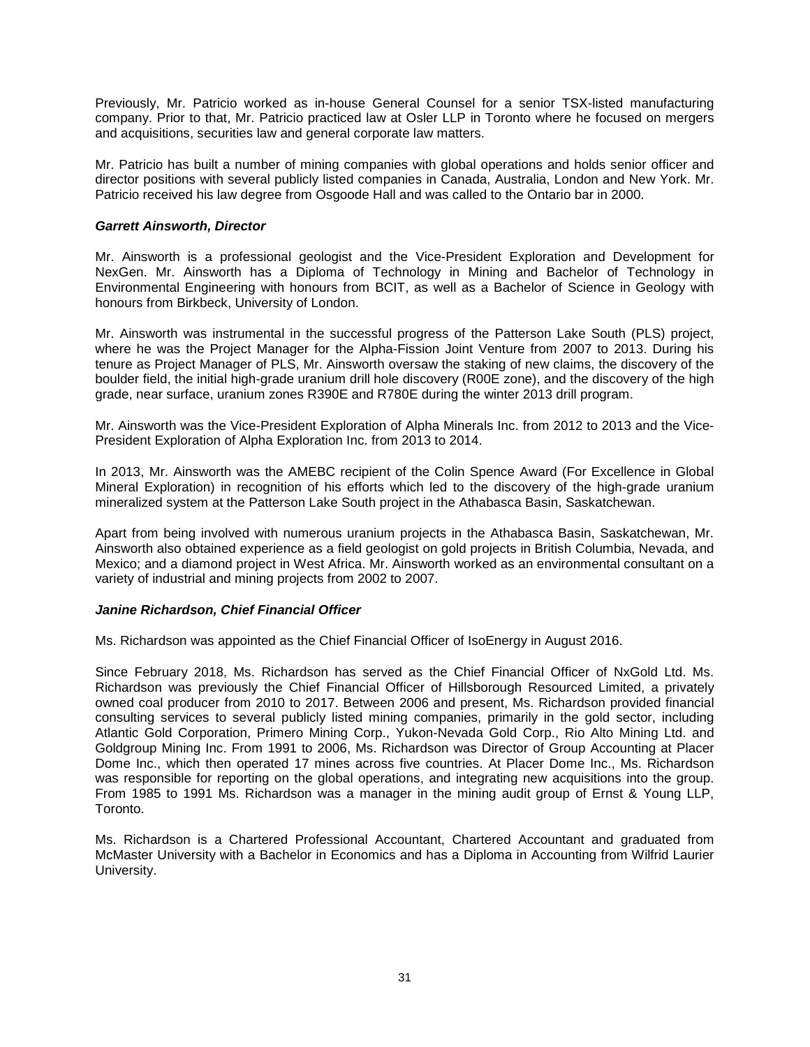Previously, Mr. Patricio worked as in-house General Counsel for a senior TSX-listed manufacturing company. Prior to that, Mr. Patricio practiced law at Osler LLP in Toronto where he focused on mergers and acquisitions, securities law and general corporate law matters.

Mr. Patricio has built a number of mining companies with global operations and holds senior officer and director positions with several publicly listed companies in Canada, Australia, London and New York. Mr. Patricio received his law degree from Osgoode Hall and was called to the Ontario bar in 2000.

***Garrett Ainsworth, Director***

Mr. Ainsworth is a professional geologist and the Vice-President Exploration and Development for NexGen. Mr. Ainsworth has a Diploma of Technology in Mining and Bachelor of Technology in Environmental Engineering with honours from BCIT, as well as a Bachelor of Science in Geology with honours from Birkbeck, University of London.

Mr. Ainsworth was instrumental in the successful progress of the Patterson Lake South (PLS) project, where he was the Project Manager for the Alpha-Fission Joint Venture from 2007 to 2013. During his tenure as Project Manager of PLS, Mr. Ainsworth oversaw the staking of new claims, the discovery of the boulder field, the initial high-grade uranium drill hole discovery (R00E zone), and the discovery of the high grade, near surface, uranium zones R390E and R780E during the winter 2013 drill program.

Mr. Ainsworth was the Vice-President Exploration of Alpha Minerals Inc. from 2012 to 2013 and the Vice-President Exploration of Alpha Exploration Inc. from 2013 to 2014.

In 2013, Mr. Ainsworth was the AMEBC recipient of the Colin Spence Award (For Excellence in Global Mineral Exploration) in recognition of his efforts which led to the discovery of the high-grade uranium mineralized system at the Patterson Lake South project in the Athabasca Basin, Saskatchewan.

Apart from being involved with numerous uranium projects in the Athabasca Basin, Saskatchewan, Mr. Ainsworth also obtained experience as a field geologist on gold projects in British Columbia, Nevada, and Mexico; and a diamond project in West Africa. Mr. Ainsworth worked as an environmental consultant on a variety of industrial and mining projects from 2002 to 2007.

***Janine Richardson, Chief Financial Officer***

Ms. Richardson was appointed as the Chief Financial Officer of IsoEnergy in August 2016.

Since February 2018, Ms. Richardson has served as the Chief Financial Officer of NxGold Ltd. Ms. Richardson was previously the Chief Financial Officer of Hillsborough Resourced Limited, a privately owned coal producer from 2010 to 2017. Between 2006 and present, Ms. Richardson provided financial consulting services to several publicly listed mining companies, primarily in the gold sector, including Atlantic Gold Corporation, Primero Mining Corp., Yukon-Nevada Gold Corp., Rio Alto Mining Ltd. and Goldgroup Mining Inc. From 1991 to 2006, Ms. Richardson was Director of Group Accounting at Placer Dome Inc., which then operated 17 mines across five countries. At Placer Dome Inc., Ms. Richardson was responsible for reporting on the global operations, and integrating new acquisitions into the group. From 1985 to 1991 Ms. Richardson was a manager in the mining audit group of Ernst & Young LLP, Toronto.

Ms. Richardson is a Chartered Professional Accountant, Chartered Accountant and graduated from McMaster University with a Bachelor in Economics and has a Diploma in Accounting from Wilfrid Laurier University.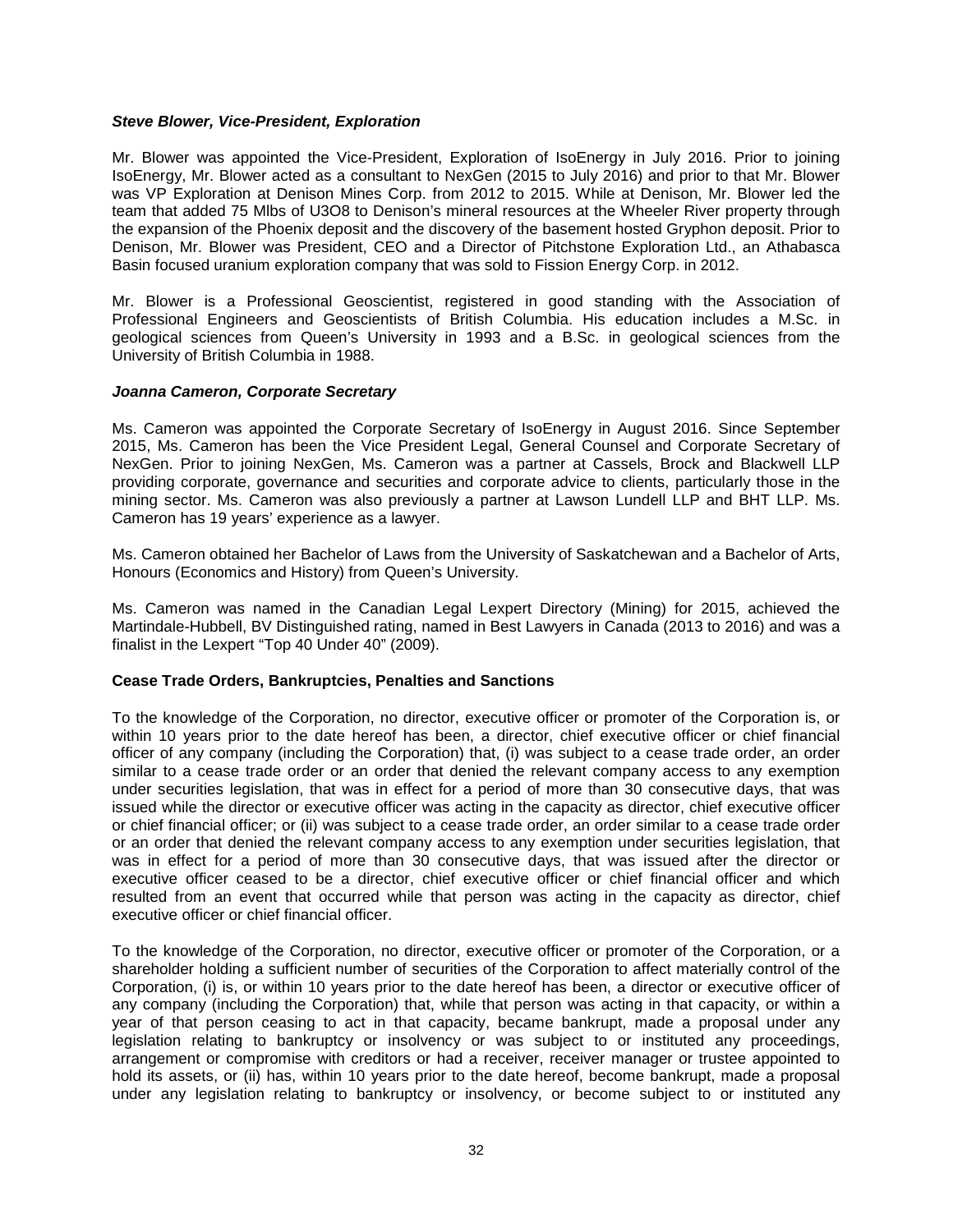***Steve Blower, Vice-President, Exploration***

Mr. Blower was appointed the Vice-President, Exploration of IsoEnergy in July 2016. Prior to joining IsoEnergy, Mr. Blower acted as a consultant to NexGen (2015 to July 2016) and prior to that Mr. Blower was VP Exploration at Denison Mines Corp. from 2012 to 2015. While at Denison, Mr. Blower led the team that added 75 Mlbs of U3O8 to Denison's mineral resources at the Wheeler River property through the expansion of the Phoenix deposit and the discovery of the basement hosted Gryphon deposit. Prior to Denison, Mr. Blower was President, CEO and a Director of Pitchstone Exploration Ltd., an Athabasca Basin focused uranium exploration company that was sold to Fission Energy Corp. in 2012.

Mr. Blower is a Professional Geoscientist, registered in good standing with the Association of Professional Engineers and Geoscientists of British Columbia. His education includes a M.Sc. in geological sciences from Queen's University in 1993 and a B.Sc. in geological sciences from the University of British Columbia in 1988.

***Joanna Cameron, Corporate Secretary***

Ms. Cameron was appointed the Corporate Secretary of IsoEnergy in August 2016. Since September 2015, Ms. Cameron has been the Vice President Legal, General Counsel and Corporate Secretary of NexGen. Prior to joining NexGen, Ms. Cameron was a partner at Cassels, Brock and Blackwell LLP providing corporate, governance and securities and corporate advice to clients, particularly those in the mining sector. Ms. Cameron was also previously a partner at Lawson Lundell LLP and BHT LLP. Ms. Cameron has 19 years' experience as a lawyer.

Ms. Cameron obtained her Bachelor of Laws from the University of Saskatchewan and a Bachelor of Arts, Honours (Economics and History) from Queen's University.

Ms. Cameron was named in the Canadian Legal Lexpert Directory (Mining) for 2015, achieved the Martindale-Hubbell, BV Distinguished rating, named in Best Lawyers in Canada (2013 to 2016) and was a finalist in the Lexpert "Top 40 Under 40" (2009).

**Cease Trade Orders, Bankruptcies, Penalties and Sanctions**

To the knowledge of the Corporation, no director, executive officer or promoter of the Corporation is, or within 10 years prior to the date hereof has been, a director, chief executive officer or chief financial officer of any company (including the Corporation) that, (i) was subject to a cease trade order, an order similar to a cease trade order or an order that denied the relevant company access to any exemption under securities legislation, that was in effect for a period of more than 30 consecutive days, that was issued while the director or executive officer was acting in the capacity as director, chief executive officer or chief financial officer; or (ii) was subject to a cease trade order, an order similar to a cease trade order or an order that denied the relevant company access to any exemption under securities legislation, that was in effect for a period of more than 30 consecutive days, that was issued after the director or executive officer ceased to be a director, chief executive officer or chief financial officer and which resulted from an event that occurred while that person was acting in the capacity as director, chief executive officer or chief financial officer.

To the knowledge of the Corporation, no director, executive officer or promoter of the Corporation, or a shareholder holding a sufficient number of securities of the Corporation to affect materially control of the Corporation, (i) is, or within 10 years prior to the date hereof has been, a director or executive officer of any company (including the Corporation) that, while that person was acting in that capacity, or within a year of that person ceasing to act in that capacity, became bankrupt, made a proposal under any legislation relating to bankruptcy or insolvency or was subject to or instituted any proceedings, arrangement or compromise with creditors or had a receiver, receiver manager or trustee appointed to hold its assets, or (ii) has, within 10 years prior to the date hereof, become bankrupt, made a proposal under any legislation relating to bankruptcy or insolvency, or become subject to or instituted any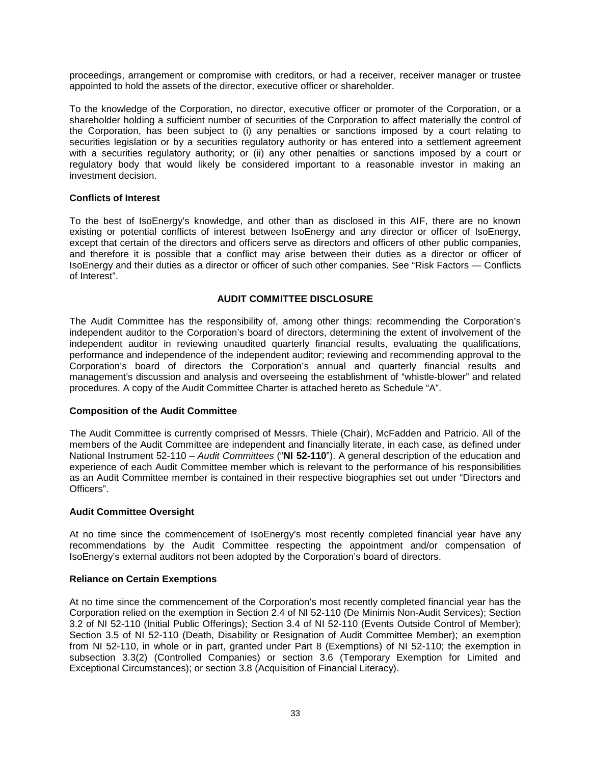proceedings, arrangement or compromise with creditors, or had a receiver, receiver manager or trustee appointed to hold the assets of the director, executive officer or shareholder.

To the knowledge of the Corporation, no director, executive officer or promoter of the Corporation, or a shareholder holding a sufficient number of securities of the Corporation to affect materially the control of the Corporation, has been subject to (i) any penalties or sanctions imposed by a court relating to securities legislation or by a securities regulatory authority or has entered into a settlement agreement with a securities regulatory authority; or (ii) any other penalties or sanctions imposed by a court or regulatory body that would likely be considered important to a reasonable investor in making an investment decision.

**Conflicts of Interest**

To the best of IsoEnergy's knowledge, and other than as disclosed in this AIF, there are no known existing or potential conflicts of interest between IsoEnergy and any director or officer of IsoEnergy, except that certain of the directors and officers serve as directors and officers of other public companies, and therefore it is possible that a conflict may arise between their duties as a director or officer of IsoEnergy and their duties as a director or officer of such other companies. See "Risk Factors — Conflicts of Interest".

## AUDIT COMMITTEE DISCLOSURE

The Audit Committee has the responsibility of, among other things: recommending the Corporation's independent auditor to the Corporation's board of directors, determining the extent of involvement of the independent auditor in reviewing unaudited quarterly financial results, evaluating the qualifications, performance and independence of the independent auditor; reviewing and recommending approval to the Corporation's board of directors the Corporation's annual and quarterly financial results and management's discussion and analysis and overseeing the establishment of "whistle-blower" and related procedures. A copy of the Audit Committee Charter is attached hereto as Schedule "A".

**Composition of the Audit Committee**

The Audit Committee is currently comprised of Messrs. Thiele (Chair), McFadden and Patricio. All of the members of the Audit Committee are independent and financially literate, in each case, as defined under National Instrument 52-110 – *Audit Committees* ("**NI 52-110**"). A general description of the education and experience of each Audit Committee member which is relevant to the performance of his responsibilities as an Audit Committee member is contained in their respective biographies set out under "Directors and Officers".

**Audit Committee Oversight**

At no time since the commencement of IsoEnergy's most recently completed financial year have any recommendations by the Audit Committee respecting the appointment and/or compensation of IsoEnergy's external auditors not been adopted by the Corporation's board of directors.

**Reliance on Certain Exemptions**

At no time since the commencement of the Corporation's most recently completed financial year has the Corporation relied on the exemption in Section 2.4 of NI 52-110 (De Minimis Non-Audit Services); Section 3.2 of NI 52-110 (Initial Public Offerings); Section 3.4 of NI 52-110 (Events Outside Control of Member); Section 3.5 of NI 52-110 (Death, Disability or Resignation of Audit Committee Member); an exemption from NI 52-110, in whole or in part, granted under Part 8 (Exemptions) of NI 52-110; the exemption in subsection 3.3(2) (Controlled Companies) or section 3.6 (Temporary Exemption for Limited and Exceptional Circumstances); or section 3.8 (Acquisition of Financial Literacy).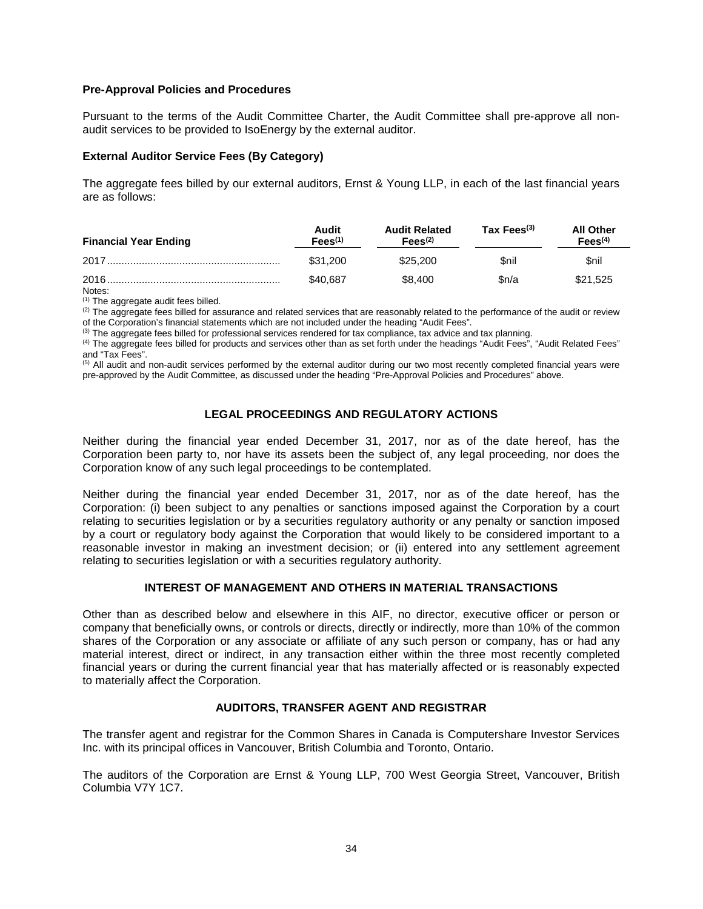### Pre-Approval Policies and Procedures

Pursuant to the terms of the Audit Committee Charter, the Audit Committee shall pre-approve all non-audit services to be provided to IsoEnergy by the external auditor.

### External Auditor Service Fees (By Category)

The aggregate fees billed by our external auditors, Ernst & Young LLP, in each of the last financial years are as follows:

| Financial Year Ending | Audit Fees[(1)] | Audit Related Fees[(2)] | Tax Fees[(3)] | All Other Fees[(4)] |
|---|---|---|---|---|
| 2017 | $31,200 | $25,200 | $nil | $nil |
| 2016 | $40,687 | $8,400 | $n/a | $21,525 |

Notes:

(1) The aggregate audit fees billed.

(2) The aggregate fees billed for assurance and related services that are reasonably related to the performance of the audit or review of the Corporation's financial statements which are not included under the heading "Audit Fees".

(3) The aggregate fees billed for professional services rendered for tax compliance, tax advice and tax planning.

(4) The aggregate fees billed for products and services other than as set forth under the headings "Audit Fees", "Audit Related Fees" and "Tax Fees".

(5) All audit and non-audit services performed by the external auditor during our two most recently completed financial years were pre-approved by the Audit Committee, as discussed under the heading "Pre-Approval Policies and Procedures" above.

## LEGAL PROCEEDINGS AND REGULATORY ACTIONS

Neither during the financial year ended December 31, 2017, nor as of the date hereof, has the Corporation been party to, nor have its assets been the subject of, any legal proceeding, nor does the Corporation know of any such legal proceedings to be contemplated.

Neither during the financial year ended December 31, 2017, nor as of the date hereof, has the Corporation: (i) been subject to any penalties or sanctions imposed against the Corporation by a court relating to securities legislation or by a securities regulatory authority or any penalty or sanction imposed by a court or regulatory body against the Corporation that would likely to be considered important to a reasonable investor in making an investment decision; or (ii) entered into any settlement agreement relating to securities legislation or with a securities regulatory authority.

## INTEREST OF MANAGEMENT AND OTHERS IN MATERIAL TRANSACTIONS

Other than as described below and elsewhere in this AIF, no director, executive officer or person or company that beneficially owns, or controls or directs, directly or indirectly, more than 10% of the common shares of the Corporation or any associate or affiliate of any such person or company, has or had any material interest, direct or indirect, in any transaction either within the three most recently completed financial years or during the current financial year that has materially affected or is reasonably expected to materially affect the Corporation.

## AUDITORS, TRANSFER AGENT AND REGISTRAR

The transfer agent and registrar for the Common Shares in Canada is Computershare Investor Services Inc. with its principal offices in Vancouver, British Columbia and Toronto, Ontario.

The auditors of the Corporation are Ernst & Young LLP, 700 West Georgia Street, Vancouver, British Columbia V7Y 1C7.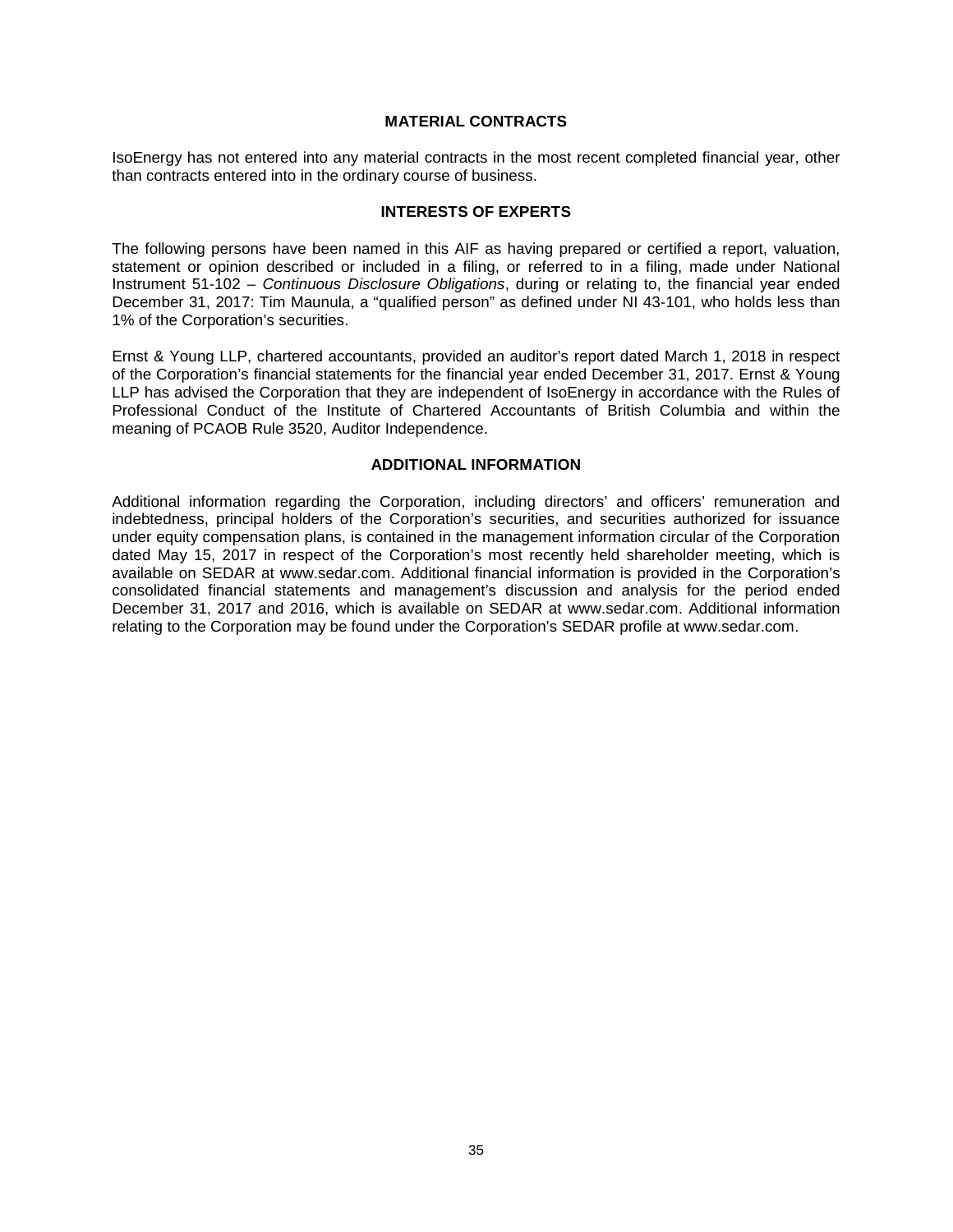## MATERIAL CONTRACTS

IsoEnergy has not entered into any material contracts in the most recent completed financial year, other than contracts entered into in the ordinary course of business.

## INTERESTS OF EXPERTS

The following persons have been named in this AIF as having prepared or certified a report, valuation, statement or opinion described or included in a filing, or referred to in a filing, made under National Instrument 51-102 – *Continuous Disclosure Obligations*, during or relating to, the financial year ended December 31, 2017: Tim Maunula, a "qualified person" as defined under NI 43-101, who holds less than 1% of the Corporation's securities.

Ernst & Young LLP, chartered accountants, provided an auditor's report dated March 1, 2018 in respect of the Corporation's financial statements for the financial year ended December 31, 2017. Ernst & Young LLP has advised the Corporation that they are independent of IsoEnergy in accordance with the Rules of Professional Conduct of the Institute of Chartered Accountants of British Columbia and within the meaning of PCAOB Rule 3520, Auditor Independence.

## ADDITIONAL INFORMATION

Additional information regarding the Corporation, including directors' and officers' remuneration and indebtedness, principal holders of the Corporation's securities, and securities authorized for issuance under equity compensation plans, is contained in the management information circular of the Corporation dated May 15, 2017 in respect of the Corporation's most recently held shareholder meeting, which is available on SEDAR at www.sedar.com. Additional financial information is provided in the Corporation's consolidated financial statements and management's discussion and analysis for the period ended December 31, 2017 and 2016, which is available on SEDAR at www.sedar.com. Additional information relating to the Corporation may be found under the Corporation's SEDAR profile at www.sedar.com.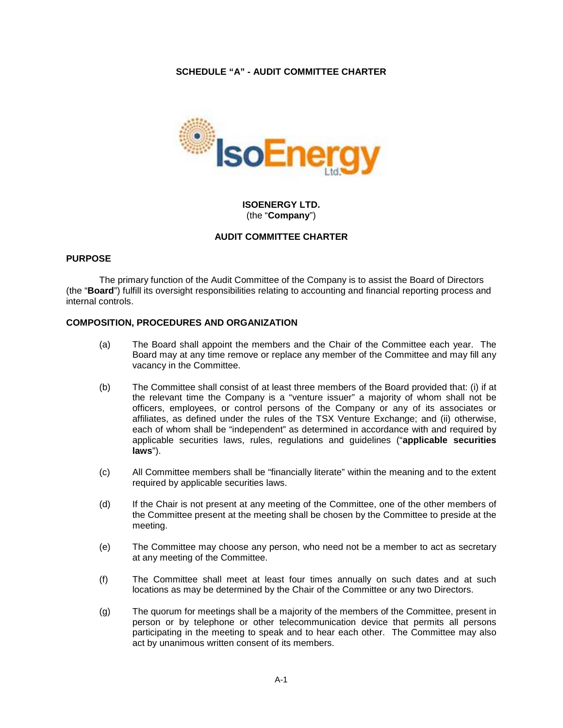**SCHEDULE "A" - AUDIT COMMITTEE CHARTER**

**ISOENERGY LTD.**
(the "**Company**")

**AUDIT COMMITTEE CHARTER**

**PURPOSE**

The primary function of the Audit Committee of the Company is to assist the Board of Directors (the "**Board**") fulfill its oversight responsibilities relating to accounting and financial reporting process and internal controls.

**COMPOSITION, PROCEDURES AND ORGANIZATION**

(a) The Board shall appoint the members and the Chair of the Committee each year. The Board may at any time remove or replace any member of the Committee and may fill any vacancy in the Committee.

(b) The Committee shall consist of at least three members of the Board provided that: (i) if at the relevant time the Company is a "venture issuer" a majority of whom shall not be officers, employees, or control persons of the Company or any of its associates or affiliates, as defined under the rules of the TSX Venture Exchange; and (ii) otherwise, each of whom shall be "independent" as determined in accordance with and required by applicable securities laws, rules, regulations and guidelines ("**applicable securities laws**").

(c) All Committee members shall be "financially literate" within the meaning and to the extent required by applicable securities laws.

(d) If the Chair is not present at any meeting of the Committee, one of the other members of the Committee present at the meeting shall be chosen by the Committee to preside at the meeting.

(e) The Committee may choose any person, who need not be a member to act as secretary at any meeting of the Committee.

(f) The Committee shall meet at least four times annually on such dates and at such locations as may be determined by the Chair of the Committee or any two Directors.

(g) The quorum for meetings shall be a majority of the members of the Committee, present in person or by telephone or other telecommunication device that permits all persons participating in the meeting to speak and to hear each other. The Committee may also act by unanimous written consent of its members.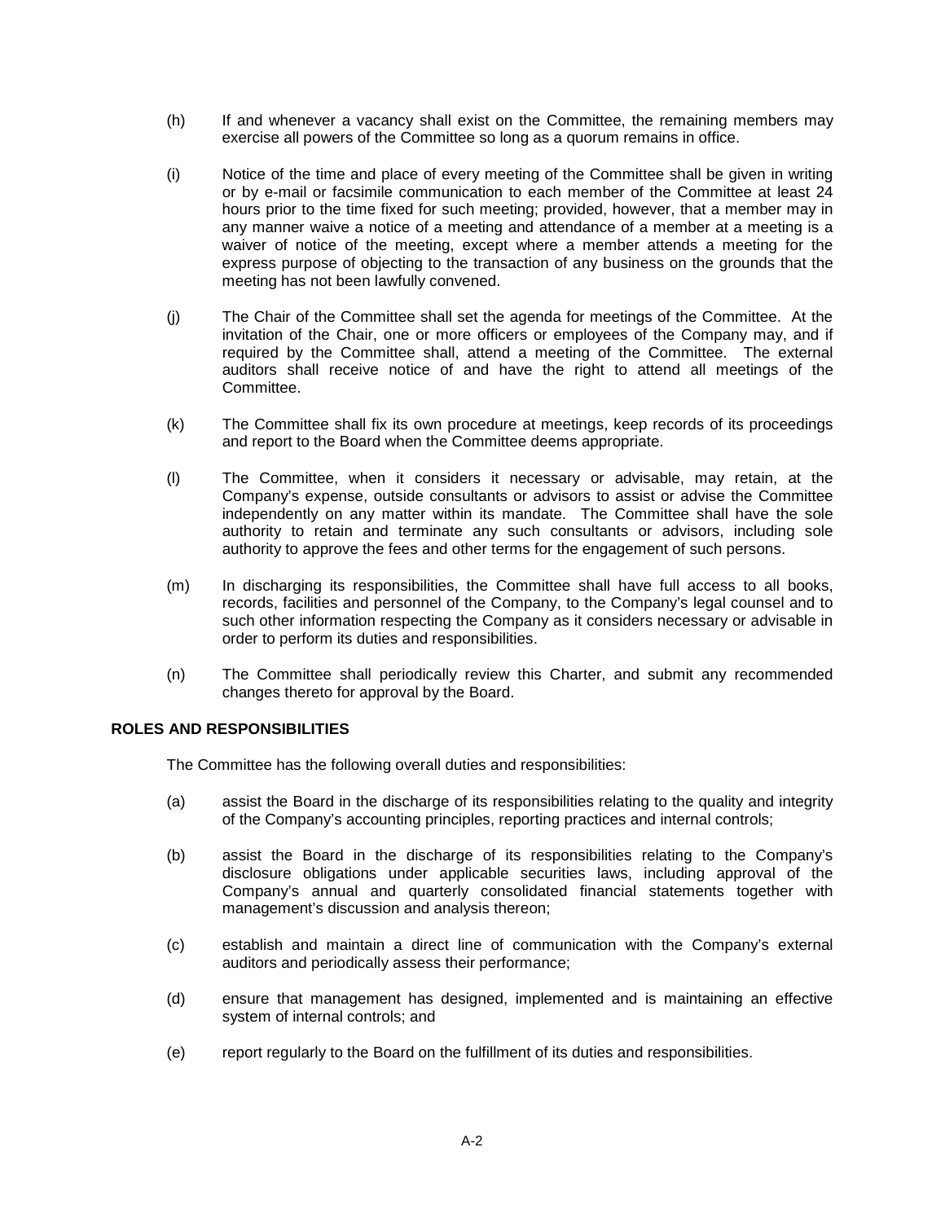(h) If and whenever a vacancy shall exist on the Committee, the remaining members may exercise all powers of the Committee so long as a quorum remains in office.

(i) Notice of the time and place of every meeting of the Committee shall be given in writing or by e-mail or facsimile communication to each member of the Committee at least 24 hours prior to the time fixed for such meeting; provided, however, that a member may in any manner waive a notice of a meeting and attendance of a member at a meeting is a waiver of notice of the meeting, except where a member attends a meeting for the express purpose of objecting to the transaction of any business on the grounds that the meeting has not been lawfully convened.

(j) The Chair of the Committee shall set the agenda for meetings of the Committee. At the invitation of the Chair, one or more officers or employees of the Company may, and if required by the Committee shall, attend a meeting of the Committee. The external auditors shall receive notice of and have the right to attend all meetings of the Committee.

(k) The Committee shall fix its own procedure at meetings, keep records of its proceedings and report to the Board when the Committee deems appropriate.

(l) The Committee, when it considers it necessary or advisable, may retain, at the Company's expense, outside consultants or advisors to assist or advise the Committee independently on any matter within its mandate. The Committee shall have the sole authority to retain and terminate any such consultants or advisors, including sole authority to approve the fees and other terms for the engagement of such persons.

(m) In discharging its responsibilities, the Committee shall have full access to all books, records, facilities and personnel of the Company, to the Company's legal counsel and to such other information respecting the Company as it considers necessary or advisable in order to perform its duties and responsibilities.

(n) The Committee shall periodically review this Charter, and submit any recommended changes thereto for approval by the Board.

**ROLES AND RESPONSIBILITIES**

The Committee has the following overall duties and responsibilities:

(a) assist the Board in the discharge of its responsibilities relating to the quality and integrity of the Company's accounting principles, reporting practices and internal controls;

(b) assist the Board in the discharge of its responsibilities relating to the Company's disclosure obligations under applicable securities laws, including approval of the Company's annual and quarterly consolidated financial statements together with management's discussion and analysis thereon;

(c) establish and maintain a direct line of communication with the Company's external auditors and periodically assess their performance;

(d) ensure that management has designed, implemented and is maintaining an effective system of internal controls; and

(e) report regularly to the Board on the fulfillment of its duties and responsibilities.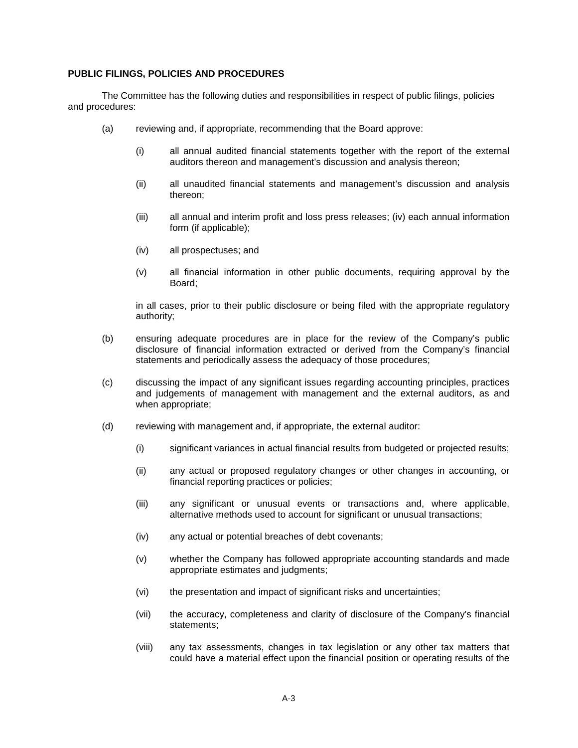**PUBLIC FILINGS, POLICIES AND PROCEDURES**

The Committee has the following duties and responsibilities in respect of public filings, policies and procedures:

(a) reviewing and, if appropriate, recommending that the Board approve:

 (i) all annual audited financial statements together with the report of the external auditors thereon and management's discussion and analysis thereon;

 (ii) all unaudited financial statements and management's discussion and analysis thereon;

 (iii) all annual and interim profit and loss press releases; (iv) each annual information form (if applicable);

 (iv) all prospectuses; and

 (v) all financial information in other public documents, requiring approval by the Board;

 in all cases, prior to their public disclosure or being filed with the appropriate regulatory authority;

(b) ensuring adequate procedures are in place for the review of the Company's public disclosure of financial information extracted or derived from the Company's financial statements and periodically assess the adequacy of those procedures;

(c) discussing the impact of any significant issues regarding accounting principles, practices and judgements of management with management and the external auditors, as and when appropriate;

(d) reviewing with management and, if appropriate, the external auditor:

 (i) significant variances in actual financial results from budgeted or projected results;

 (ii) any actual or proposed regulatory changes or other changes in accounting, or financial reporting practices or policies;

 (iii) any significant or unusual events or transactions and, where applicable, alternative methods used to account for significant or unusual transactions;

 (iv) any actual or potential breaches of debt covenants;

 (v) whether the Company has followed appropriate accounting standards and made appropriate estimates and judgments;

 (vi) the presentation and impact of significant risks and uncertainties;

 (vii) the accuracy, completeness and clarity of disclosure of the Company's financial statements;

 (viii) any tax assessments, changes in tax legislation or any other tax matters that could have a material effect upon the financial position or operating results of the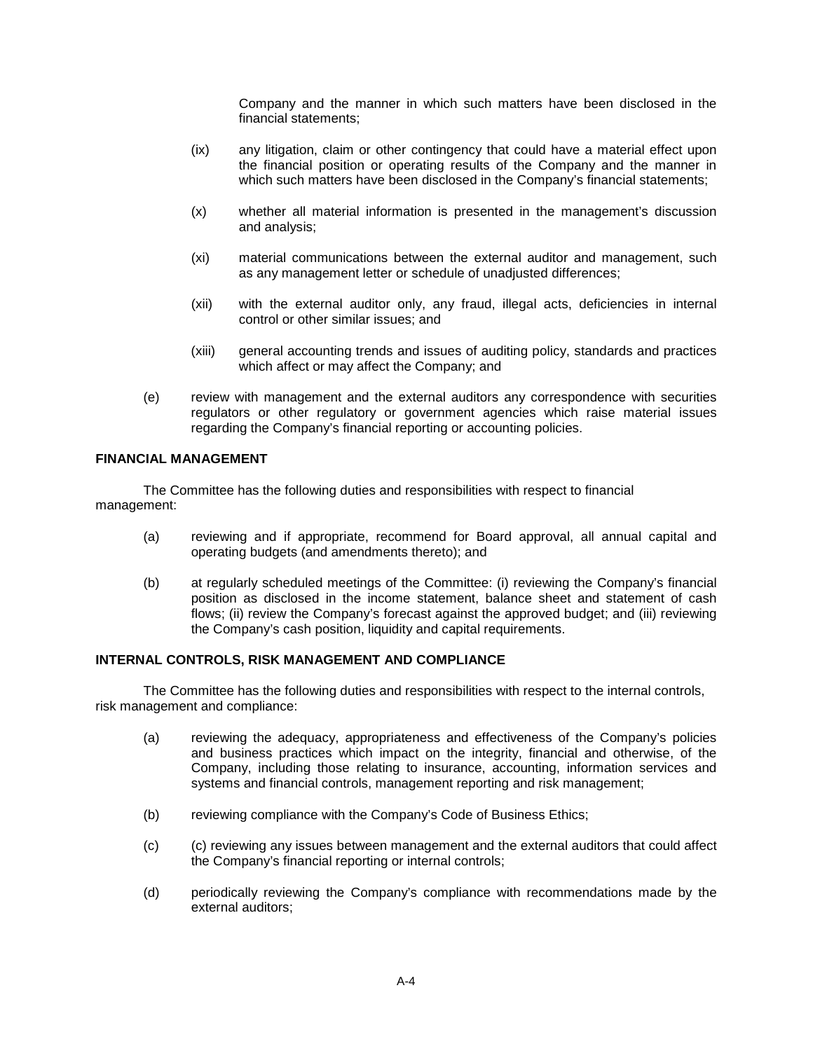Company and the manner in which such matters have been disclosed in the financial statements;

(ix) any litigation, claim or other contingency that could have a material effect upon the financial position or operating results of the Company and the manner in which such matters have been disclosed in the Company's financial statements;

(x) whether all material information is presented in the management's discussion and analysis;

(xi) material communications between the external auditor and management, such as any management letter or schedule of unadjusted differences;

(xii) with the external auditor only, any fraud, illegal acts, deficiencies in internal control or other similar issues; and

(xiii) general accounting trends and issues of auditing policy, standards and practices which affect or may affect the Company; and

(e) review with management and the external auditors any correspondence with securities regulators or other regulatory or government agencies which raise material issues regarding the Company's financial reporting or accounting policies.

**FINANCIAL MANAGEMENT**

The Committee has the following duties and responsibilities with respect to financial management:

(a) reviewing and if appropriate, recommend for Board approval, all annual capital and operating budgets (and amendments thereto); and

(b) at regularly scheduled meetings of the Committee: (i) reviewing the Company's financial position as disclosed in the income statement, balance sheet and statement of cash flows; (ii) review the Company's forecast against the approved budget; and (iii) reviewing the Company's cash position, liquidity and capital requirements.

**INTERNAL CONTROLS, RISK MANAGEMENT AND COMPLIANCE**

The Committee has the following duties and responsibilities with respect to the internal controls, risk management and compliance:

(a) reviewing the adequacy, appropriateness and effectiveness of the Company's policies and business practices which impact on the integrity, financial and otherwise, of the Company, including those relating to insurance, accounting, information services and systems and financial controls, management reporting and risk management;

(b) reviewing compliance with the Company's Code of Business Ethics;

(c) (c) reviewing any issues between management and the external auditors that could affect the Company's financial reporting or internal controls;

(d) periodically reviewing the Company's compliance with recommendations made by the external auditors;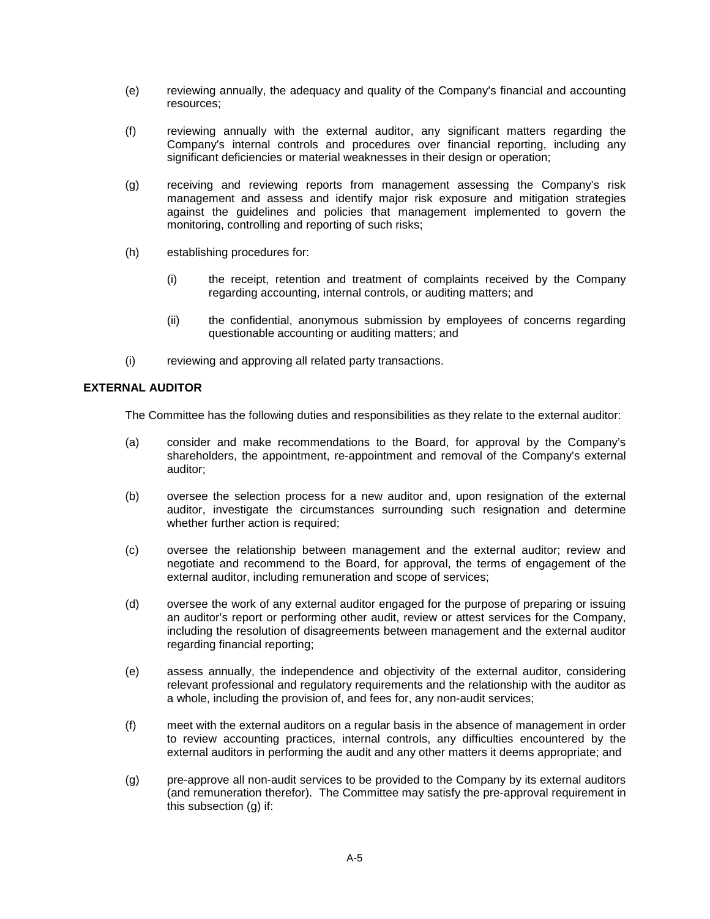(e) reviewing annually, the adequacy and quality of the Company's financial and accounting resources;

(f) reviewing annually with the external auditor, any significant matters regarding the Company's internal controls and procedures over financial reporting, including any significant deficiencies or material weaknesses in their design or operation;

(g) receiving and reviewing reports from management assessing the Company's risk management and assess and identify major risk exposure and mitigation strategies against the guidelines and policies that management implemented to govern the monitoring, controlling and reporting of such risks;

(h) establishing procedures for:

  (i) the receipt, retention and treatment of complaints received by the Company regarding accounting, internal controls, or auditing matters; and

  (ii) the confidential, anonymous submission by employees of concerns regarding questionable accounting or auditing matters; and

(i) reviewing and approving all related party transactions.

**EXTERNAL AUDITOR**

The Committee has the following duties and responsibilities as they relate to the external auditor:

(a) consider and make recommendations to the Board, for approval by the Company's shareholders, the appointment, re-appointment and removal of the Company's external auditor;

(b) oversee the selection process for a new auditor and, upon resignation of the external auditor, investigate the circumstances surrounding such resignation and determine whether further action is required;

(c) oversee the relationship between management and the external auditor; review and negotiate and recommend to the Board, for approval, the terms of engagement of the external auditor, including remuneration and scope of services;

(d) oversee the work of any external auditor engaged for the purpose of preparing or issuing an auditor's report or performing other audit, review or attest services for the Company, including the resolution of disagreements between management and the external auditor regarding financial reporting;

(e) assess annually, the independence and objectivity of the external auditor, considering relevant professional and regulatory requirements and the relationship with the auditor as a whole, including the provision of, and fees for, any non-audit services;

(f) meet with the external auditors on a regular basis in the absence of management in order to review accounting practices, internal controls, any difficulties encountered by the external auditors in performing the audit and any other matters it deems appropriate; and

(g) pre-approve all non-audit services to be provided to the Company by its external auditors (and remuneration therefor). The Committee may satisfy the pre-approval requirement in this subsection (g) if: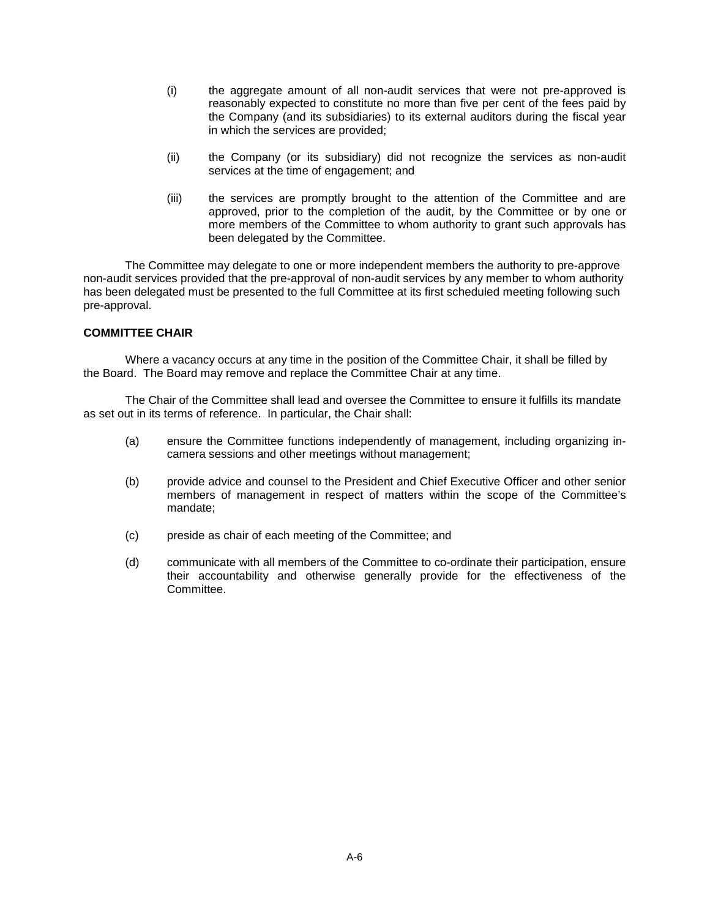(i) the aggregate amount of all non-audit services that were not pre-approved is reasonably expected to constitute no more than five per cent of the fees paid by the Company (and its subsidiaries) to its external auditors during the fiscal year in which the services are provided;

(ii) the Company (or its subsidiary) did not recognize the services as non-audit services at the time of engagement; and

(iii) the services are promptly brought to the attention of the Committee and are approved, prior to the completion of the audit, by the Committee or by one or more members of the Committee to whom authority to grant such approvals has been delegated by the Committee.

The Committee may delegate to one or more independent members the authority to pre-approve non-audit services provided that the pre-approval of non-audit services by any member to whom authority has been delegated must be presented to the full Committee at its first scheduled meeting following such pre-approval.

**COMMITTEE CHAIR**

Where a vacancy occurs at any time in the position of the Committee Chair, it shall be filled by the Board. The Board may remove and replace the Committee Chair at any time.

The Chair of the Committee shall lead and oversee the Committee to ensure it fulfills its mandate as set out in its terms of reference. In particular, the Chair shall:

(a) ensure the Committee functions independently of management, including organizing in-camera sessions and other meetings without management;

(b) provide advice and counsel to the President and Chief Executive Officer and other senior members of management in respect of matters within the scope of the Committee's mandate;

(c) preside as chair of each meeting of the Committee; and

(d) communicate with all members of the Committee to co-ordinate their participation, ensure their accountability and otherwise generally provide for the effectiveness of the Committee.